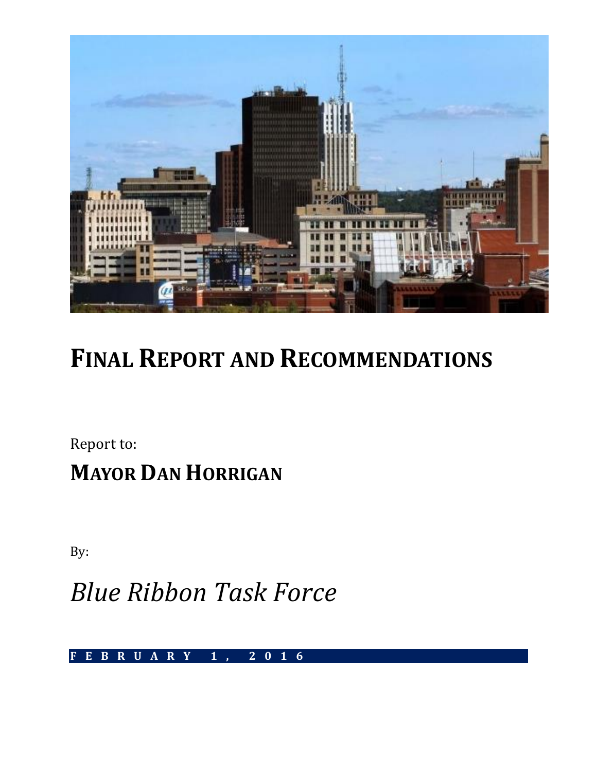# Final Report and Recommendations

Report to:

## Mayor Dan Horrigan

By:

*Blue Ribbon Task Force*

**FEBRUARY 1, 2016**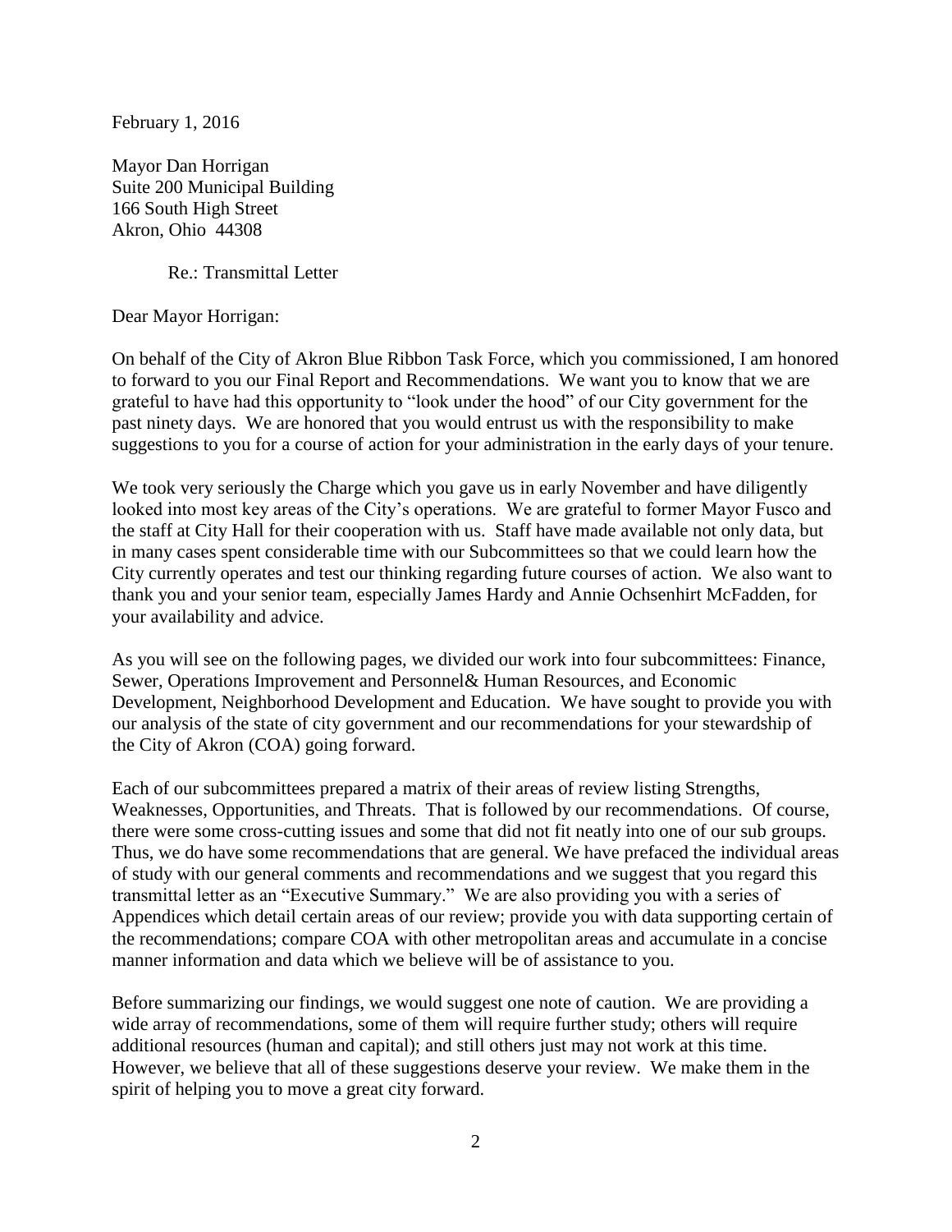February 1, 2016

Mayor Dan Horrigan
Suite 200 Municipal Building
166 South High Street
Akron, Ohio 44308

Re.: Transmittal Letter

Dear Mayor Horrigan:

On behalf of the City of Akron Blue Ribbon Task Force, which you commissioned, I am honored to forward to you our Final Report and Recommendations. We want you to know that we are grateful to have had this opportunity to "look under the hood" of our City government for the past ninety days. We are honored that you would entrust us with the responsibility to make suggestions to you for a course of action for your administration in the early days of your tenure.

We took very seriously the Charge which you gave us in early November and have diligently looked into most key areas of the City's operations. We are grateful to former Mayor Fusco and the staff at City Hall for their cooperation with us. Staff have made available not only data, but in many cases spent considerable time with our Subcommittees so that we could learn how the City currently operates and test our thinking regarding future courses of action. We also want to thank you and your senior team, especially James Hardy and Annie Ochsenhirt McFadden, for your availability and advice.

As you will see on the following pages, we divided our work into four subcommittees: Finance, Sewer, Operations Improvement and Personnel& Human Resources, and Economic Development, Neighborhood Development and Education. We have sought to provide you with our analysis of the state of city government and our recommendations for your stewardship of the City of Akron (COA) going forward.

Each of our subcommittees prepared a matrix of their areas of review listing Strengths, Weaknesses, Opportunities, and Threats. That is followed by our recommendations. Of course, there were some cross-cutting issues and some that did not fit neatly into one of our sub groups. Thus, we do have some recommendations that are general. We have prefaced the individual areas of study with our general comments and recommendations and we suggest that you regard this transmittal letter as an "Executive Summary." We are also providing you with a series of Appendices which detail certain areas of our review; provide you with data supporting certain of the recommendations; compare COA with other metropolitan areas and accumulate in a concise manner information and data which we believe will be of assistance to you.

Before summarizing our findings, we would suggest one note of caution. We are providing a wide array of recommendations, some of them will require further study; others will require additional resources (human and capital); and still others just may not work at this time. However, we believe that all of these suggestions deserve your review. We make them in the spirit of helping you to move a great city forward.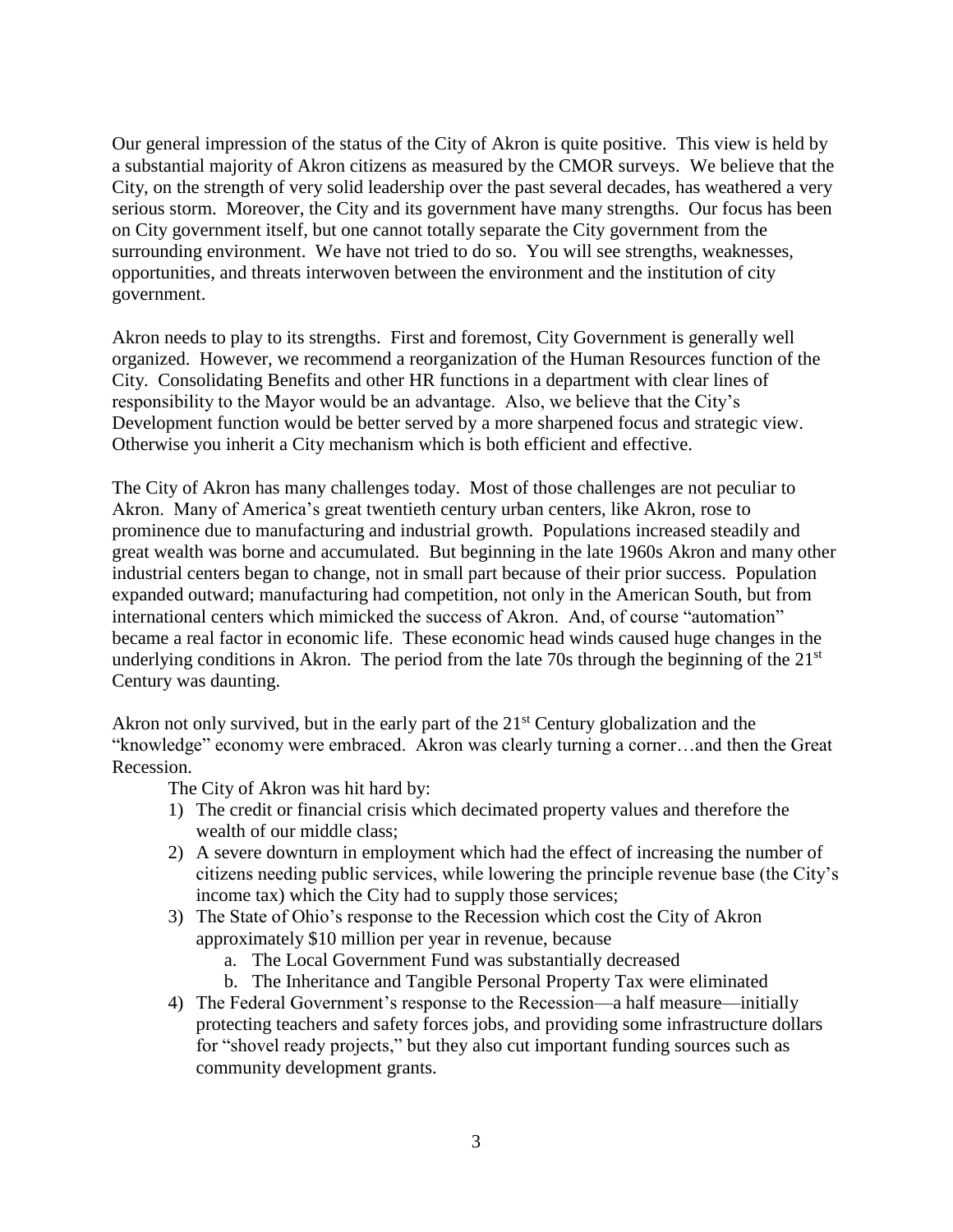Our general impression of the status of the City of Akron is quite positive. This view is held by a substantial majority of Akron citizens as measured by the CMOR surveys. We believe that the City, on the strength of very solid leadership over the past several decades, has weathered a very serious storm. Moreover, the City and its government have many strengths. Our focus has been on City government itself, but one cannot totally separate the City government from the surrounding environment. We have not tried to do so. You will see strengths, weaknesses, opportunities, and threats interwoven between the environment and the institution of city government.

Akron needs to play to its strengths. First and foremost, City Government is generally well organized. However, we recommend a reorganization of the Human Resources function of the City. Consolidating Benefits and other HR functions in a department with clear lines of responsibility to the Mayor would be an advantage. Also, we believe that the City's Development function would be better served by a more sharpened focus and strategic view. Otherwise you inherit a City mechanism which is both efficient and effective.

The City of Akron has many challenges today. Most of those challenges are not peculiar to Akron. Many of America's great twentieth century urban centers, like Akron, rose to prominence due to manufacturing and industrial growth. Populations increased steadily and great wealth was borne and accumulated. But beginning in the late 1960s Akron and many other industrial centers began to change, not in small part because of their prior success. Population expanded outward; manufacturing had competition, not only in the American South, but from international centers which mimicked the success of Akron. And, of course "automation" became a real factor in economic life. These economic head winds caused huge changes in the underlying conditions in Akron. The period from the late 70s through the beginning of the 21st Century was daunting.

Akron not only survived, but in the early part of the 21st Century globalization and the "knowledge" economy were embraced. Akron was clearly turning a corner…and then the Great Recession.

The City of Akron was hit hard by:

1) The credit or financial crisis which decimated property values and therefore the wealth of our middle class;
2) A severe downturn in employment which had the effect of increasing the number of citizens needing public services, while lowering the principle revenue base (the City's income tax) which the City had to supply those services;
3) The State of Ohio's response to the Recession which cost the City of Akron approximately $10 million per year in revenue, because
   a. The Local Government Fund was substantially decreased
   b. The Inheritance and Tangible Personal Property Tax were eliminated
4) The Federal Government's response to the Recession—a half measure—initially protecting teachers and safety forces jobs, and providing some infrastructure dollars for "shovel ready projects," but they also cut important funding sources such as community development grants.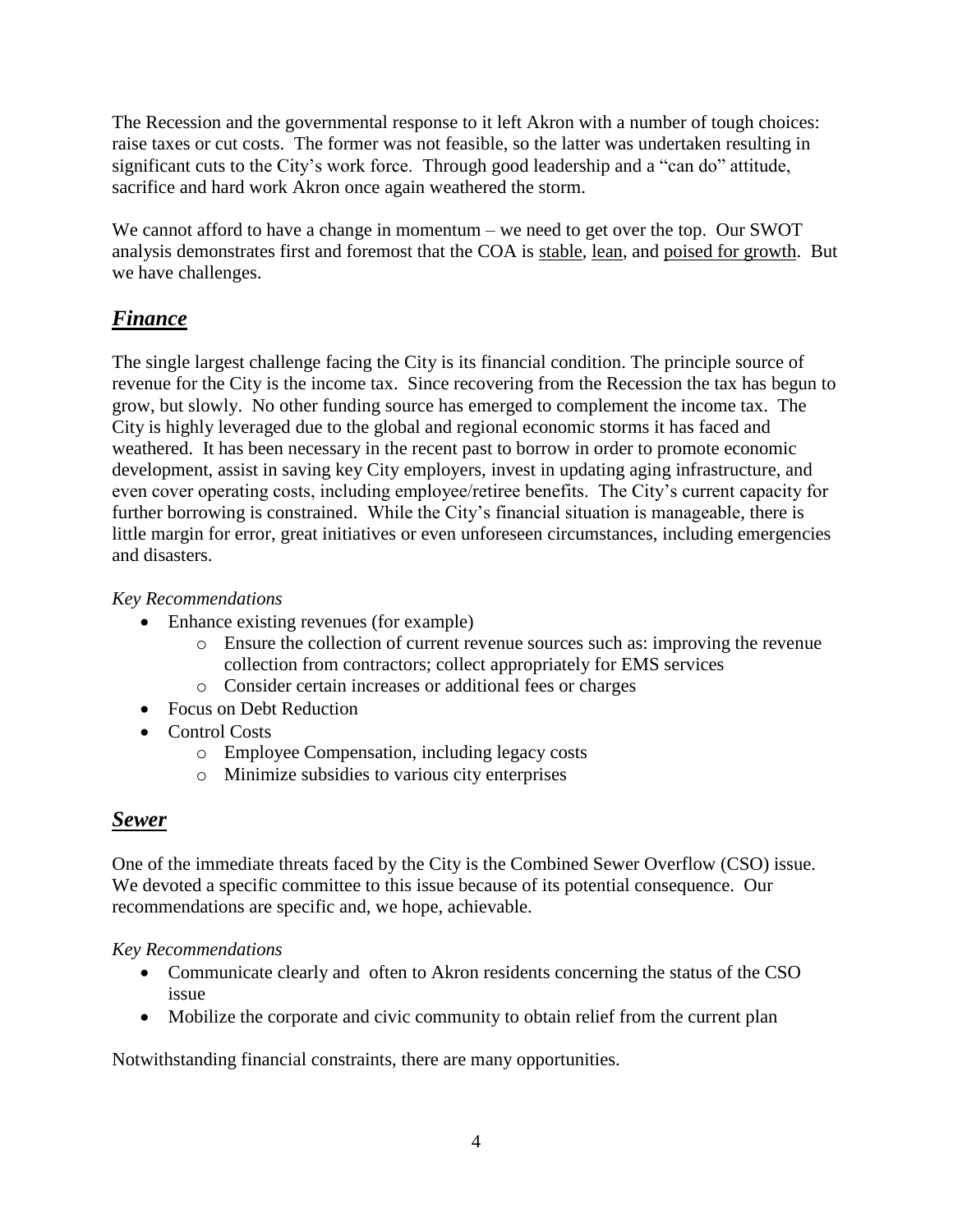The Recession and the governmental response to it left Akron with a number of tough choices: raise taxes or cut costs. The former was not feasible, so the latter was undertaken resulting in significant cuts to the City's work force. Through good leadership and a "can do" attitude, sacrifice and hard work Akron once again weathered the storm.

We cannot afford to have a change in momentum – we need to get over the top. Our SWOT analysis demonstrates first and foremost that the COA is <u>stable</u>, <u>lean</u>, and <u>poised for growth</u>. But we have challenges.

## ***Finance***

The single largest challenge facing the City is its financial condition. The principle source of revenue for the City is the income tax. Since recovering from the Recession the tax has begun to grow, but slowly. No other funding source has emerged to complement the income tax. The City is highly leveraged due to the global and regional economic storms it has faced and weathered. It has been necessary in the recent past to borrow in order to promote economic development, assist in saving key City employers, invest in updating aging infrastructure, and even cover operating costs, including employee/retiree benefits. The City's current capacity for further borrowing is constrained. While the City's financial situation is manageable, there is little margin for error, great initiatives or even unforeseen circumstances, including emergencies and disasters.

*Key Recommendations*

- Enhance existing revenues (for example)
  - Ensure the collection of current revenue sources such as: improving the revenue collection from contractors; collect appropriately for EMS services
  - Consider certain increases or additional fees or charges
- Focus on Debt Reduction
- Control Costs
  - Employee Compensation, including legacy costs
  - Minimize subsidies to various city enterprises

## ***Sewer***

One of the immediate threats faced by the City is the Combined Sewer Overflow (CSO) issue. We devoted a specific committee to this issue because of its potential consequence. Our recommendations are specific and, we hope, achievable.

*Key Recommendations*

- Communicate clearly and often to Akron residents concerning the status of the CSO issue
- Mobilize the corporate and civic community to obtain relief from the current plan

Notwithstanding financial constraints, there are many opportunities.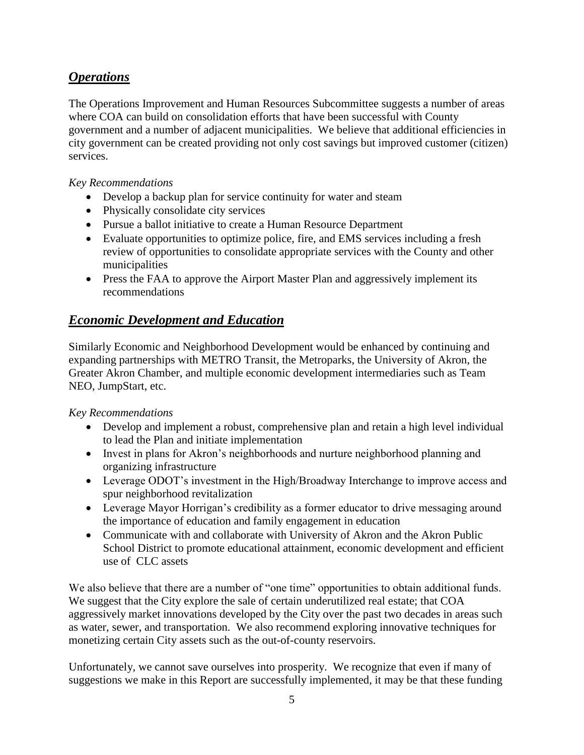## ***Operations***

The Operations Improvement and Human Resources Subcommittee suggests a number of areas where COA can build on consolidation efforts that have been successful with County government and a number of adjacent municipalities. We believe that additional efficiencies in city government can be created providing not only cost savings but improved customer (citizen) services.

*Key Recommendations*

- Develop a backup plan for service continuity for water and steam
- Physically consolidate city services
- Pursue a ballot initiative to create a Human Resource Department
- Evaluate opportunities to optimize police, fire, and EMS services including a fresh review of opportunities to consolidate appropriate services with the County and other municipalities
- Press the FAA to approve the Airport Master Plan and aggressively implement its recommendations

## ***Economic Development and Education***

Similarly Economic and Neighborhood Development would be enhanced by continuing and expanding partnerships with METRO Transit, the Metroparks, the University of Akron, the Greater Akron Chamber, and multiple economic development intermediaries such as Team NEO, JumpStart, etc.

*Key Recommendations*

- Develop and implement a robust, comprehensive plan and retain a high level individual to lead the Plan and initiate implementation
- Invest in plans for Akron's neighborhoods and nurture neighborhood planning and organizing infrastructure
- Leverage ODOT's investment in the High/Broadway Interchange to improve access and spur neighborhood revitalization
- Leverage Mayor Horrigan's credibility as a former educator to drive messaging around the importance of education and family engagement in education
- Communicate with and collaborate with University of Akron and the Akron Public School District to promote educational attainment, economic development and efficient use of CLC assets

We also believe that there are a number of "one time" opportunities to obtain additional funds. We suggest that the City explore the sale of certain underutilized real estate; that COA aggressively market innovations developed by the City over the past two decades in areas such as water, sewer, and transportation. We also recommend exploring innovative techniques for monetizing certain City assets such as the out-of-county reservoirs.

Unfortunately, we cannot save ourselves into prosperity. We recognize that even if many of suggestions we make in this Report are successfully implemented, it may be that these funding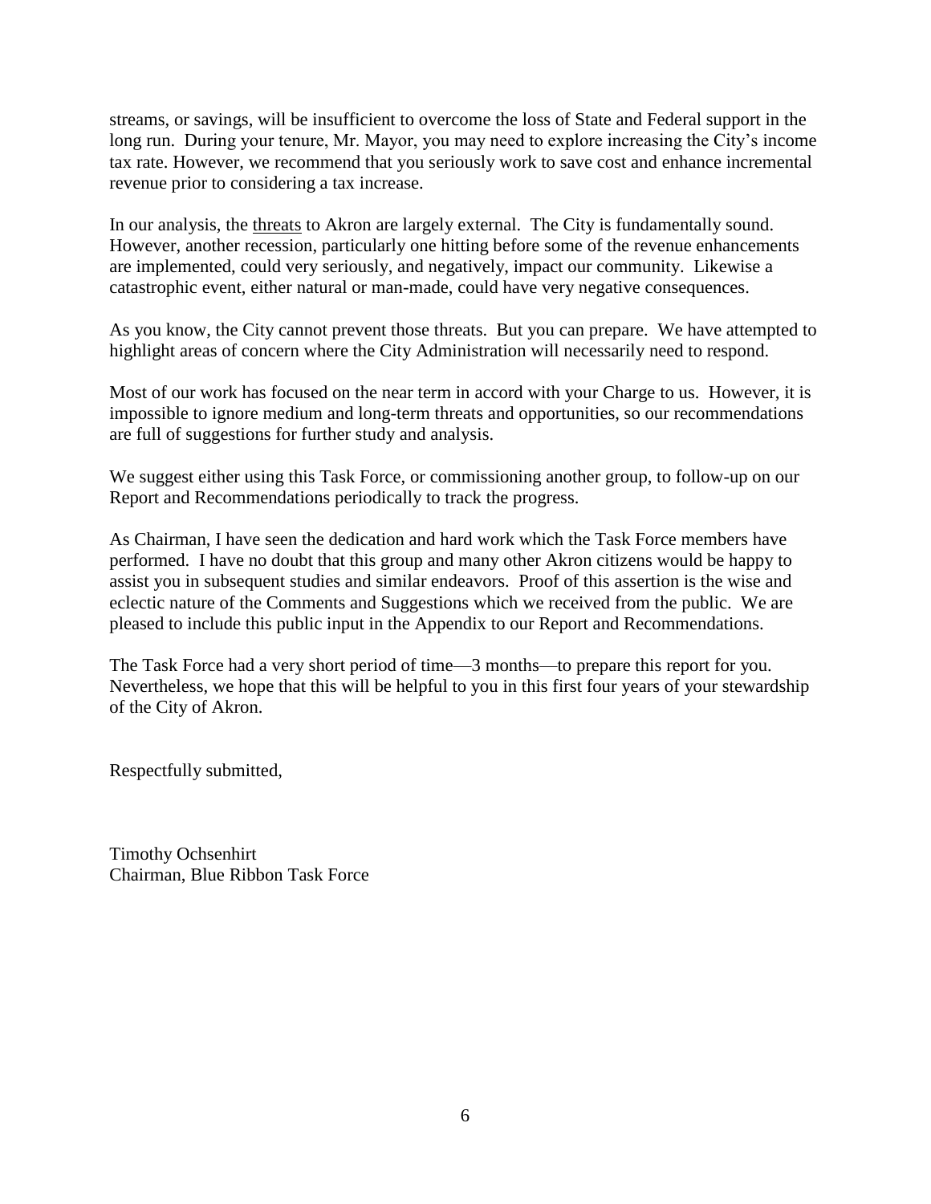streams, or savings, will be insufficient to overcome the loss of State and Federal support in the long run. During your tenure, Mr. Mayor, you may need to explore increasing the City's income tax rate. However, we recommend that you seriously work to save cost and enhance incremental revenue prior to considering a tax increase.

In our analysis, the threats to Akron are largely external. The City is fundamentally sound. However, another recession, particularly one hitting before some of the revenue enhancements are implemented, could very seriously, and negatively, impact our community. Likewise a catastrophic event, either natural or man-made, could have very negative consequences.

As you know, the City cannot prevent those threats. But you can prepare. We have attempted to highlight areas of concern where the City Administration will necessarily need to respond.

Most of our work has focused on the near term in accord with your Charge to us. However, it is impossible to ignore medium and long-term threats and opportunities, so our recommendations are full of suggestions for further study and analysis.

We suggest either using this Task Force, or commissioning another group, to follow-up on our Report and Recommendations periodically to track the progress.

As Chairman, I have seen the dedication and hard work which the Task Force members have performed. I have no doubt that this group and many other Akron citizens would be happy to assist you in subsequent studies and similar endeavors. Proof of this assertion is the wise and eclectic nature of the Comments and Suggestions which we received from the public. We are pleased to include this public input in the Appendix to our Report and Recommendations.

The Task Force had a very short period of time—3 months—to prepare this report for you. Nevertheless, we hope that this will be helpful to you in this first four years of your stewardship of the City of Akron.

Respectfully submitted,

Timothy Ochsenhirt
Chairman, Blue Ribbon Task Force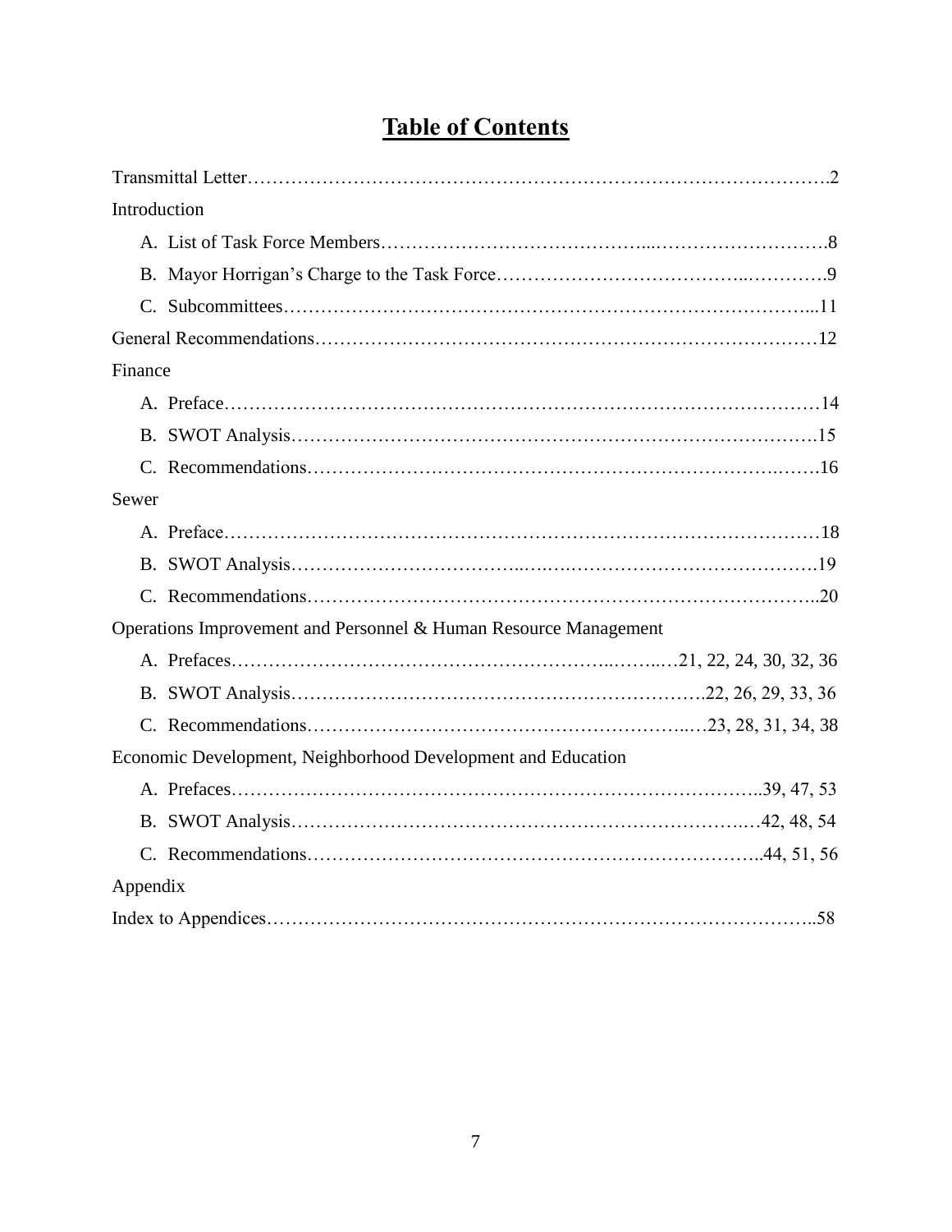# Table of Contents

Transmittal Letter……………………………………………………………………………….2

Introduction

A. List of Task Force Members…………………………………...……………………….8

B. Mayor Horrigan's Charge to the Task Force………………………………...………….9

C. Subcommittees…………………………………………………………………………...11

General Recommendations………………………………………………………………………12

Finance

A. Preface…………………………………………………………………………………14

B. SWOT Analysis………………………………………………………………………….15

C. Recommendations……………………………………………………………………….16

Sewer

A. Preface…………………………………………………………………………………18

B. SWOT Analysis…………………………………………………………………………….19

C. Recommendations…………………………………………………………………………..20

Operations Improvement and Personnel & Human Resource Management

A. Prefaces…………………………………………………………..……...…21, 22, 24, 30, 32, 36

B. SWOT Analysis……………………………………………………………….22, 26, 29, 33, 36

C. Recommendations……………………………………………………..…23, 28, 31, 34, 38

Economic Development, Neighborhood Development and Education

A. Prefaces…………………………………………………………………………..39, 47, 53

B. SWOT Analysis………………………………………………………………..…42, 48, 54

C. Recommendations………………………………………………………………..44, 51, 56

Appendix

Index to Appendices…………………………………………………………………………..58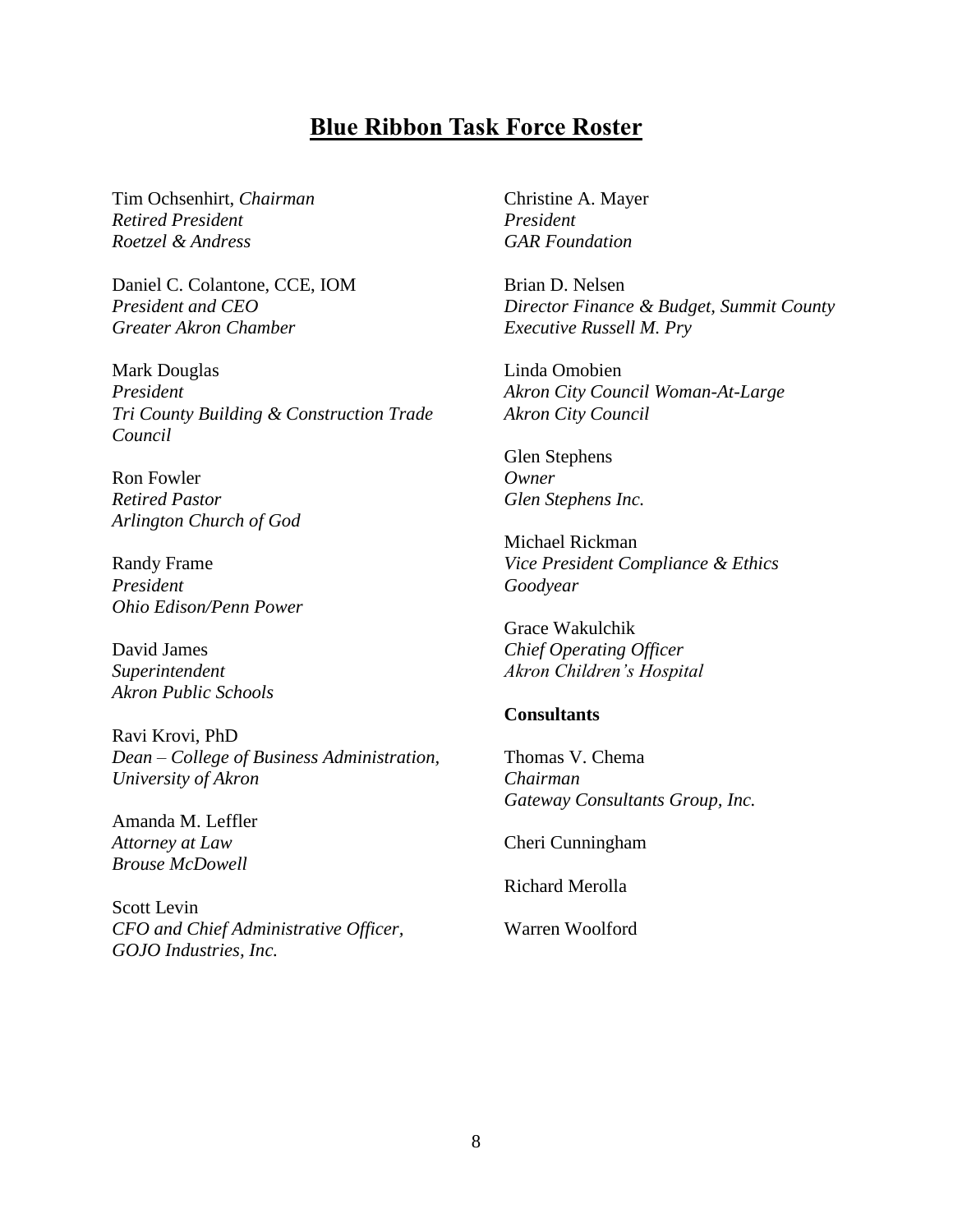# Blue Ribbon Task Force Roster

Tim Ochsenhirt, *Chairman*
*Retired President*
*Roetzel & Andress*

Daniel C. Colantone, CCE, IOM
*President and CEO*
*Greater Akron Chamber*

Mark Douglas
*President*
*Tri County Building & Construction Trade Council*

Ron Fowler
*Retired Pastor*
*Arlington Church of God*

Randy Frame
*President*
*Ohio Edison/Penn Power*

David James
*Superintendent*
*Akron Public Schools*

Ravi Krovi, PhD
*Dean – College of Business Administration, University of Akron*

Amanda M. Leffler
*Attorney at Law*
*Brouse McDowell*

Scott Levin
*CFO and Chief Administrative Officer, GOJO Industries, Inc.*

Christine A. Mayer
*President*
*GAR Foundation*

Brian D. Nelsen
*Director Finance & Budget, Summit County Executive Russell M. Pry*

Linda Omobien
*Akron City Council Woman-At-Large*
*Akron City Council*

Glen Stephens
*Owner*
*Glen Stephens Inc.*

Michael Rickman
*Vice President Compliance & Ethics*
*Goodyear*

Grace Wakulchik
*Chief Operating Officer*
*Akron Children's Hospital*

**Consultants**

Thomas V. Chema
*Chairman*
*Gateway Consultants Group, Inc.*

Cheri Cunningham

Richard Merolla

Warren Woolford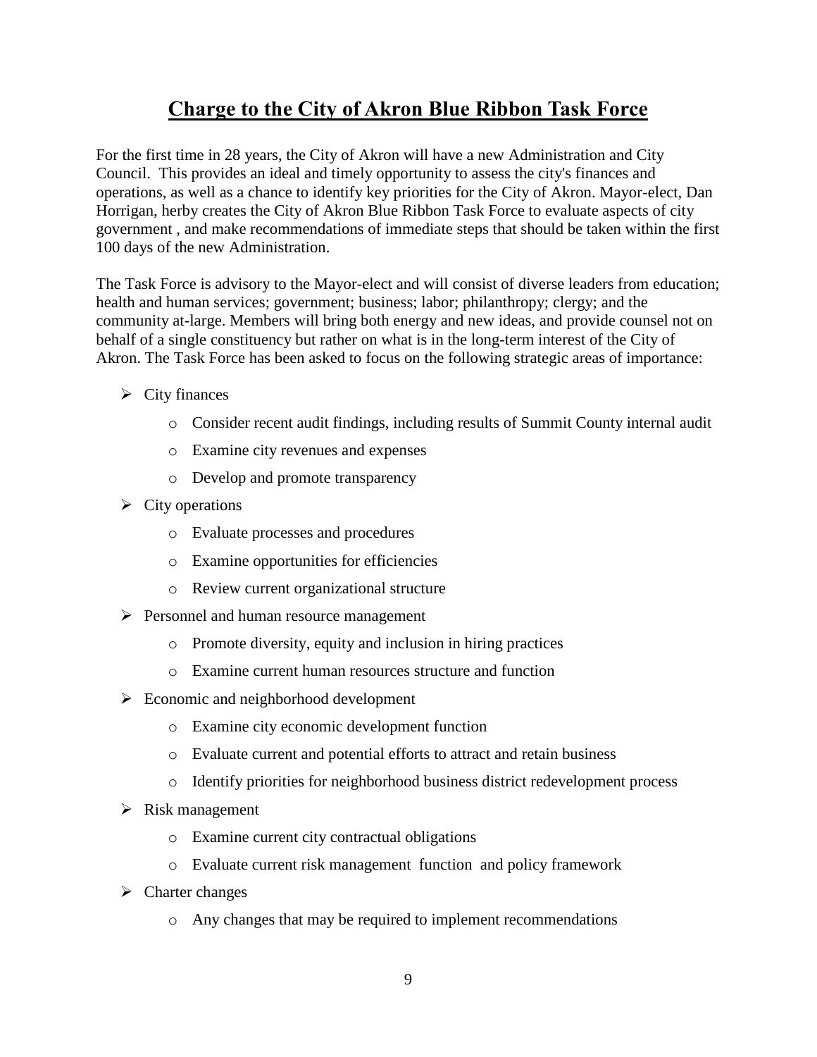# Charge to the City of Akron Blue Ribbon Task Force

For the first time in 28 years, the City of Akron will have a new Administration and City Council. This provides an ideal and timely opportunity to assess the city's finances and operations, as well as a chance to identify key priorities for the City of Akron. Mayor-elect, Dan Horrigan, herby creates the City of Akron Blue Ribbon Task Force to evaluate aspects of city government , and make recommendations of immediate steps that should be taken within the first 100 days of the new Administration.

The Task Force is advisory to the Mayor-elect and will consist of diverse leaders from education; health and human services; government; business; labor; philanthropy; clergy; and the community at-large. Members will bring both energy and new ideas, and provide counsel not on behalf of a single constituency but rather on what is in the long-term interest of the City of Akron. The Task Force has been asked to focus on the following strategic areas of importance:

- City finances
  - Consider recent audit findings, including results of Summit County internal audit
  - Examine city revenues and expenses
  - Develop and promote transparency
- City operations
  - Evaluate processes and procedures
  - Examine opportunities for efficiencies
  - Review current organizational structure
- Personnel and human resource management
  - Promote diversity, equity and inclusion in hiring practices
  - Examine current human resources structure and function
- Economic and neighborhood development
  - Examine city economic development function
  - Evaluate current and potential efforts to attract and retain business
  - Identify priorities for neighborhood business district redevelopment process
- Risk management
  - Examine current city contractual obligations
  - Evaluate current risk management function and policy framework
- Charter changes
  - Any changes that may be required to implement recommendations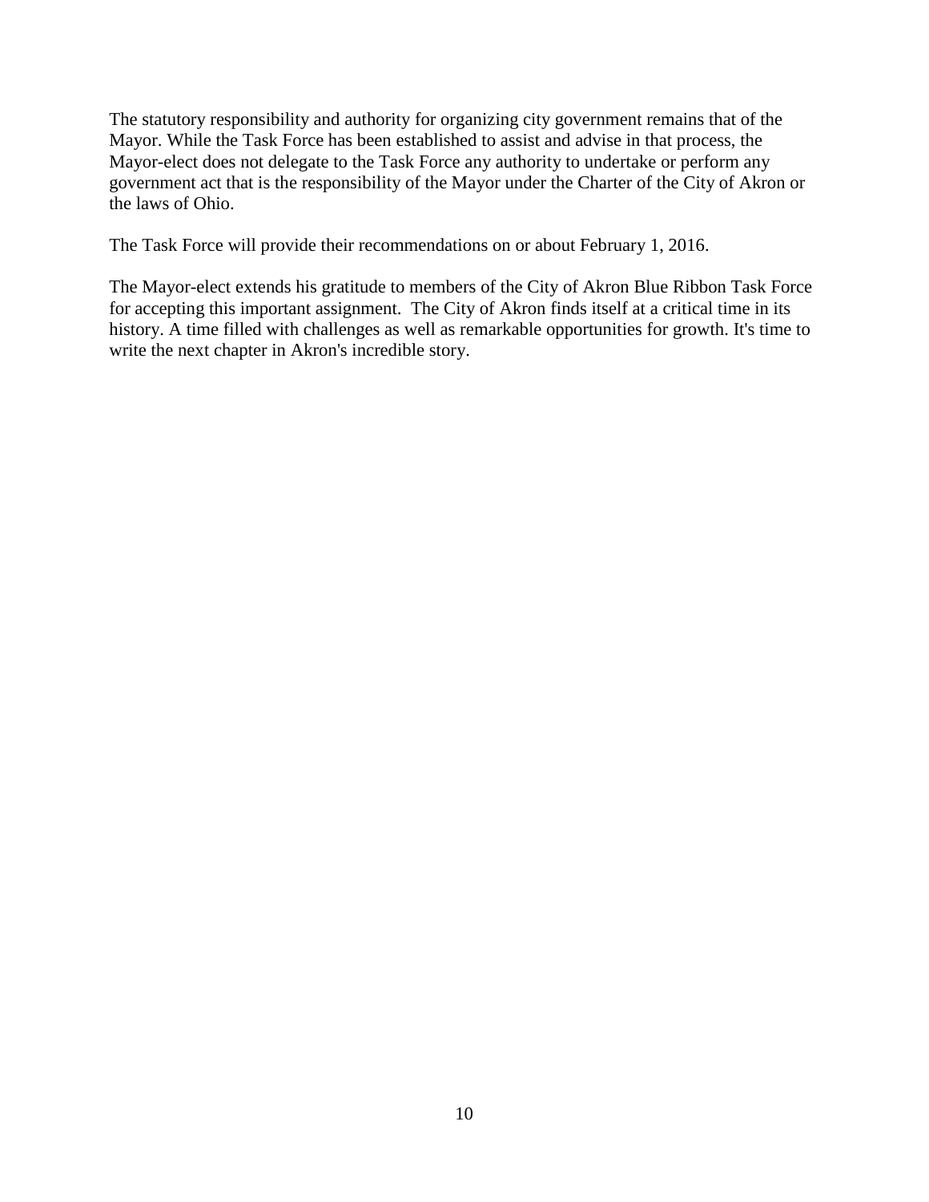The statutory responsibility and authority for organizing city government remains that of the Mayor. While the Task Force has been established to assist and advise in that process, the Mayor-elect does not delegate to the Task Force any authority to undertake or perform any government act that is the responsibility of the Mayor under the Charter of the City of Akron or the laws of Ohio.

The Task Force will provide their recommendations on or about February 1, 2016.

The Mayor-elect extends his gratitude to members of the City of Akron Blue Ribbon Task Force for accepting this important assignment. The City of Akron finds itself at a critical time in its history. A time filled with challenges as well as remarkable opportunities for growth. It's time to write the next chapter in Akron's incredible story.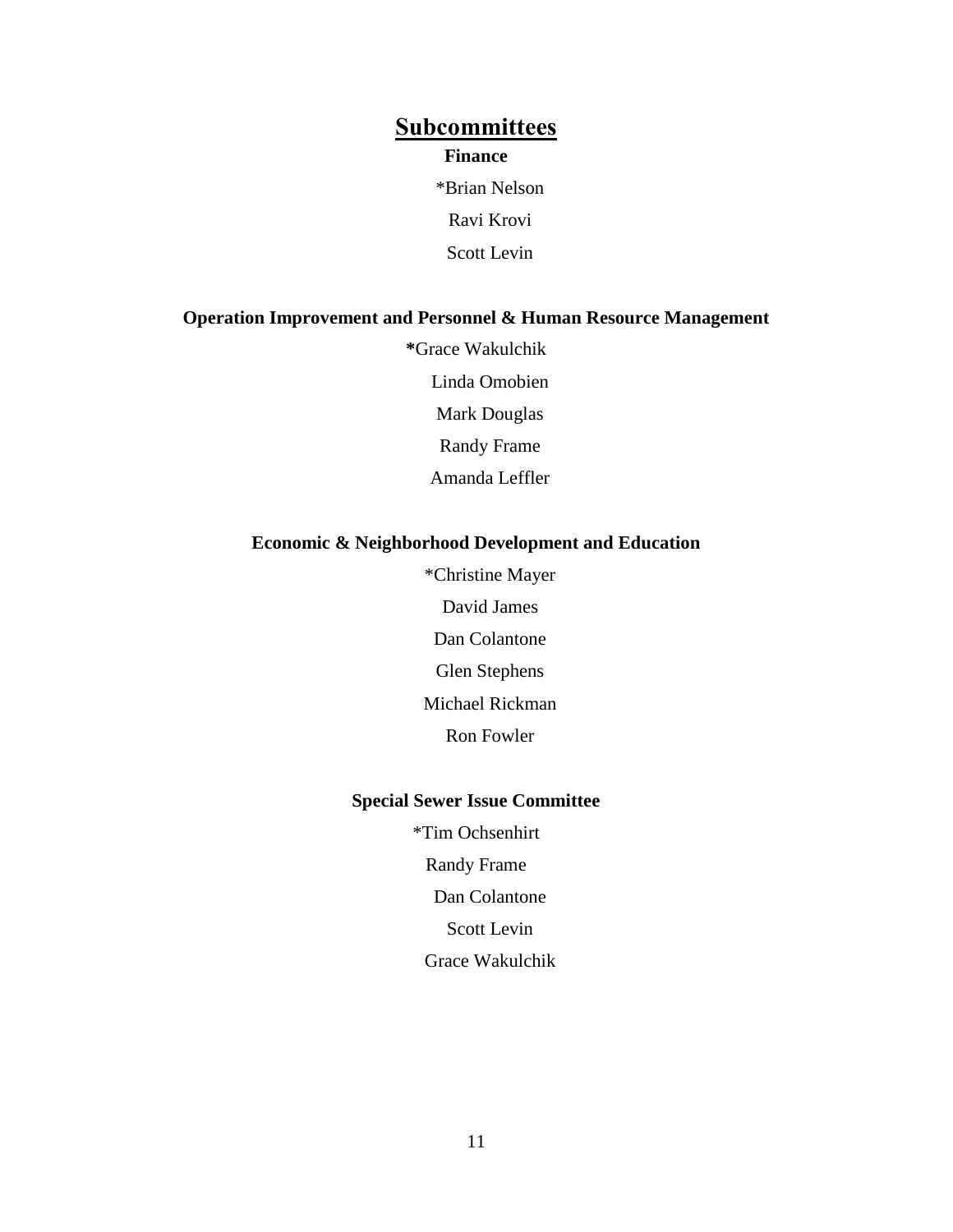## Subcommittees

### Finance

*Brian Nelson

Ravi Krovi

Scott Levin

### Operation Improvement and Personnel & Human Resource Management

**\***Grace Wakulchik

Linda Omobien

Mark Douglas

Randy Frame

Amanda Leffler

### Economic & Neighborhood Development and Education

*Christine Mayer

David James

Dan Colantone

Glen Stephens

Michael Rickman

Ron Fowler

### Special Sewer Issue Committee

*Tim Ochsenhirt

Randy Frame

Dan Colantone

Scott Levin

Grace Wakulchik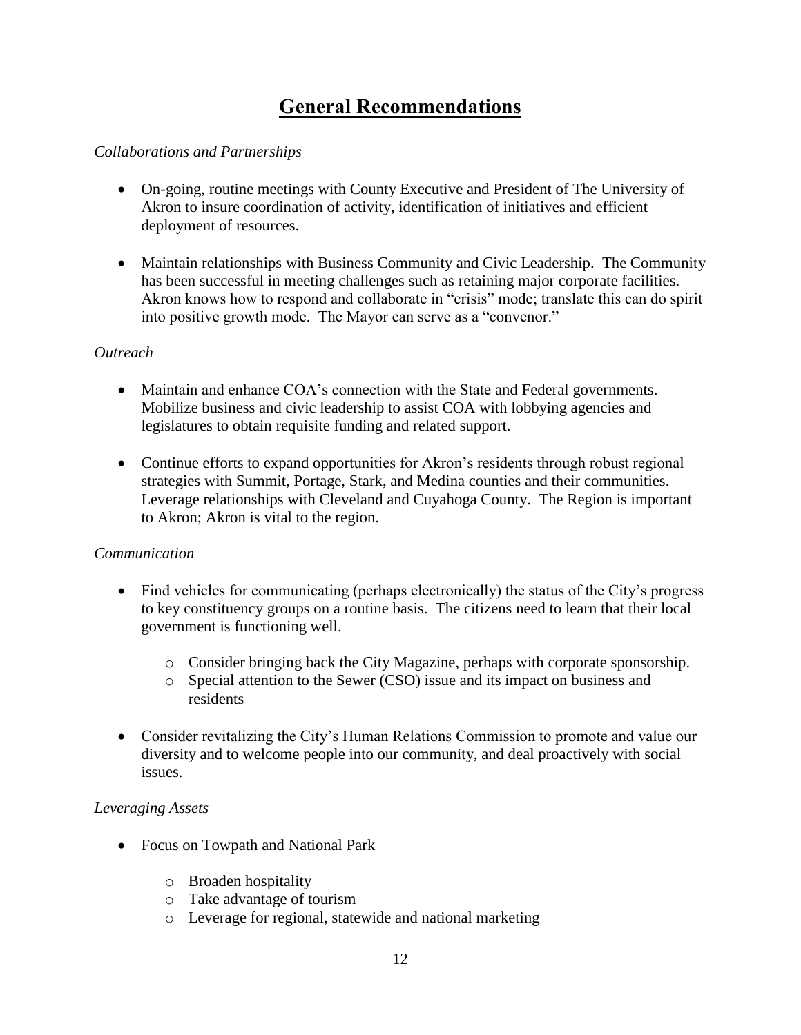# General Recommendations

*Collaborations and Partnerships*

- On-going, routine meetings with County Executive and President of The University of Akron to insure coordination of activity, identification of initiatives and efficient deployment of resources.

- Maintain relationships with Business Community and Civic Leadership. The Community has been successful in meeting challenges such as retaining major corporate facilities. Akron knows how to respond and collaborate in "crisis" mode; translate this can do spirit into positive growth mode. The Mayor can serve as a "convenor."

*Outreach*

- Maintain and enhance COA's connection with the State and Federal governments. Mobilize business and civic leadership to assist COA with lobbying agencies and legislatures to obtain requisite funding and related support.

- Continue efforts to expand opportunities for Akron's residents through robust regional strategies with Summit, Portage, Stark, and Medina counties and their communities. Leverage relationships with Cleveland and Cuyahoga County. The Region is important to Akron; Akron is vital to the region.

*Communication*

- Find vehicles for communicating (perhaps electronically) the status of the City's progress to key constituency groups on a routine basis. The citizens need to learn that their local government is functioning well.
  - Consider bringing back the City Magazine, perhaps with corporate sponsorship.
  - Special attention to the Sewer (CSO) issue and its impact on business and residents

- Consider revitalizing the City's Human Relations Commission to promote and value our diversity and to welcome people into our community, and deal proactively with social issues.

*Leveraging Assets*

- Focus on Towpath and National Park
  - Broaden hospitality
  - Take advantage of tourism
  - Leverage for regional, statewide and national marketing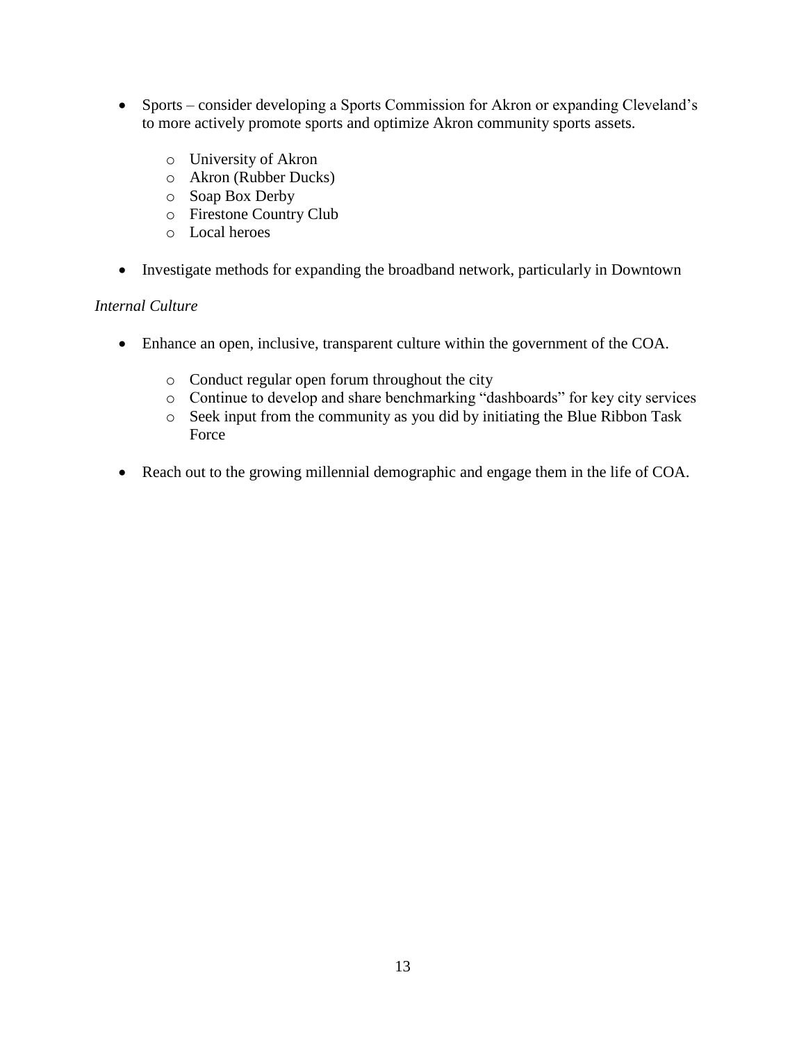- Sports – consider developing a Sports Commission for Akron or expanding Cleveland's to more actively promote sports and optimize Akron community sports assets.
    - University of Akron
    - Akron (Rubber Ducks)
    - Soap Box Derby
    - Firestone Country Club
    - Local heroes

- Investigate methods for expanding the broadband network, particularly in Downtown

*Internal Culture*

- Enhance an open, inclusive, transparent culture within the government of the COA.
    - Conduct regular open forum throughout the city
    - Continue to develop and share benchmarking "dashboards" for key city services
    - Seek input from the community as you did by initiating the Blue Ribbon Task Force

- Reach out to the growing millennial demographic and engage them in the life of COA.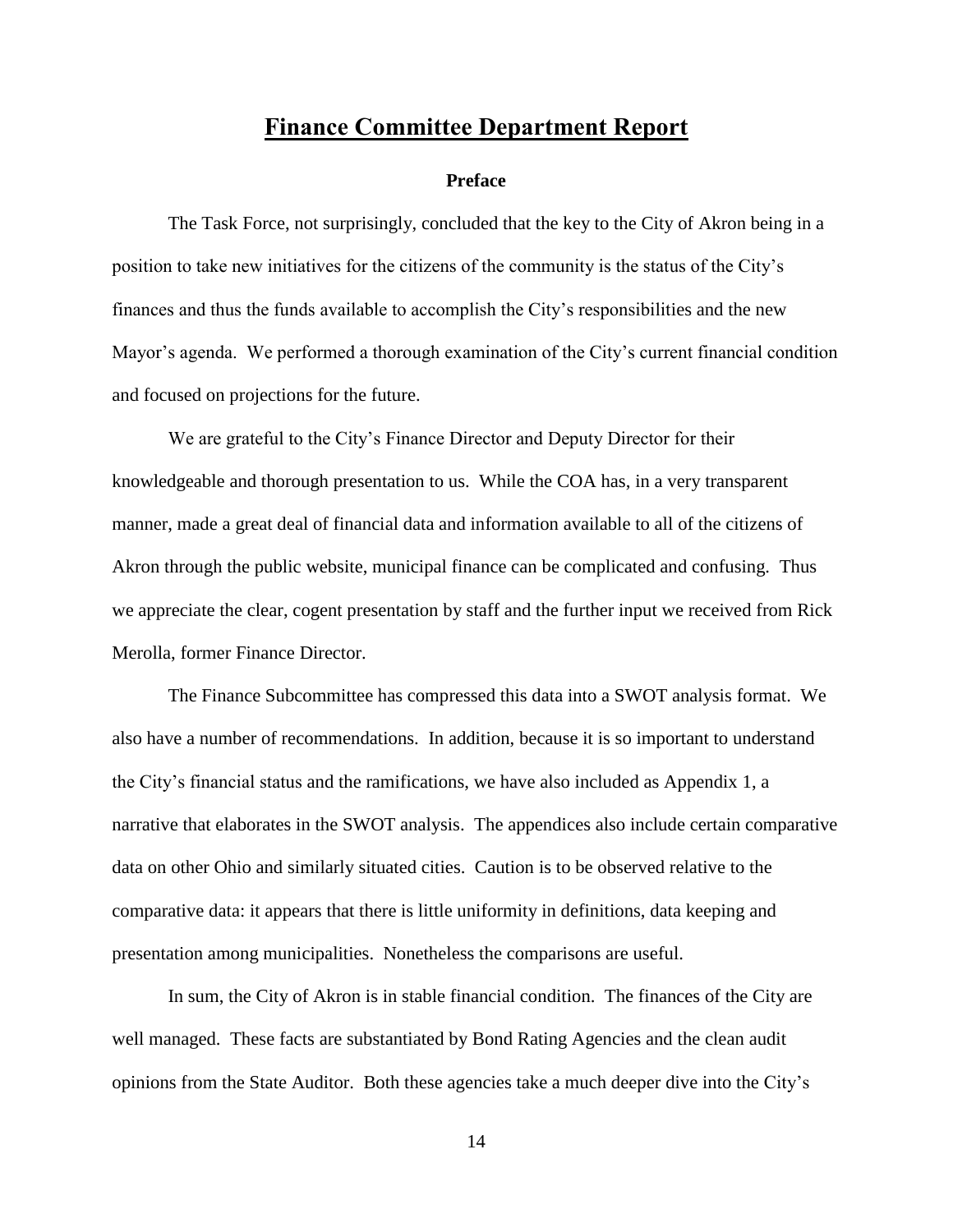# Finance Committee Department Report

### Preface

The Task Force, not surprisingly, concluded that the key to the City of Akron being in a position to take new initiatives for the citizens of the community is the status of the City's finances and thus the funds available to accomplish the City's responsibilities and the new Mayor's agenda. We performed a thorough examination of the City's current financial condition and focused on projections for the future.

We are grateful to the City's Finance Director and Deputy Director for their knowledgeable and thorough presentation to us. While the COA has, in a very transparent manner, made a great deal of financial data and information available to all of the citizens of Akron through the public website, municipal finance can be complicated and confusing. Thus we appreciate the clear, cogent presentation by staff and the further input we received from Rick Merolla, former Finance Director.

The Finance Subcommittee has compressed this data into a SWOT analysis format. We also have a number of recommendations. In addition, because it is so important to understand the City's financial status and the ramifications, we have also included as Appendix 1, a narrative that elaborates in the SWOT analysis. The appendices also include certain comparative data on other Ohio and similarly situated cities. Caution is to be observed relative to the comparative data: it appears that there is little uniformity in definitions, data keeping and presentation among municipalities. Nonetheless the comparisons are useful.

In sum, the City of Akron is in stable financial condition. The finances of the City are well managed. These facts are substantiated by Bond Rating Agencies and the clean audit opinions from the State Auditor. Both these agencies take a much deeper dive into the City's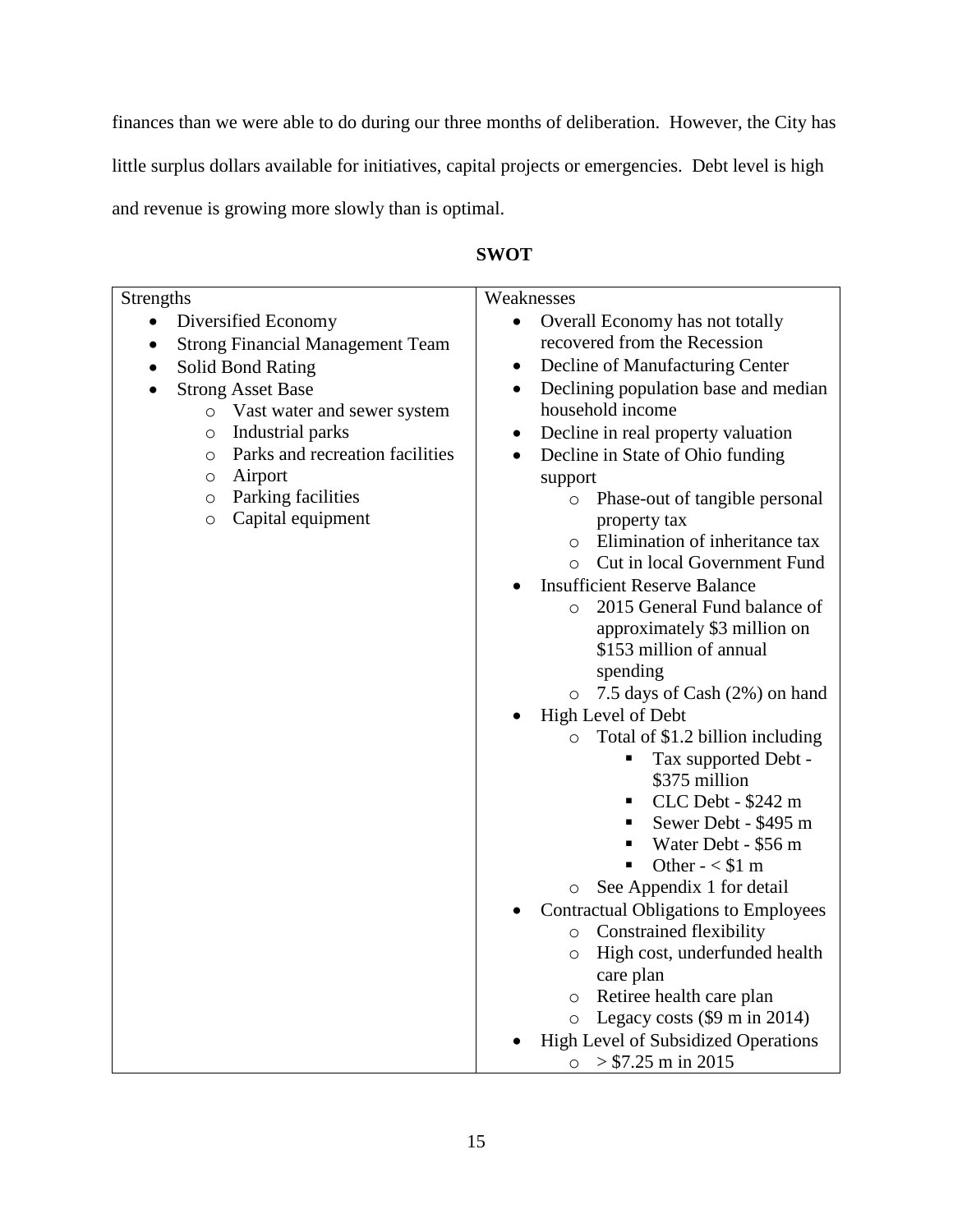finances than we were able to do during our three months of deliberation. However, the City has little surplus dollars available for initiatives, capital projects or emergencies. Debt level is high and revenue is growing more slowly than is optimal.

**SWOT**

| Strengths | Weaknesses |
| --- | --- |
| • Diversified Economy<br>• Strong Financial Management Team<br>• Solid Bond Rating<br>• Strong Asset Base<br>  ○ Vast water and sewer system<br>  ○ Industrial parks<br>  ○ Parks and recreation facilities<br>  ○ Airport<br>  ○ Parking facilities<br>  ○ Capital equipment | • Overall Economy has not totally recovered from the Recession<br>• Decline of Manufacturing Center<br>• Declining population base and median household income<br>• Decline in real property valuation<br>• Decline in State of Ohio funding support<br>  ○ Phase-out of tangible personal property tax<br>  ○ Elimination of inheritance tax<br>  ○ Cut in local Government Fund<br>• Insufficient Reserve Balance<br>  ○ 2015 General Fund balance of approximately $3 million on $153 million of annual spending<br>  ○ 7.5 days of Cash (2%) on hand<br>• High Level of Debt<br>  ○ Total of $1.2 billion including<br>    ▪ Tax supported Debt - $375 million<br>    ▪ CLC Debt - $242 m<br>    ▪ Sewer Debt - $495 m<br>    ▪ Water Debt - $56 m<br>    ▪ Other - < $1 m<br>  ○ See Appendix 1 for detail<br>• Contractual Obligations to Employees<br>  ○ Constrained flexibility<br>  ○ High cost, underfunded health care plan<br>  ○ Retiree health care plan<br>  ○ Legacy costs ($9 m in 2014)<br>• High Level of Subsidized Operations<br>  ○ > $7.25 m in 2015 |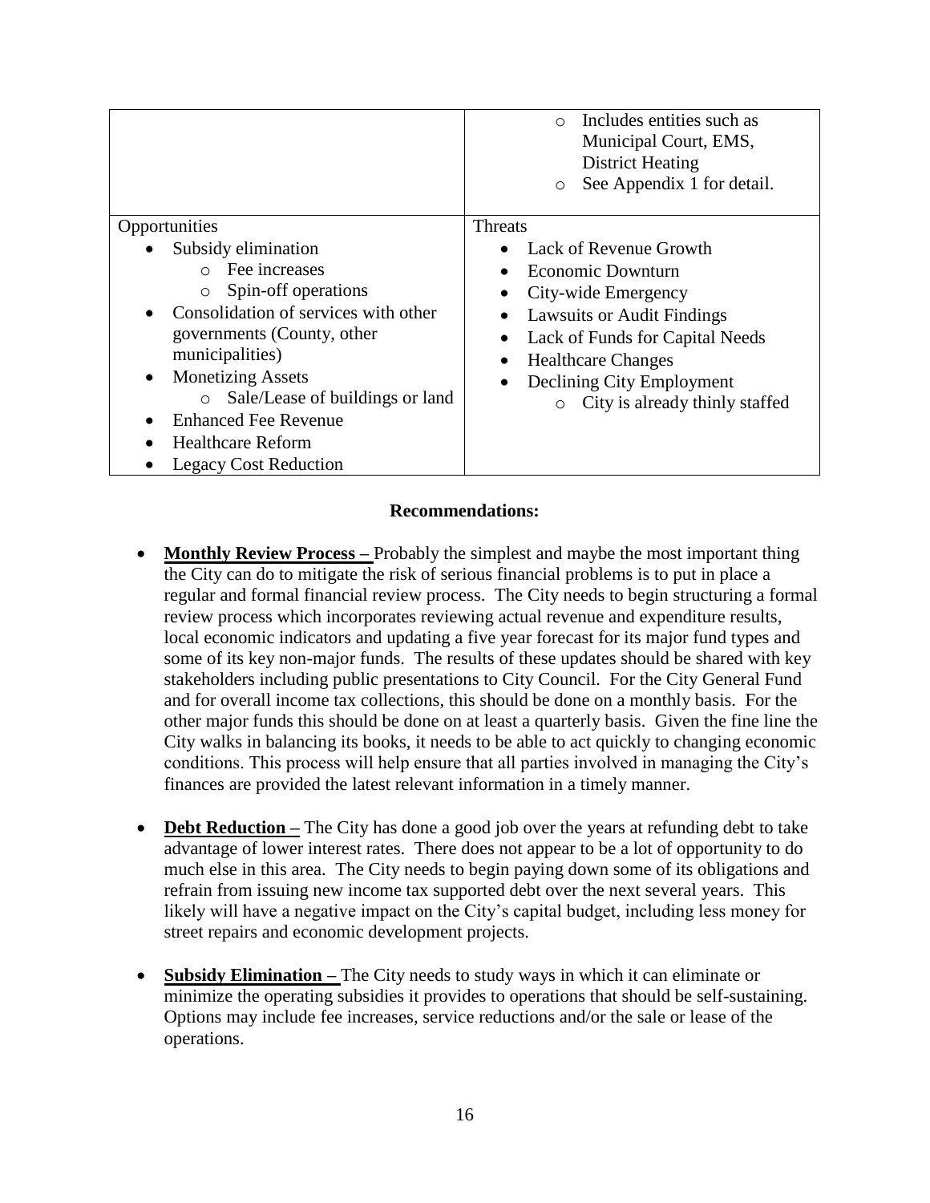| | |
|---|---|
| | ◦ Includes entities such as Municipal Court, EMS, District Heating<br>◦ See Appendix 1 for detail. |
| Opportunities<br>• Subsidy elimination<br>◦ Fee increases<br>◦ Spin-off operations<br>• Consolidation of services with other governments (County, other municipalities)<br>• Monetizing Assets<br>◦ Sale/Lease of buildings or land<br>• Enhanced Fee Revenue<br>• Healthcare Reform<br>• Legacy Cost Reduction | Threats<br>• Lack of Revenue Growth<br>• Economic Downturn<br>• City-wide Emergency<br>• Lawsuits or Audit Findings<br>• Lack of Funds for Capital Needs<br>• Healthcare Changes<br>• Declining City Employment<br>◦ City is already thinly staffed |

**Recommendations:**

- **Monthly Review Process –** Probably the simplest and maybe the most important thing the City can do to mitigate the risk of serious financial problems is to put in place a regular and formal financial review process. The City needs to begin structuring a formal review process which incorporates reviewing actual revenue and expenditure results, local economic indicators and updating a five year forecast for its major fund types and some of its key non-major funds. The results of these updates should be shared with key stakeholders including public presentations to City Council. For the City General Fund and for overall income tax collections, this should be done on a monthly basis. For the other major funds this should be done on at least a quarterly basis. Given the fine line the City walks in balancing its books, it needs to be able to act quickly to changing economic conditions. This process will help ensure that all parties involved in managing the City's finances are provided the latest relevant information in a timely manner.

- **Debt Reduction –** The City has done a good job over the years at refunding debt to take advantage of lower interest rates. There does not appear to be a lot of opportunity to do much else in this area. The City needs to begin paying down some of its obligations and refrain from issuing new income tax supported debt over the next several years. This likely will have a negative impact on the City's capital budget, including less money for street repairs and economic development projects.

- **Subsidy Elimination –** The City needs to study ways in which it can eliminate or minimize the operating subsidies it provides to operations that should be self-sustaining. Options may include fee increases, service reductions and/or the sale or lease of the operations.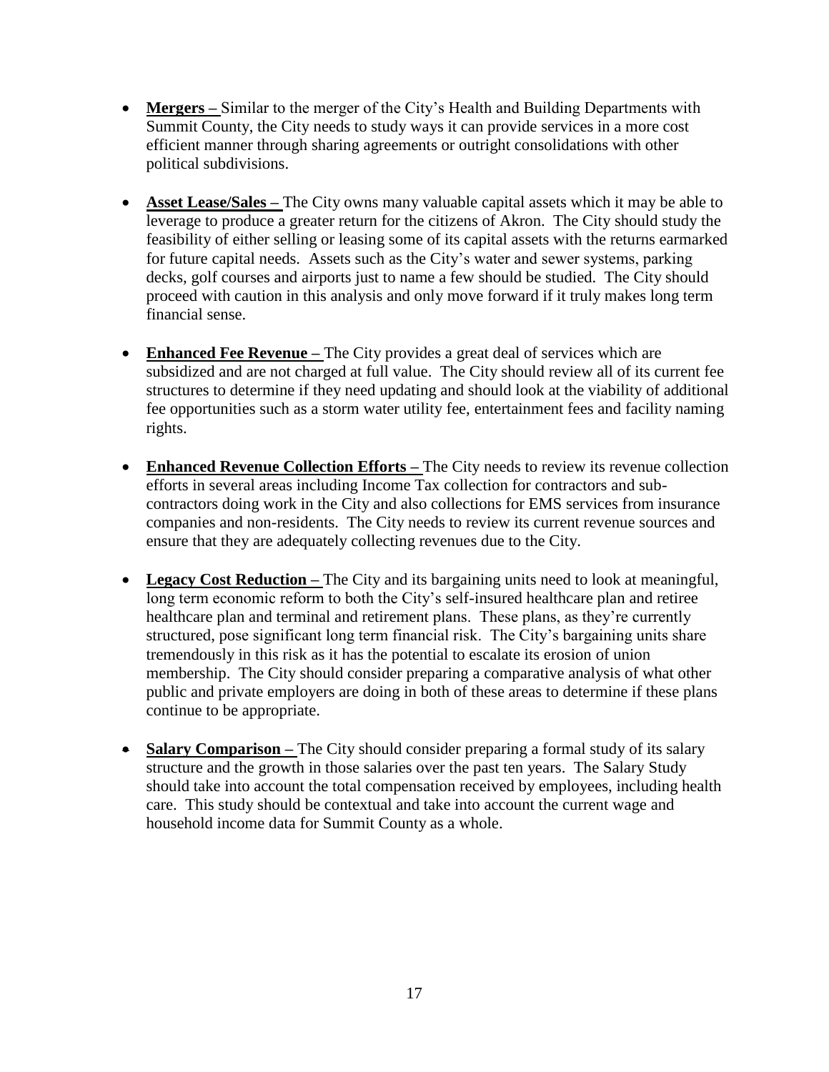- **Mergers –** Similar to the merger of the City's Health and Building Departments with Summit County, the City needs to study ways it can provide services in a more cost efficient manner through sharing agreements or outright consolidations with other political subdivisions.

- **Asset Lease/Sales –** The City owns many valuable capital assets which it may be able to leverage to produce a greater return for the citizens of Akron. The City should study the feasibility of either selling or leasing some of its capital assets with the returns earmarked for future capital needs. Assets such as the City's water and sewer systems, parking decks, golf courses and airports just to name a few should be studied. The City should proceed with caution in this analysis and only move forward if it truly makes long term financial sense.

- **Enhanced Fee Revenue –** The City provides a great deal of services which are subsidized and are not charged at full value. The City should review all of its current fee structures to determine if they need updating and should look at the viability of additional fee opportunities such as a storm water utility fee, entertainment fees and facility naming rights.

- **Enhanced Revenue Collection Efforts –** The City needs to review its revenue collection efforts in several areas including Income Tax collection for contractors and sub-contractors doing work in the City and also collections for EMS services from insurance companies and non-residents. The City needs to review its current revenue sources and ensure that they are adequately collecting revenues due to the City.

- **Legacy Cost Reduction –** The City and its bargaining units need to look at meaningful, long term economic reform to both the City's self-insured healthcare plan and retiree healthcare plan and terminal and retirement plans. These plans, as they're currently structured, pose significant long term financial risk. The City's bargaining units share tremendously in this risk as it has the potential to escalate its erosion of union membership. The City should consider preparing a comparative analysis of what other public and private employers are doing in both of these areas to determine if these plans continue to be appropriate.

- **Salary Comparison –** The City should consider preparing a formal study of its salary structure and the growth in those salaries over the past ten years. The Salary Study should take into account the total compensation received by employees, including health care. This study should be contextual and take into account the current wage and household income data for Summit County as a whole.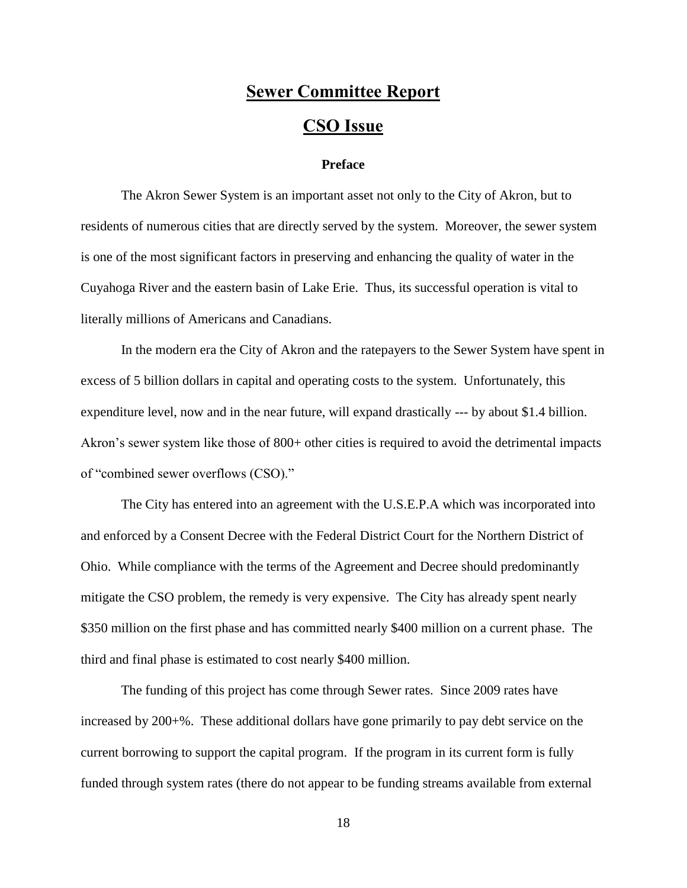# Sewer Committee Report

# CSO Issue

### Preface

The Akron Sewer System is an important asset not only to the City of Akron, but to residents of numerous cities that are directly served by the system. Moreover, the sewer system is one of the most significant factors in preserving and enhancing the quality of water in the Cuyahoga River and the eastern basin of Lake Erie. Thus, its successful operation is vital to literally millions of Americans and Canadians.

In the modern era the City of Akron and the ratepayers to the Sewer System have spent in excess of 5 billion dollars in capital and operating costs to the system. Unfortunately, this expenditure level, now and in the near future, will expand drastically --- by about $1.4 billion. Akron's sewer system like those of 800+ other cities is required to avoid the detrimental impacts of "combined sewer overflows (CSO)."

The City has entered into an agreement with the U.S.E.P.A which was incorporated into and enforced by a Consent Decree with the Federal District Court for the Northern District of Ohio. While compliance with the terms of the Agreement and Decree should predominantly mitigate the CSO problem, the remedy is very expensive. The City has already spent nearly $350 million on the first phase and has committed nearly $400 million on a current phase. The third and final phase is estimated to cost nearly $400 million.

The funding of this project has come through Sewer rates. Since 2009 rates have increased by 200+%. These additional dollars have gone primarily to pay debt service on the current borrowing to support the capital program. If the program in its current form is fully funded through system rates (there do not appear to be funding streams available from external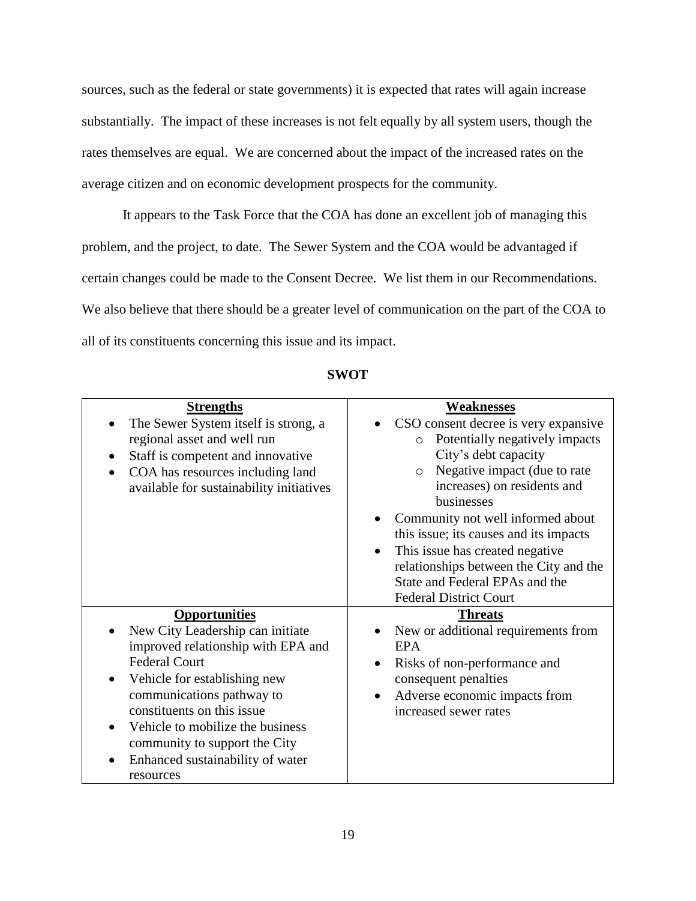sources, such as the federal or state governments) it is expected that rates will again increase substantially. The impact of these increases is not felt equally by all system users, though the rates themselves are equal. We are concerned about the impact of the increased rates on the average citizen and on economic development prospects for the community.

It appears to the Task Force that the COA has done an excellent job of managing this problem, and the project, to date. The Sewer System and the COA would be advantaged if certain changes could be made to the Consent Decree. We list them in our Recommendations. We also believe that there should be a greater level of communication on the part of the COA to all of its constituents concerning this issue and its impact.

**SWOT**

| **Strengths** | **Weaknesses** |
| --- | --- |
| • The Sewer System itself is strong, a regional asset and well run<br>• Staff is competent and innovative<br>• COA has resources including land available for sustainability initiatives | • CSO consent decree is very expansive<br>  o Potentially negatively impacts City's debt capacity<br>  o Negative impact (due to rate increases) on residents and businesses<br>• Community not well informed about this issue; its causes and its impacts<br>• This issue has created negative relationships between the City and the State and Federal EPAs and the Federal District Court |
| **Opportunities** | **Threats** |
| • New City Leadership can initiate improved relationship with EPA and Federal Court<br>• Vehicle for establishing new communications pathway to constituents on this issue<br>• Vehicle to mobilize the business community to support the City<br>• Enhanced sustainability of water resources | • New or additional requirements from EPA<br>• Risks of non-performance and consequent penalties<br>• Adverse economic impacts from increased sewer rates |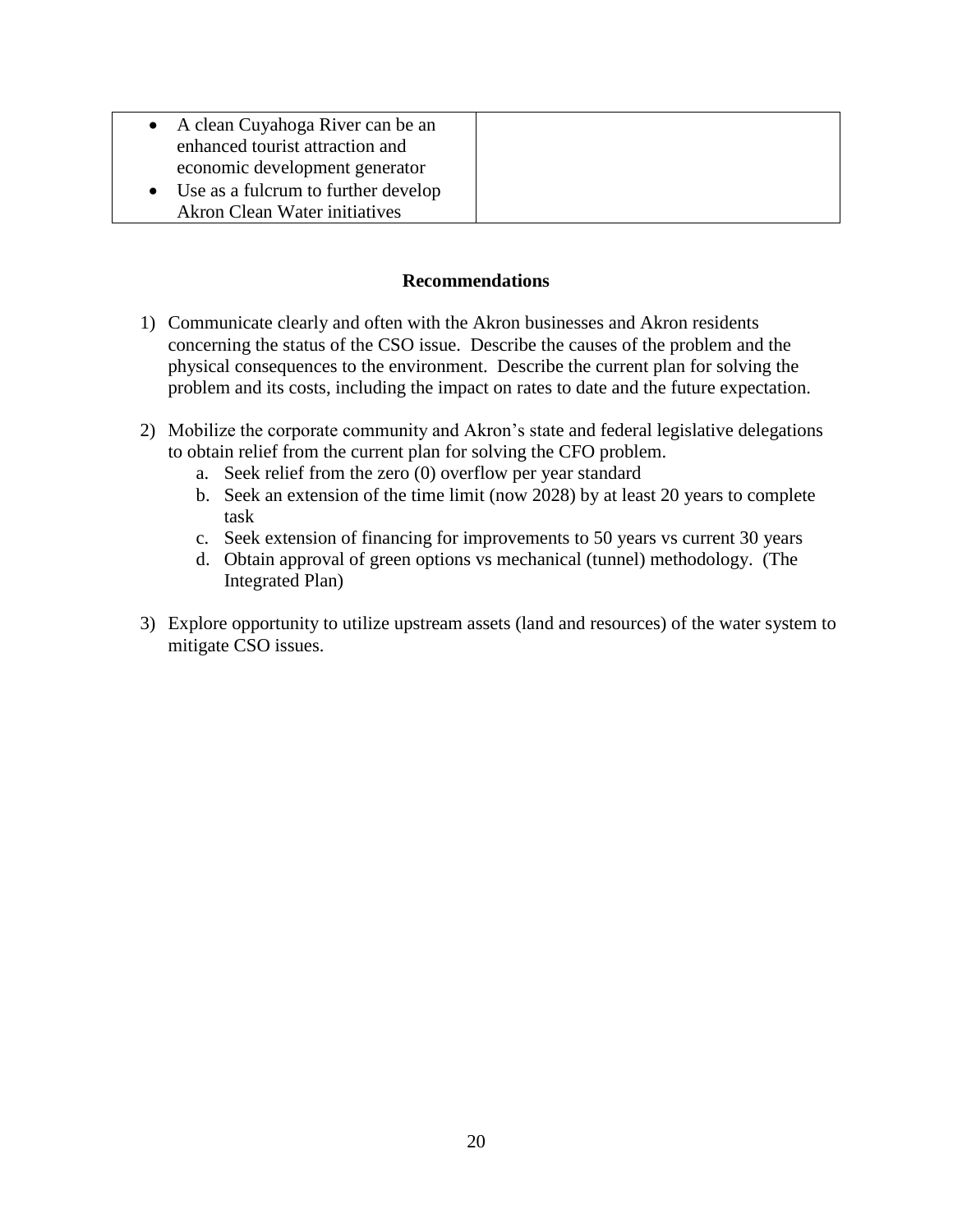| | |
|---|---|
| • A clean Cuyahoga River can be an enhanced tourist attraction and economic development generator<br>• Use as a fulcrum to further develop Akron Clean Water initiatives | |

**Recommendations**

1) Communicate clearly and often with the Akron businesses and Akron residents concerning the status of the CSO issue. Describe the causes of the problem and the physical consequences to the environment. Describe the current plan for solving the problem and its costs, including the impact on rates to date and the future expectation.

2) Mobilize the corporate community and Akron's state and federal legislative delegations to obtain relief from the current plan for solving the CFO problem.
   a. Seek relief from the zero (0) overflow per year standard
   b. Seek an extension of the time limit (now 2028) by at least 20 years to complete task
   c. Seek extension of financing for improvements to 50 years vs current 30 years
   d. Obtain approval of green options vs mechanical (tunnel) methodology. (The Integrated Plan)

3) Explore opportunity to utilize upstream assets (land and resources) of the water system to mitigate CSO issues.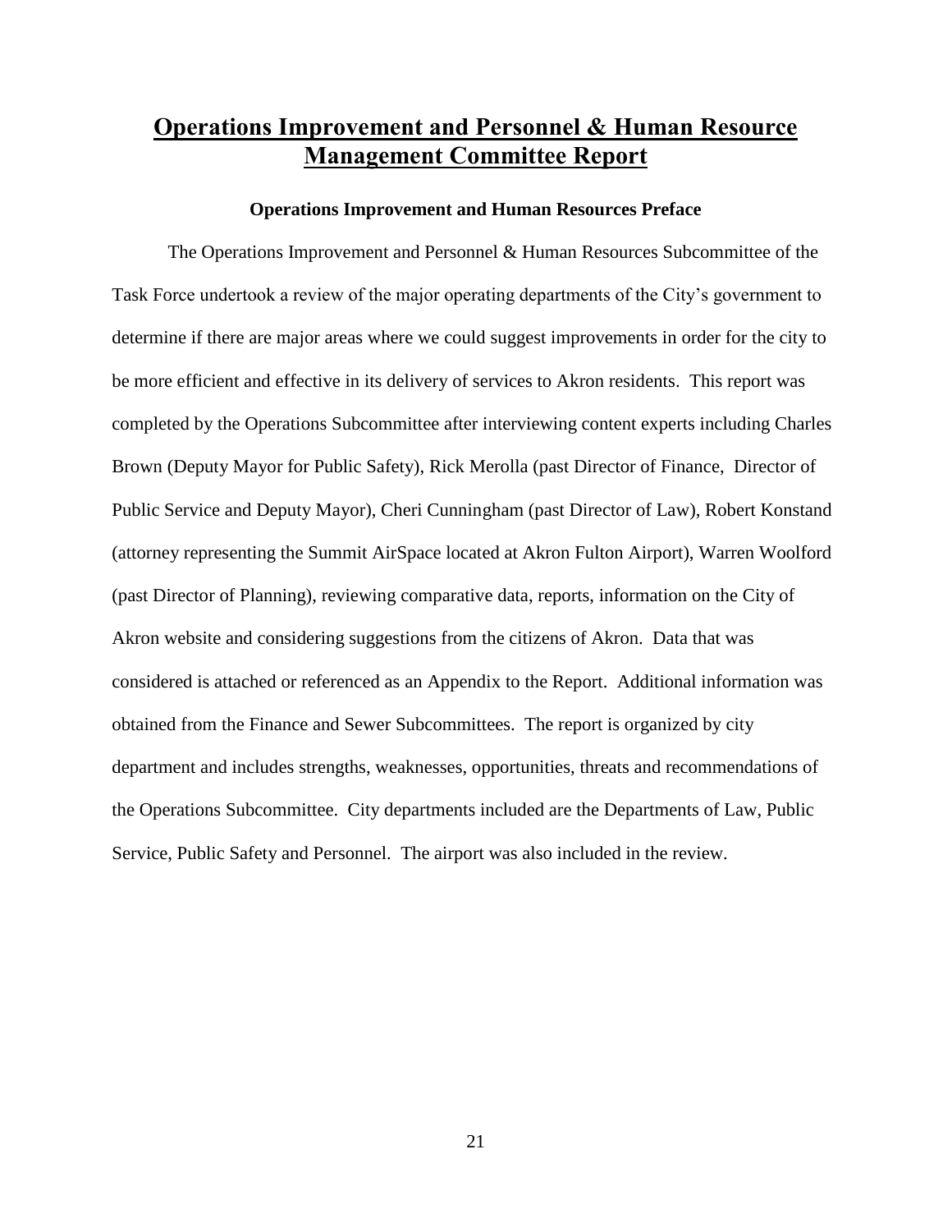# Operations Improvement and Personnel & Human Resource Management Committee Report

### Operations Improvement and Human Resources Preface

The Operations Improvement and Personnel & Human Resources Subcommittee of the Task Force undertook a review of the major operating departments of the City's government to determine if there are major areas where we could suggest improvements in order for the city to be more efficient and effective in its delivery of services to Akron residents. This report was completed by the Operations Subcommittee after interviewing content experts including Charles Brown (Deputy Mayor for Public Safety), Rick Merolla (past Director of Finance, Director of Public Service and Deputy Mayor), Cheri Cunningham (past Director of Law), Robert Konstand (attorney representing the Summit AirSpace located at Akron Fulton Airport), Warren Woolford (past Director of Planning), reviewing comparative data, reports, information on the City of Akron website and considering suggestions from the citizens of Akron. Data that was considered is attached or referenced as an Appendix to the Report. Additional information was obtained from the Finance and Sewer Subcommittees. The report is organized by city department and includes strengths, weaknesses, opportunities, threats and recommendations of the Operations Subcommittee. City departments included are the Departments of Law, Public Service, Public Safety and Personnel. The airport was also included in the review.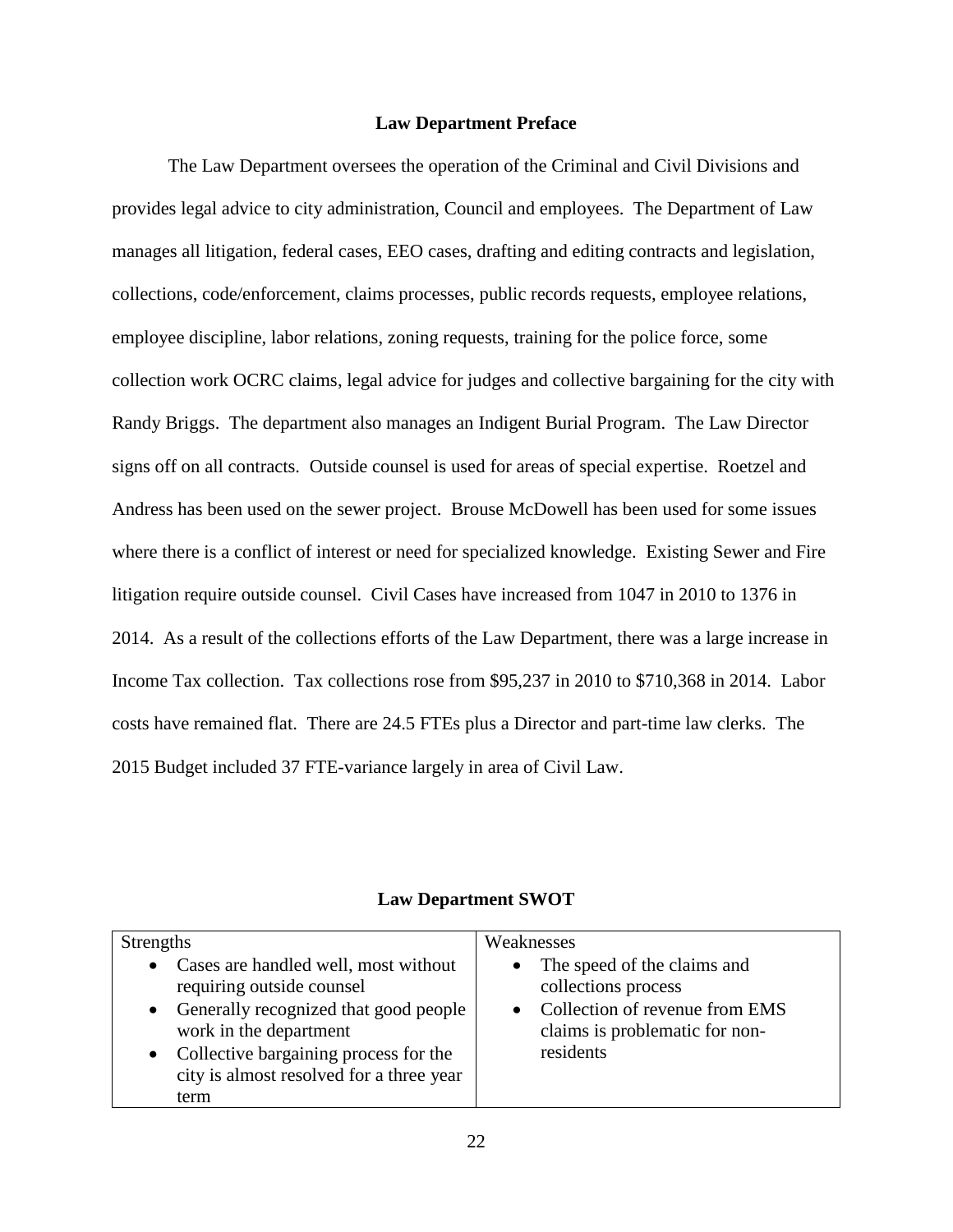## Law Department Preface

The Law Department oversees the operation of the Criminal and Civil Divisions and provides legal advice to city administration, Council and employees. The Department of Law manages all litigation, federal cases, EEO cases, drafting and editing contracts and legislation, collections, code/enforcement, claims processes, public records requests, employee relations, employee discipline, labor relations, zoning requests, training for the police force, some collection work OCRC claims, legal advice for judges and collective bargaining for the city with Randy Briggs. The department also manages an Indigent Burial Program. The Law Director signs off on all contracts. Outside counsel is used for areas of special expertise. Roetzel and Andress has been used on the sewer project. Brouse McDowell has been used for some issues where there is a conflict of interest or need for specialized knowledge. Existing Sewer and Fire litigation require outside counsel. Civil Cases have increased from 1047 in 2010 to 1376 in 2014. As a result of the collections efforts of the Law Department, there was a large increase in Income Tax collection. Tax collections rose from $95,237 in 2010 to $710,368 in 2014. Labor costs have remained flat. There are 24.5 FTEs plus a Director and part-time law clerks. The 2015 Budget included 37 FTE-variance largely in area of Civil Law.

## Law Department SWOT

| Strengths | Weaknesses |
|---|---|
| • Cases are handled well, most without requiring outside counsel<br>• Generally recognized that good people work in the department<br>• Collective bargaining process for the city is almost resolved for a three year term | • The speed of the claims and collections process<br>• Collection of revenue from EMS claims is problematic for non-residents |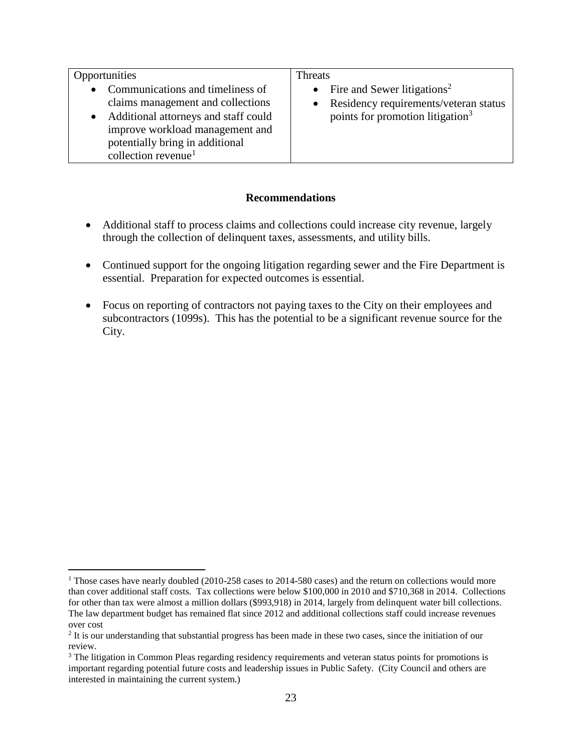| Opportunities | Threats |
| --- | --- |
| • Communications and timeliness of claims management and collections<br>• Additional attorneys and staff could improve workload management and potentially bring in additional collection revenue[1] | • Fire and Sewer litigations[2]<br>• Residency requirements/veteran status points for promotion litigation[3] |

**Recommendations**

- Additional staff to process claims and collections could increase city revenue, largely through the collection of delinquent taxes, assessments, and utility bills.
- Continued support for the ongoing litigation regarding sewer and the Fire Department is essential. Preparation for expected outcomes is essential.
- Focus on reporting of contractors not paying taxes to the City on their employees and subcontractors (1099s). This has the potential to be a significant revenue source for the City.

---

[1] Those cases have nearly doubled (2010-258 cases to 2014-580 cases) and the return on collections would more than cover additional staff costs. Tax collections were below $100,000 in 2010 and $710,368 in 2014. Collections for other than tax were almost a million dollars ($993,918) in 2014, largely from delinquent water bill collections. The law department budget has remained flat since 2012 and additional collections staff could increase revenues over cost

[2] It is our understanding that substantial progress has been made in these two cases, since the initiation of our review.

[3] The litigation in Common Pleas regarding residency requirements and veteran status points for promotions is important regarding potential future costs and leadership issues in Public Safety. (City Council and others are interested in maintaining the current system.)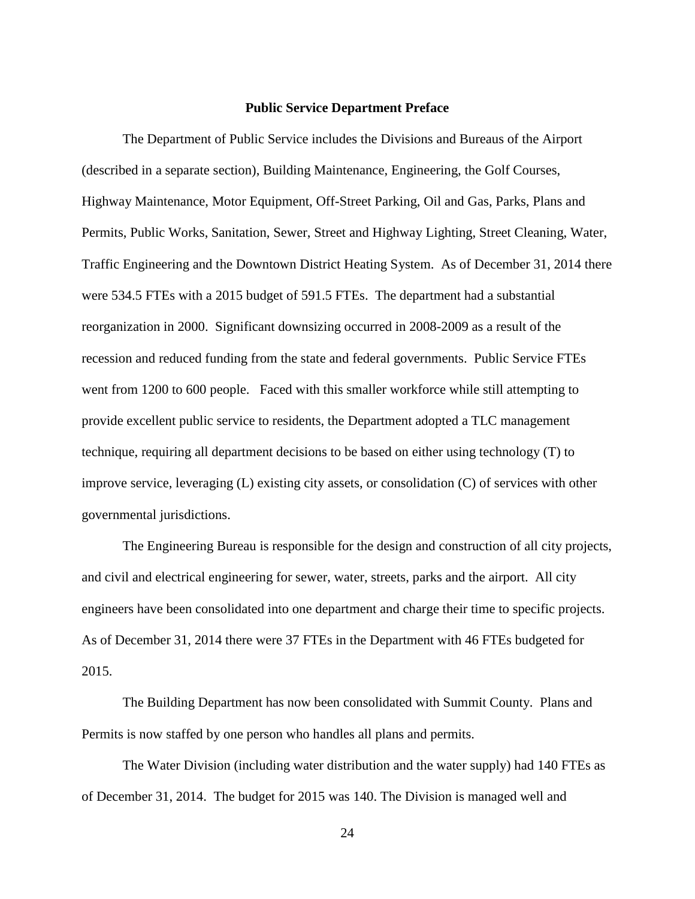## Public Service Department Preface

The Department of Public Service includes the Divisions and Bureaus of the Airport (described in a separate section), Building Maintenance, Engineering, the Golf Courses, Highway Maintenance, Motor Equipment, Off-Street Parking, Oil and Gas, Parks, Plans and Permits, Public Works, Sanitation, Sewer, Street and Highway Lighting, Street Cleaning, Water, Traffic Engineering and the Downtown District Heating System. As of December 31, 2014 there were 534.5 FTEs with a 2015 budget of 591.5 FTEs. The department had a substantial reorganization in 2000. Significant downsizing occurred in 2008-2009 as a result of the recession and reduced funding from the state and federal governments. Public Service FTEs went from 1200 to 600 people. Faced with this smaller workforce while still attempting to provide excellent public service to residents, the Department adopted a TLC management technique, requiring all department decisions to be based on either using technology (T) to improve service, leveraging (L) existing city assets, or consolidation (C) of services with other governmental jurisdictions.

The Engineering Bureau is responsible for the design and construction of all city projects, and civil and electrical engineering for sewer, water, streets, parks and the airport. All city engineers have been consolidated into one department and charge their time to specific projects. As of December 31, 2014 there were 37 FTEs in the Department with 46 FTEs budgeted for 2015.

The Building Department has now been consolidated with Summit County. Plans and Permits is now staffed by one person who handles all plans and permits.

The Water Division (including water distribution and the water supply) had 140 FTEs as of December 31, 2014. The budget for 2015 was 140. The Division is managed well and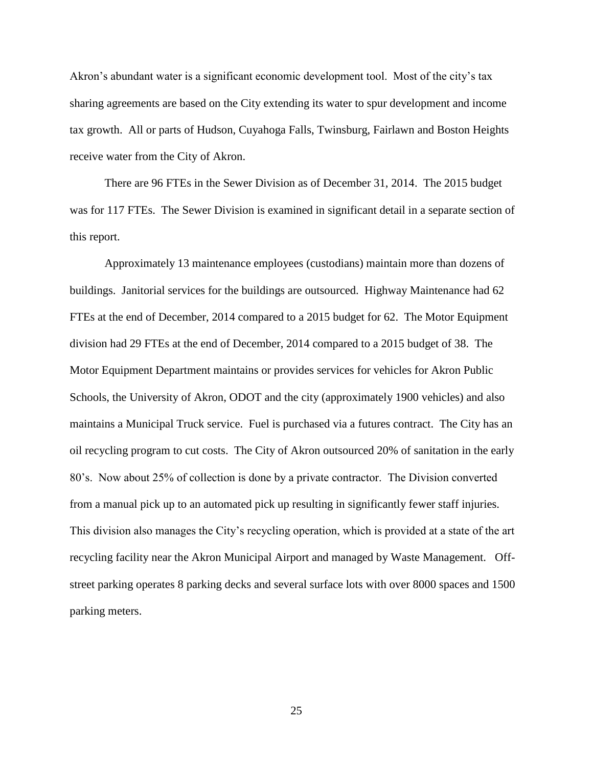Akron's abundant water is a significant economic development tool. Most of the city's tax sharing agreements are based on the City extending its water to spur development and income tax growth. All or parts of Hudson, Cuyahoga Falls, Twinsburg, Fairlawn and Boston Heights receive water from the City of Akron.

There are 96 FTEs in the Sewer Division as of December 31, 2014. The 2015 budget was for 117 FTEs. The Sewer Division is examined in significant detail in a separate section of this report.

Approximately 13 maintenance employees (custodians) maintain more than dozens of buildings. Janitorial services for the buildings are outsourced. Highway Maintenance had 62 FTEs at the end of December, 2014 compared to a 2015 budget for 62. The Motor Equipment division had 29 FTEs at the end of December, 2014 compared to a 2015 budget of 38. The Motor Equipment Department maintains or provides services for vehicles for Akron Public Schools, the University of Akron, ODOT and the city (approximately 1900 vehicles) and also maintains a Municipal Truck service. Fuel is purchased via a futures contract. The City has an oil recycling program to cut costs. The City of Akron outsourced 20% of sanitation in the early 80's. Now about 25% of collection is done by a private contractor. The Division converted from a manual pick up to an automated pick up resulting in significantly fewer staff injuries. This division also manages the City's recycling operation, which is provided at a state of the art recycling facility near the Akron Municipal Airport and managed by Waste Management. Off-street parking operates 8 parking decks and several surface lots with over 8000 spaces and 1500 parking meters.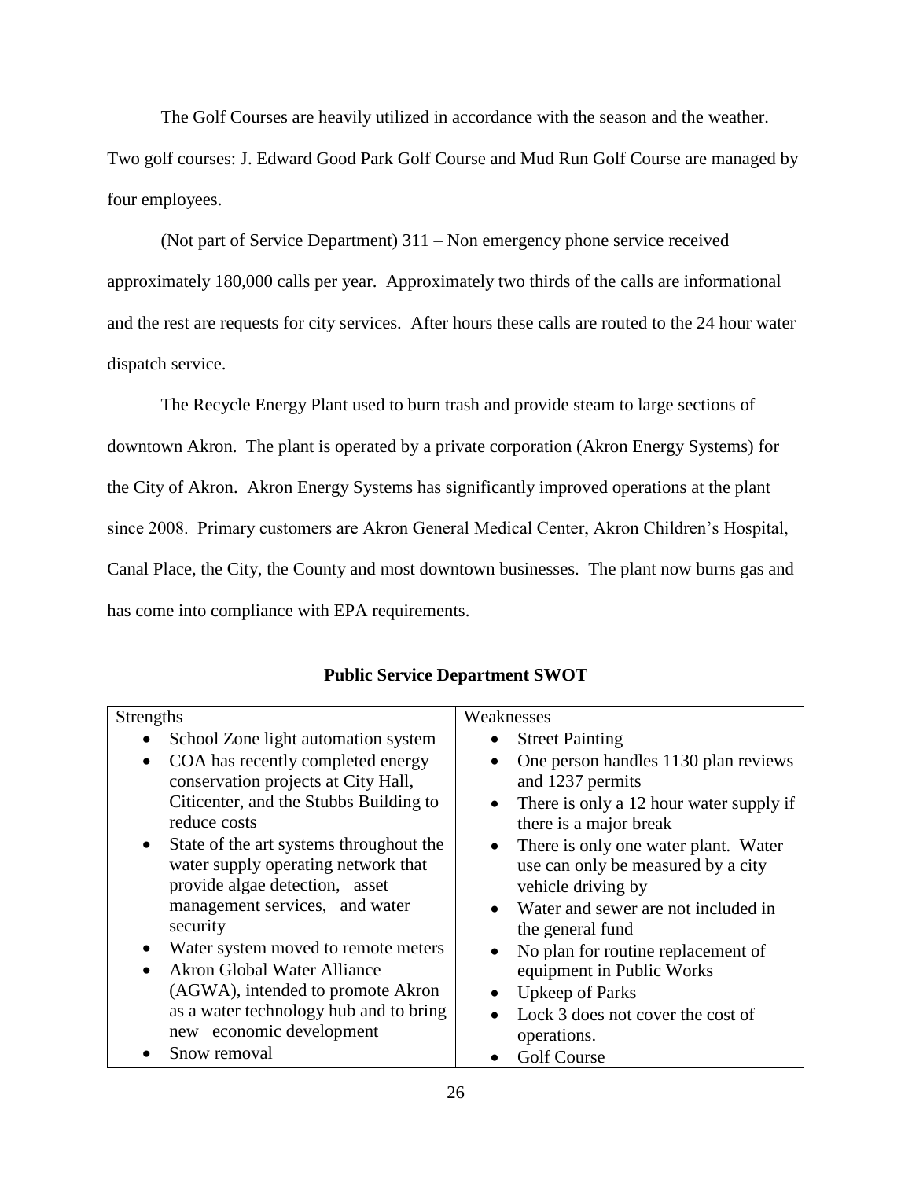The Golf Courses are heavily utilized in accordance with the season and the weather. Two golf courses: J. Edward Good Park Golf Course and Mud Run Golf Course are managed by four employees.

(Not part of Service Department) 311 – Non emergency phone service received approximately 180,000 calls per year. Approximately two thirds of the calls are informational and the rest are requests for city services. After hours these calls are routed to the 24 hour water dispatch service.

The Recycle Energy Plant used to burn trash and provide steam to large sections of downtown Akron. The plant is operated by a private corporation (Akron Energy Systems) for the City of Akron. Akron Energy Systems has significantly improved operations at the plant since 2008. Primary customers are Akron General Medical Center, Akron Children's Hospital, Canal Place, the City, the County and most downtown businesses. The plant now burns gas and has come into compliance with EPA requirements.

**Public Service Department SWOT**

| Strengths | Weaknesses |
|---|---|
| • School Zone light automation system<br>• COA has recently completed energy conservation projects at City Hall, Citicenter, and the Stubbs Building to reduce costs<br>• State of the art systems throughout the water supply operating network that provide algae detection, asset management services, and water security<br>• Water system moved to remote meters<br>• Akron Global Water Alliance (AGWA), intended to promote Akron as a water technology hub and to bring new economic development<br>• Snow removal | • Street Painting<br>• One person handles 1130 plan reviews and 1237 permits<br>• There is only a 12 hour water supply if there is a major break<br>• There is only one water plant. Water use can only be measured by a city vehicle driving by<br>• Water and sewer are not included in the general fund<br>• No plan for routine replacement of equipment in Public Works<br>• Upkeep of Parks<br>• Lock 3 does not cover the cost of operations.<br>• Golf Course |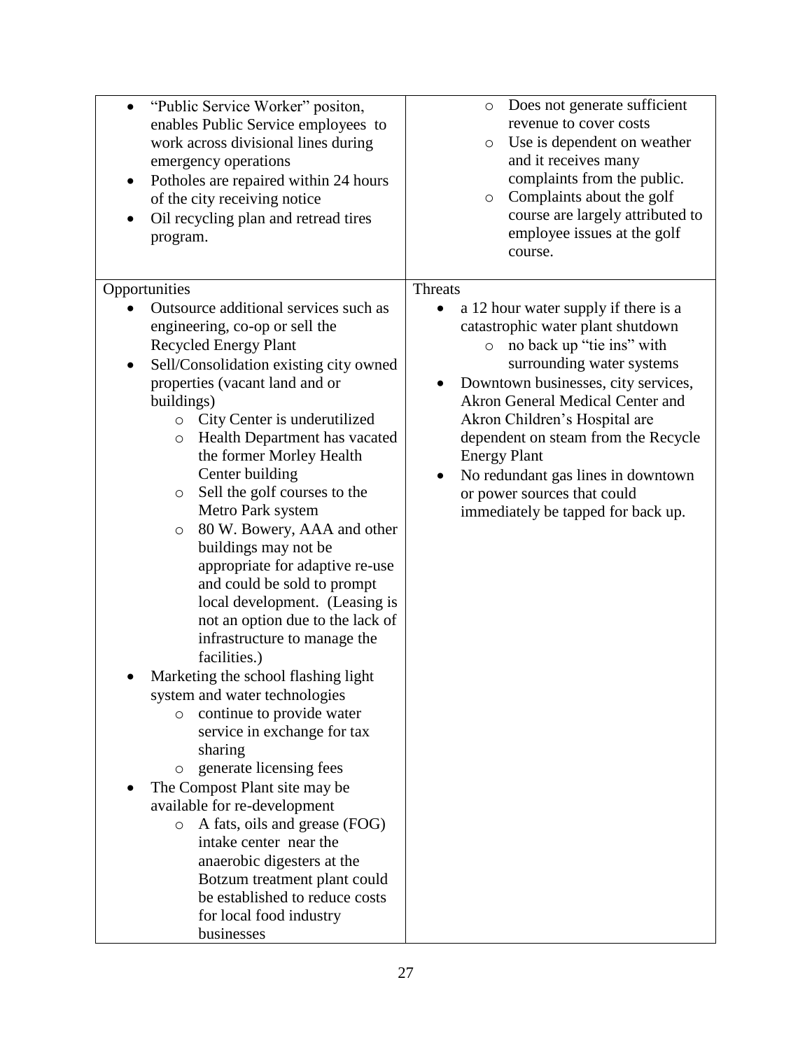| | |
|---|---|
| • "Public Service Worker" positon, enables Public Service employees to work across divisional lines during emergency operations<br>• Potholes are repaired within 24 hours of the city receiving notice<br>• Oil recycling plan and retread tires program. | ○ Does not generate sufficient revenue to cover costs<br>○ Use is dependent on weather and it receives many complaints from the public.<br>○ Complaints about the golf course are largely attributed to employee issues at the golf course. |
| Opportunities<br>• Outsource additional services such as engineering, co-op or sell the Recycled Energy Plant<br>• Sell/Consolidation existing city owned properties (vacant land and or buildings)<br>&nbsp;&nbsp;○ City Center is underutilized<br>&nbsp;&nbsp;○ Health Department has vacated the former Morley Health Center building<br>&nbsp;&nbsp;○ Sell the golf courses to the Metro Park system<br>&nbsp;&nbsp;○ 80 W. Bowery, AAA and other buildings may not be appropriate for adaptive re-use and could be sold to prompt local development. (Leasing is not an option due to the lack of infrastructure to manage the facilities.)<br>• Marketing the school flashing light system and water technologies<br>&nbsp;&nbsp;○ continue to provide water service in exchange for tax sharing<br>&nbsp;&nbsp;○ generate licensing fees<br>• The Compost Plant site may be available for re-development<br>&nbsp;&nbsp;○ A fats, oils and grease (FOG) intake center near the anaerobic digesters at the Botzum treatment plant could be established to reduce costs for local food industry businesses | Threats<br>• a 12 hour water supply if there is a catastrophic water plant shutdown<br>&nbsp;&nbsp;○ no back up "tie ins" with surrounding water systems<br>• Downtown businesses, city services, Akron General Medical Center and Akron Children's Hospital are dependent on steam from the Recycle Energy Plant<br>• No redundant gas lines in downtown or power sources that could immediately be tapped for back up. |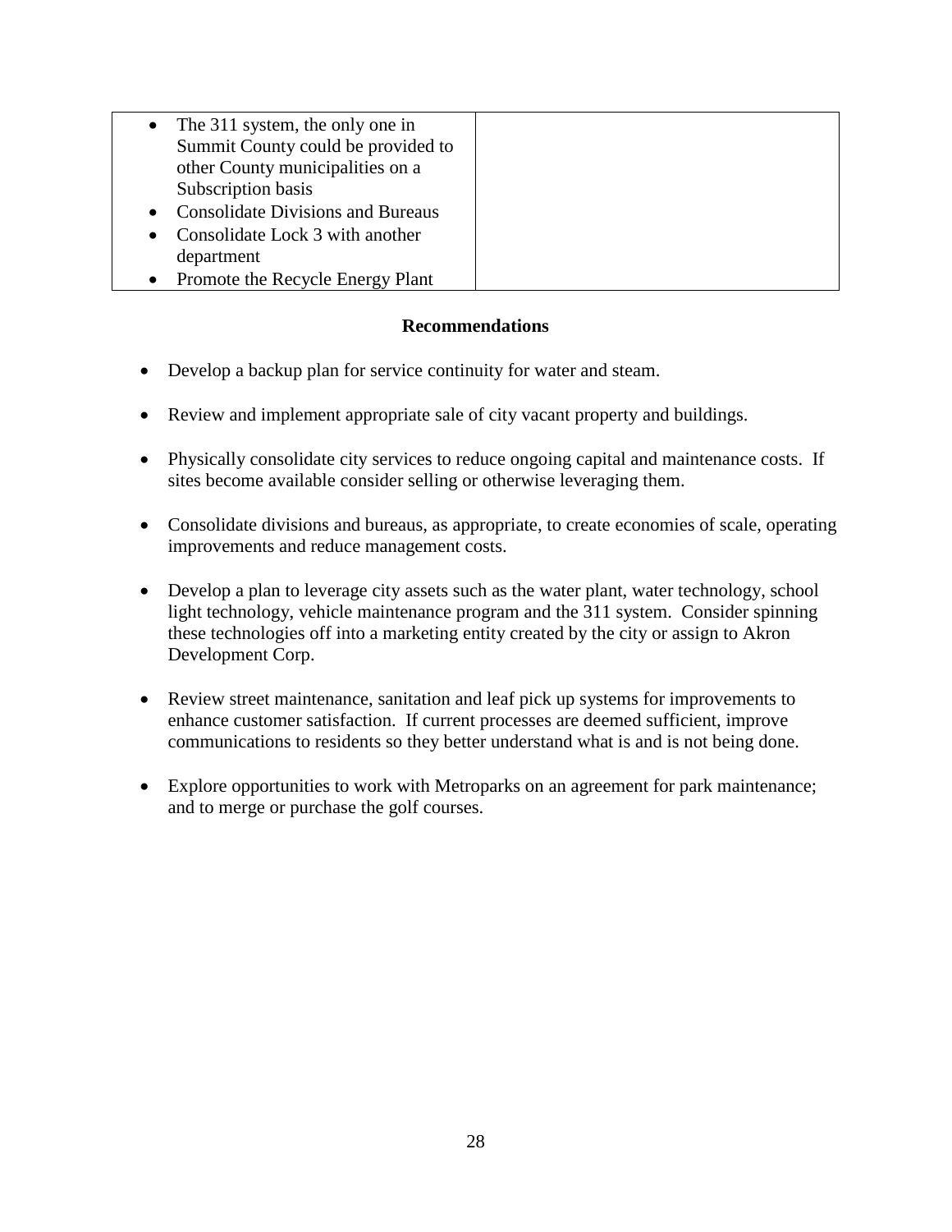| | |
|---|---|
| • The 311 system, the only one in Summit County could be provided to other County municipalities on a Subscription basis<br>• Consolidate Divisions and Bureaus<br>• Consolidate Lock 3 with another department<br>• Promote the Recycle Energy Plant | |

**Recommendations**

- Develop a backup plan for service continuity for water and steam.
- Review and implement appropriate sale of city vacant property and buildings.
- Physically consolidate city services to reduce ongoing capital and maintenance costs. If sites become available consider selling or otherwise leveraging them.
- Consolidate divisions and bureaus, as appropriate, to create economies of scale, operating improvements and reduce management costs.
- Develop a plan to leverage city assets such as the water plant, water technology, school light technology, vehicle maintenance program and the 311 system. Consider spinning these technologies off into a marketing entity created by the city or assign to Akron Development Corp.
- Review street maintenance, sanitation and leaf pick up systems for improvements to enhance customer satisfaction. If current processes are deemed sufficient, improve communications to residents so they better understand what is and is not being done.
- Explore opportunities to work with Metroparks on an agreement for park maintenance; and to merge or purchase the golf courses.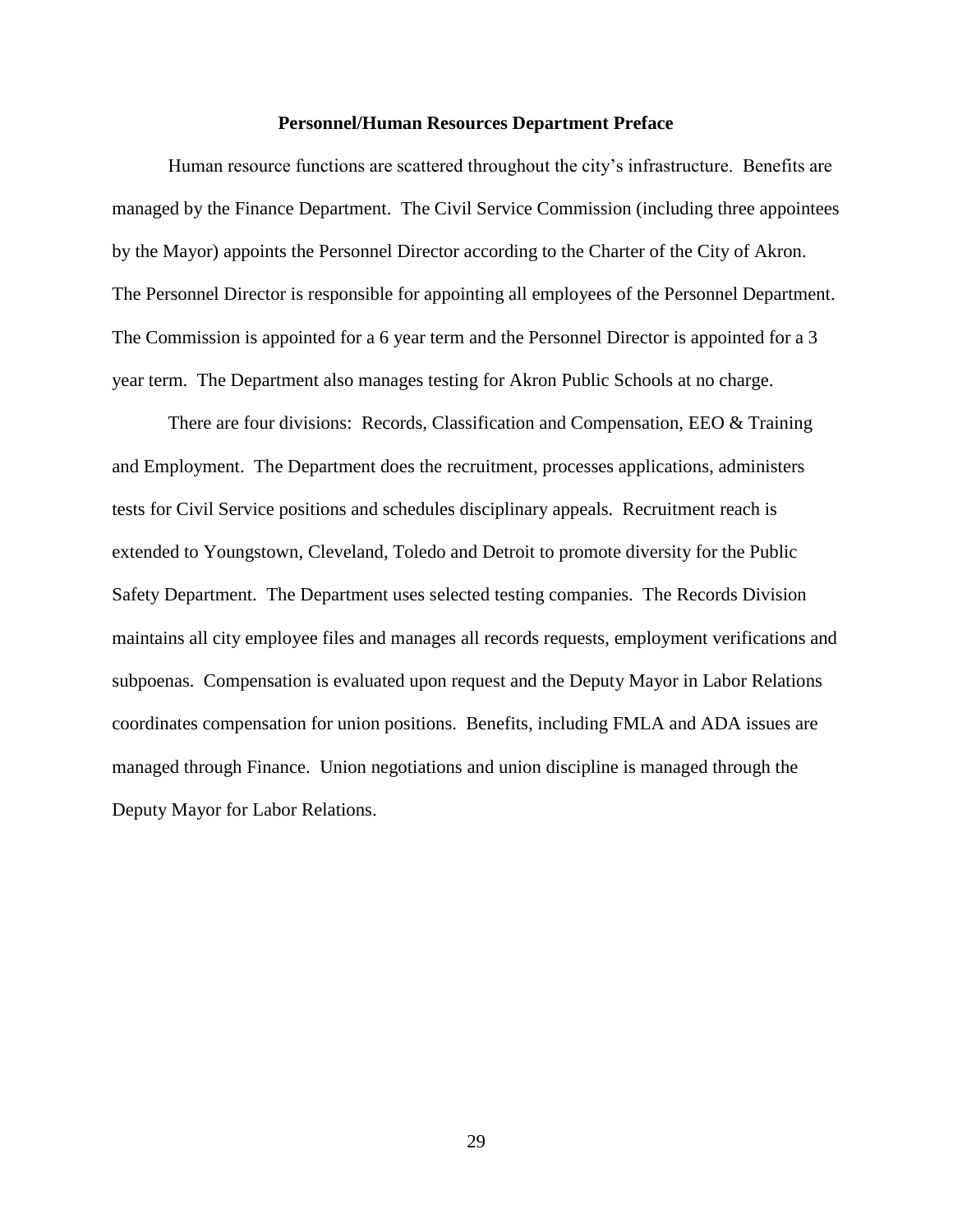## Personnel/Human Resources Department Preface

Human resource functions are scattered throughout the city's infrastructure. Benefits are managed by the Finance Department. The Civil Service Commission (including three appointees by the Mayor) appoints the Personnel Director according to the Charter of the City of Akron. The Personnel Director is responsible for appointing all employees of the Personnel Department. The Commission is appointed for a 6 year term and the Personnel Director is appointed for a 3 year term. The Department also manages testing for Akron Public Schools at no charge.

There are four divisions: Records, Classification and Compensation, EEO & Training and Employment. The Department does the recruitment, processes applications, administers tests for Civil Service positions and schedules disciplinary appeals. Recruitment reach is extended to Youngstown, Cleveland, Toledo and Detroit to promote diversity for the Public Safety Department. The Department uses selected testing companies. The Records Division maintains all city employee files and manages all records requests, employment verifications and subpoenas. Compensation is evaluated upon request and the Deputy Mayor in Labor Relations coordinates compensation for union positions. Benefits, including FMLA and ADA issues are managed through Finance. Union negotiations and union discipline is managed through the Deputy Mayor for Labor Relations.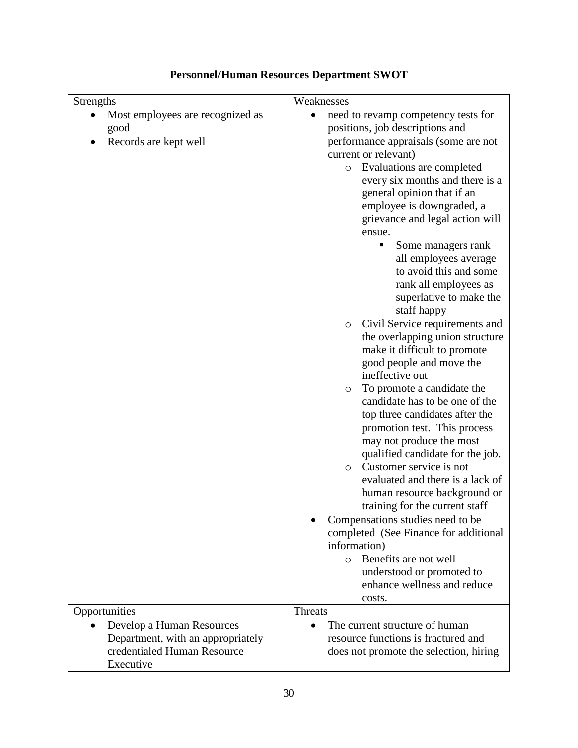**Personnel/Human Resources Department SWOT**

| Strengths | Weaknesses |
|---|---|
| • Most employees are recognized as good<br>• Records are kept well | • need to revamp competency tests for positions, job descriptions and performance appraisals (some are not current or relevant)<br>  ○ Evaluations are completed every six months and there is a general opinion that if an employee is downgraded, a grievance and legal action will ensue.<br>    ▪ Some managers rank all employees average to avoid this and some rank all employees as superlative to make the staff happy<br>  ○ Civil Service requirements and the overlapping union structure make it difficult to promote good people and move the ineffective out<br>  ○ To promote a candidate the candidate has to be one of the top three candidates after the promotion test. This process may not produce the most qualified candidate for the job.<br>  ○ Customer service is not evaluated and there is a lack of human resource background or training for the current staff<br>• Compensations studies need to be completed (See Finance for additional information)<br>  ○ Benefits are not well understood or promoted to enhance wellness and reduce costs. |
| **Opportunities** | **Threats** |
| • Develop a Human Resources Department, with an appropriately credentialed Human Resource Executive | • The current structure of human resource functions is fractured and does not promote the selection, hiring |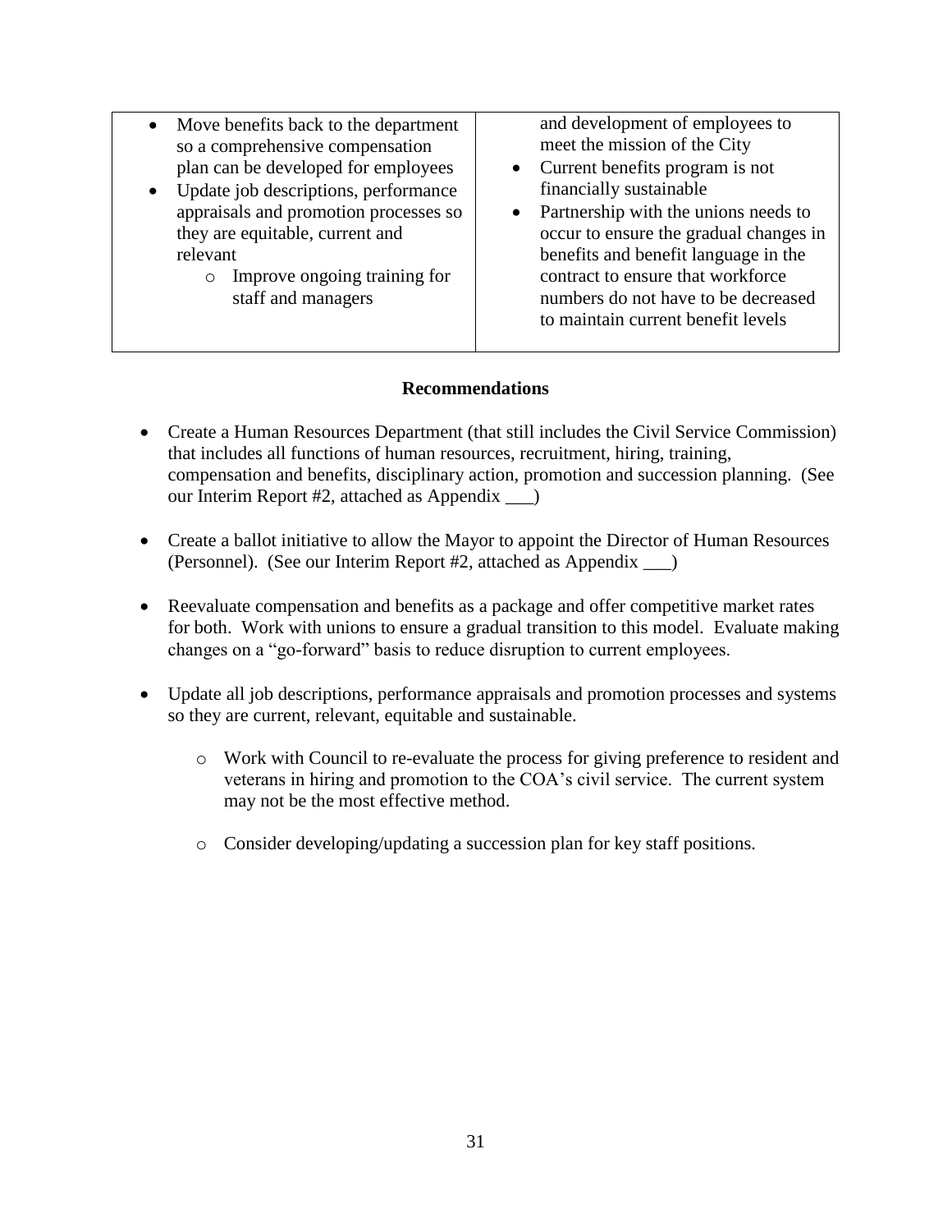| | |
|---|---|
| • Move benefits back to the department so a comprehensive compensation plan can be developed for employees<br>• Update job descriptions, performance appraisals and promotion processes so they are equitable, current and relevant<br>&nbsp;&nbsp;&nbsp;&nbsp;o Improve ongoing training for staff and managers | and development of employees to meet the mission of the City<br>• Current benefits program is not financially sustainable<br>• Partnership with the unions needs to occur to ensure the gradual changes in benefits and benefit language in the contract to ensure that workforce numbers do not have to be decreased to maintain current benefit levels |

**Recommendations**

- Create a Human Resources Department (that still includes the Civil Service Commission) that includes all functions of human resources, recruitment, hiring, training, compensation and benefits, disciplinary action, promotion and succession planning. (See our Interim Report #2, attached as Appendix ___)

- Create a ballot initiative to allow the Mayor to appoint the Director of Human Resources (Personnel). (See our Interim Report #2, attached as Appendix ___)

- Reevaluate compensation and benefits as a package and offer competitive market rates for both. Work with unions to ensure a gradual transition to this model. Evaluate making changes on a "go-forward" basis to reduce disruption to current employees.

- Update all job descriptions, performance appraisals and promotion processes and systems so they are current, relevant, equitable and sustainable.

    - Work with Council to re-evaluate the process for giving preference to resident and veterans in hiring and promotion to the COA's civil service. The current system may not be the most effective method.

    - Consider developing/updating a succession plan for key staff positions.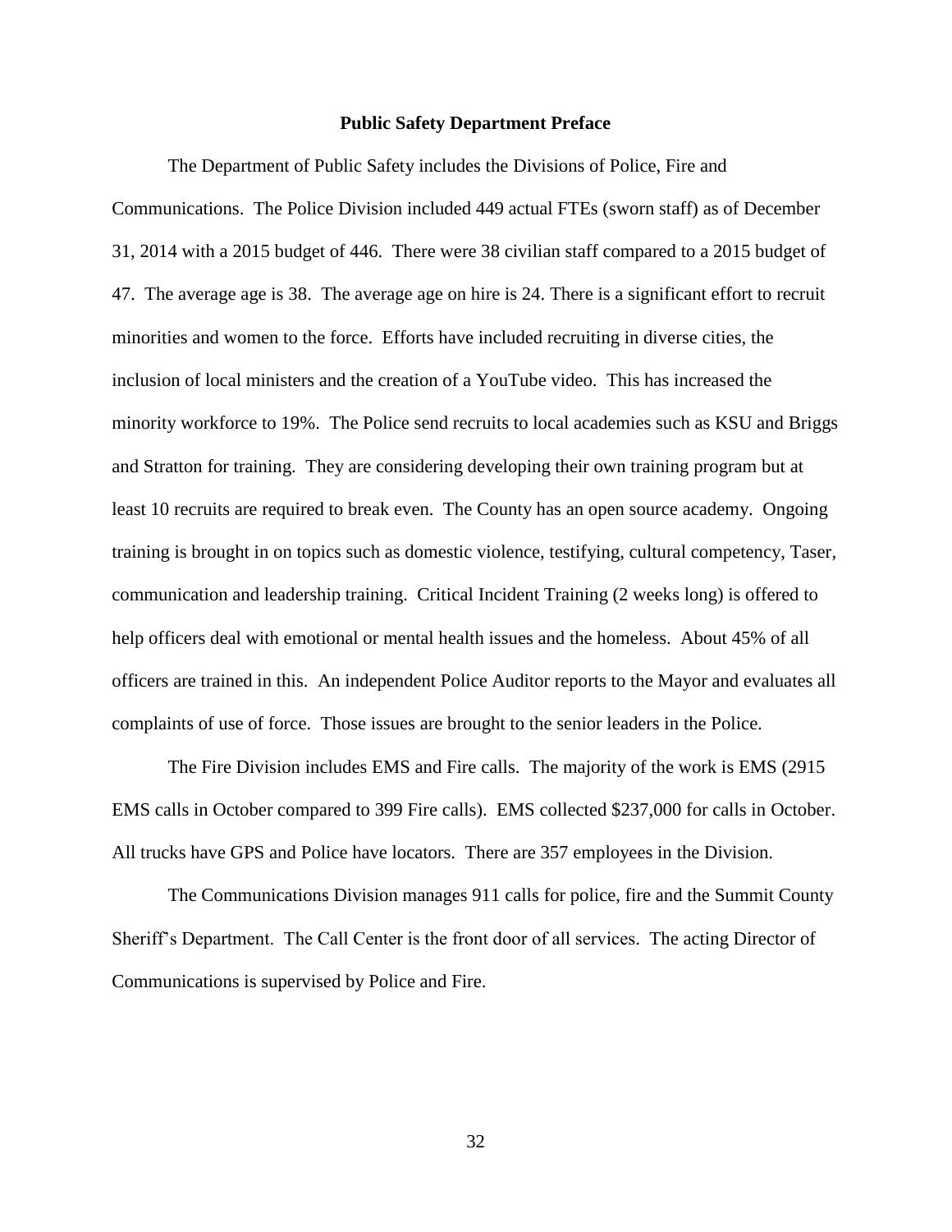## Public Safety Department Preface

The Department of Public Safety includes the Divisions of Police, Fire and Communications. The Police Division included 449 actual FTEs (sworn staff) as of December 31, 2014 with a 2015 budget of 446. There were 38 civilian staff compared to a 2015 budget of 47. The average age is 38. The average age on hire is 24. There is a significant effort to recruit minorities and women to the force. Efforts have included recruiting in diverse cities, the inclusion of local ministers and the creation of a YouTube video. This has increased the minority workforce to 19%. The Police send recruits to local academies such as KSU and Briggs and Stratton for training. They are considering developing their own training program but at least 10 recruits are required to break even. The County has an open source academy. Ongoing training is brought in on topics such as domestic violence, testifying, cultural competency, Taser, communication and leadership training. Critical Incident Training (2 weeks long) is offered to help officers deal with emotional or mental health issues and the homeless. About 45% of all officers are trained in this. An independent Police Auditor reports to the Mayor and evaluates all complaints of use of force. Those issues are brought to the senior leaders in the Police.

The Fire Division includes EMS and Fire calls. The majority of the work is EMS (2915 EMS calls in October compared to 399 Fire calls). EMS collected $237,000 for calls in October. All trucks have GPS and Police have locators. There are 357 employees in the Division.

The Communications Division manages 911 calls for police, fire and the Summit County Sheriff's Department. The Call Center is the front door of all services. The acting Director of Communications is supervised by Police and Fire.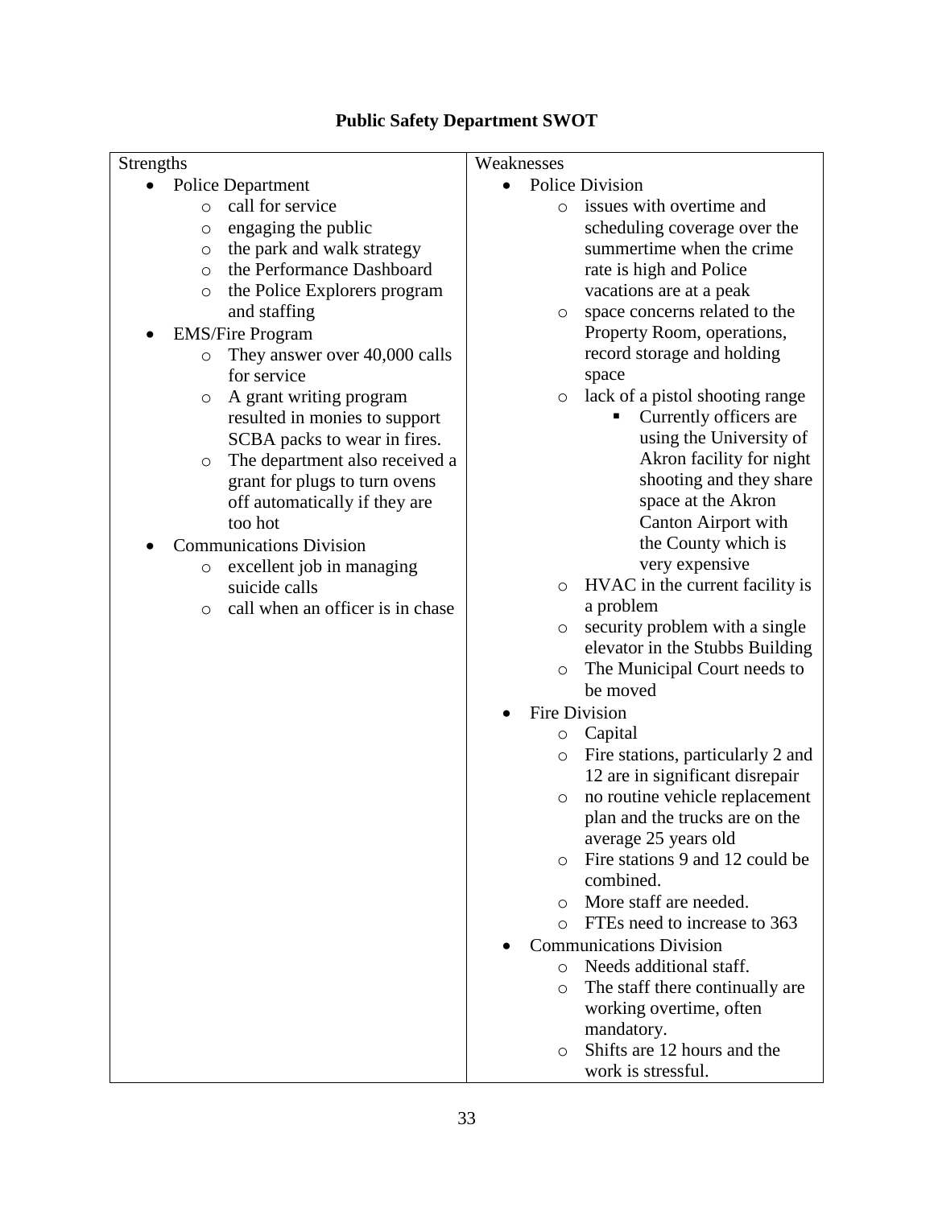**Public Safety Department SWOT**

| Strengths | Weaknesses |
|---|---|
| • Police Department<br>  ○ call for service<br>  ○ engaging the public<br>  ○ the park and walk strategy<br>  ○ the Performance Dashboard<br>  ○ the Police Explorers program and staffing<br>• EMS/Fire Program<br>  ○ They answer over 40,000 calls for service<br>  ○ A grant writing program resulted in monies to support SCBA packs to wear in fires.<br>  ○ The department also received a grant for plugs to turn ovens off automatically if they are too hot<br>• Communications Division<br>  ○ excellent job in managing suicide calls<br>  ○ call when an officer is in chase | • Police Division<br>  ○ issues with overtime and scheduling coverage over the summertime when the crime rate is high and Police vacations are at a peak<br>  ○ space concerns related to the Property Room, operations, record storage and holding space<br>  ○ lack of a pistol shooting range<br>    ▪ Currently officers are using the University of Akron facility for night shooting and they share space at the Akron Canton Airport with the County which is very expensive<br>  ○ HVAC in the current facility is a problem<br>  ○ security problem with a single elevator in the Stubbs Building<br>  ○ The Municipal Court needs to be moved<br>• Fire Division<br>  ○ Capital<br>  ○ Fire stations, particularly 2 and 12 are in significant disrepair<br>  ○ no routine vehicle replacement plan and the trucks are on the average 25 years old<br>  ○ Fire stations 9 and 12 could be combined.<br>  ○ More staff are needed.<br>  ○ FTEs need to increase to 363<br>• Communications Division<br>  ○ Needs additional staff.<br>  ○ The staff there continually are working overtime, often mandatory.<br>  ○ Shifts are 12 hours and the work is stressful. |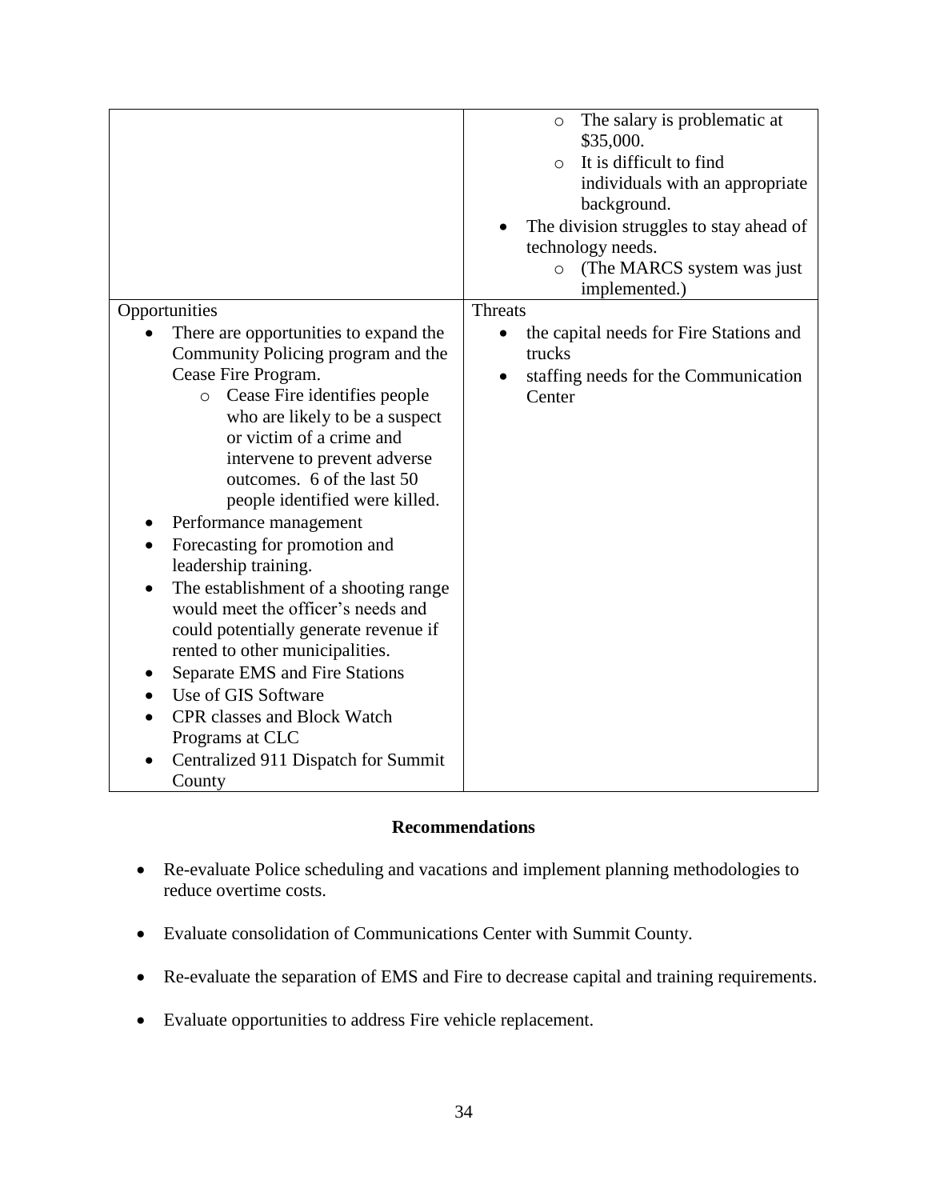| | <ul><li>The salary is problematic at \$35,000.</li><li>It is difficult to find individuals with an appropriate background.</li></ul><ul><li>The division struggles to stay ahead of technology needs.<ul><li>(The MARCS system was just implemented.)</li></ul></li></ul> |
|---|---|
| Opportunities<ul><li>There are opportunities to expand the Community Policing program and the Cease Fire Program.<ul><li>Cease Fire identifies people who are likely to be a suspect or victim of a crime and intervene to prevent adverse outcomes. 6 of the last 50 people identified were killed.</li></ul></li><li>Performance management</li><li>Forecasting for promotion and leadership training.</li><li>The establishment of a shooting range would meet the officer's needs and could potentially generate revenue if rented to other municipalities.</li><li>Separate EMS and Fire Stations</li><li>Use of GIS Software</li><li>CPR classes and Block Watch Programs at CLC</li><li>Centralized 911 Dispatch for Summit County</li></ul> | Threats<ul><li>the capital needs for Fire Stations and trucks</li><li>staffing needs for the Communication Center</li></ul> |

## Recommendations

- Re-evaluate Police scheduling and vacations and implement planning methodologies to reduce overtime costs.
- Evaluate consolidation of Communications Center with Summit County.
- Re-evaluate the separation of EMS and Fire to decrease capital and training requirements.
- Evaluate opportunities to address Fire vehicle replacement.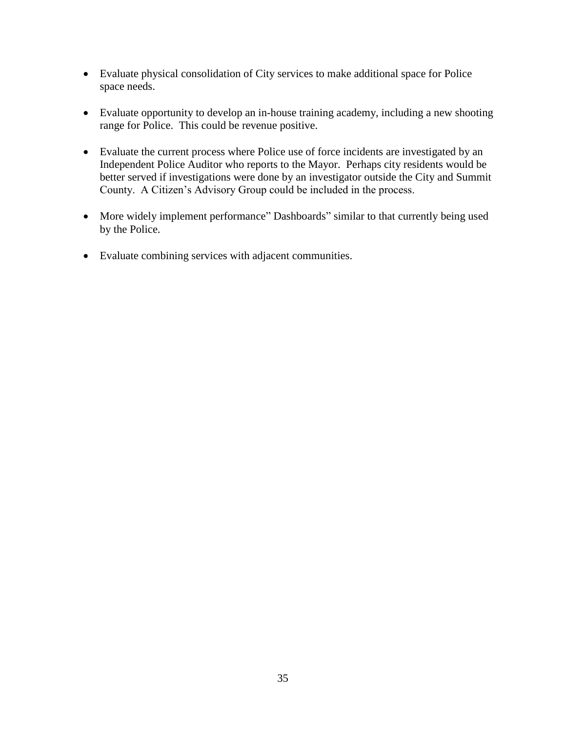- Evaluate physical consolidation of City services to make additional space for Police space needs.

- Evaluate opportunity to develop an in-house training academy, including a new shooting range for Police. This could be revenue positive.

- Evaluate the current process where Police use of force incidents are investigated by an Independent Police Auditor who reports to the Mayor. Perhaps city residents would be better served if investigations were done by an investigator outside the City and Summit County. A Citizen's Advisory Group could be included in the process.

- More widely implement performance" Dashboards" similar to that currently being used by the Police.

- Evaluate combining services with adjacent communities.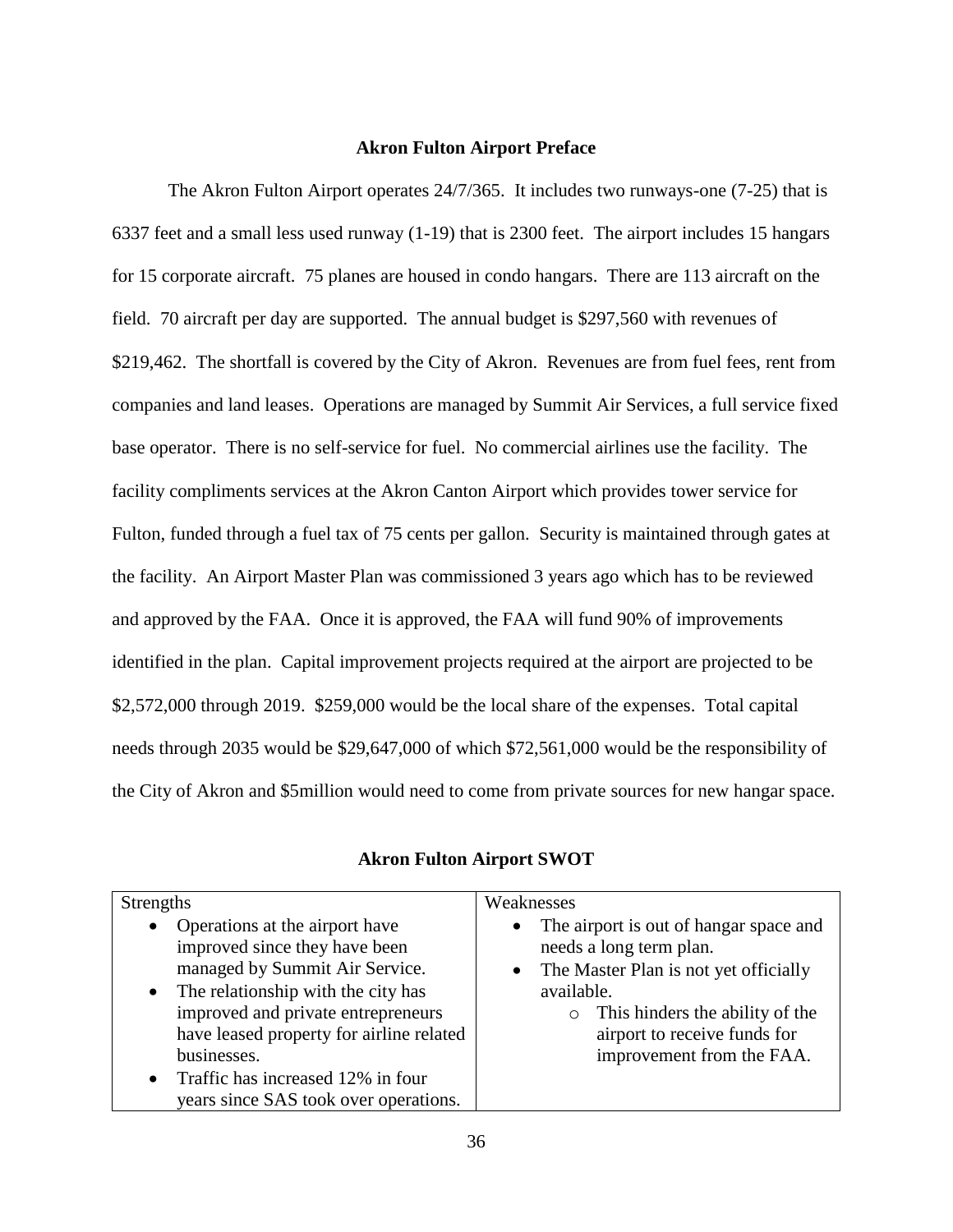## Akron Fulton Airport Preface

The Akron Fulton Airport operates 24/7/365. It includes two runways-one (7-25) that is 6337 feet and a small less used runway (1-19) that is 2300 feet. The airport includes 15 hangars for 15 corporate aircraft. 75 planes are housed in condo hangars. There are 113 aircraft on the field. 70 aircraft per day are supported. The annual budget is $297,560 with revenues of $219,462. The shortfall is covered by the City of Akron. Revenues are from fuel fees, rent from companies and land leases. Operations are managed by Summit Air Services, a full service fixed base operator. There is no self-service for fuel. No commercial airlines use the facility. The facility compliments services at the Akron Canton Airport which provides tower service for Fulton, funded through a fuel tax of 75 cents per gallon. Security is maintained through gates at the facility. An Airport Master Plan was commissioned 3 years ago which has to be reviewed and approved by the FAA. Once it is approved, the FAA will fund 90% of improvements identified in the plan. Capital improvement projects required at the airport are projected to be $2,572,000 through 2019. $259,000 would be the local share of the expenses. Total capital needs through 2035 would be $29,647,000 of which $72,561,000 would be the responsibility of the City of Akron and $5million would need to come from private sources for new hangar space.

## Akron Fulton Airport SWOT

| Strengths | Weaknesses |
| --- | --- |
| • Operations at the airport have improved since they have been managed by Summit Air Service.<br>• The relationship with the city has improved and private entrepreneurs have leased property for airline related businesses.<br>• Traffic has increased 12% in four years since SAS took over operations. | • The airport is out of hangar space and needs a long term plan.<br>• The Master Plan is not yet officially available.<br>&nbsp;&nbsp;&nbsp;&nbsp;○ This hinders the ability of the airport to receive funds for improvement from the FAA. |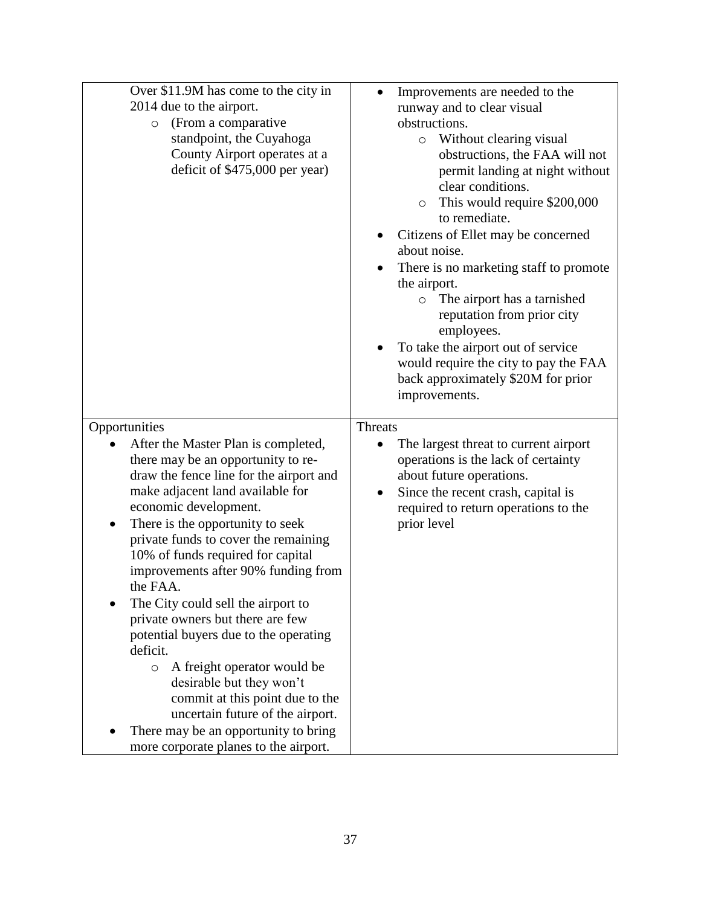| Over $11.9M has come to the city in 2014 due to the airport.<br>  ○ (From a comparative standpoint, the Cuyahoga County Airport operates at a deficit of $475,000 per year) | • Improvements are needed to the runway and to clear visual obstructions.<br>  ○ Without clearing visual obstructions, the FAA will not permit landing at night without clear conditions.<br>  ○ This would require $200,000 to remediate.<br>• Citizens of Ellet may be concerned about noise.<br>• There is no marketing staff to promote the airport.<br>  ○ The airport has a tarnished reputation from prior city employees.<br>• To take the airport out of service would require the city to pay the FAA back approximately $20M for prior improvements. |
|---|---|
| Opportunities<br>• After the Master Plan is completed, there may be an opportunity to re-draw the fence line for the airport and make adjacent land available for economic development.<br>• There is the opportunity to seek private funds to cover the remaining 10% of funds required for capital improvements after 90% funding from the FAA.<br>• The City could sell the airport to private owners but there are few potential buyers due to the operating deficit.<br>  ○ A freight operator would be desirable but they won't commit at this point due to the uncertain future of the airport.<br>• There may be an opportunity to bring more corporate planes to the airport. | Threats<br>• The largest threat to current airport operations is the lack of certainty about future operations.<br>• Since the recent crash, capital is required to return operations to the prior level |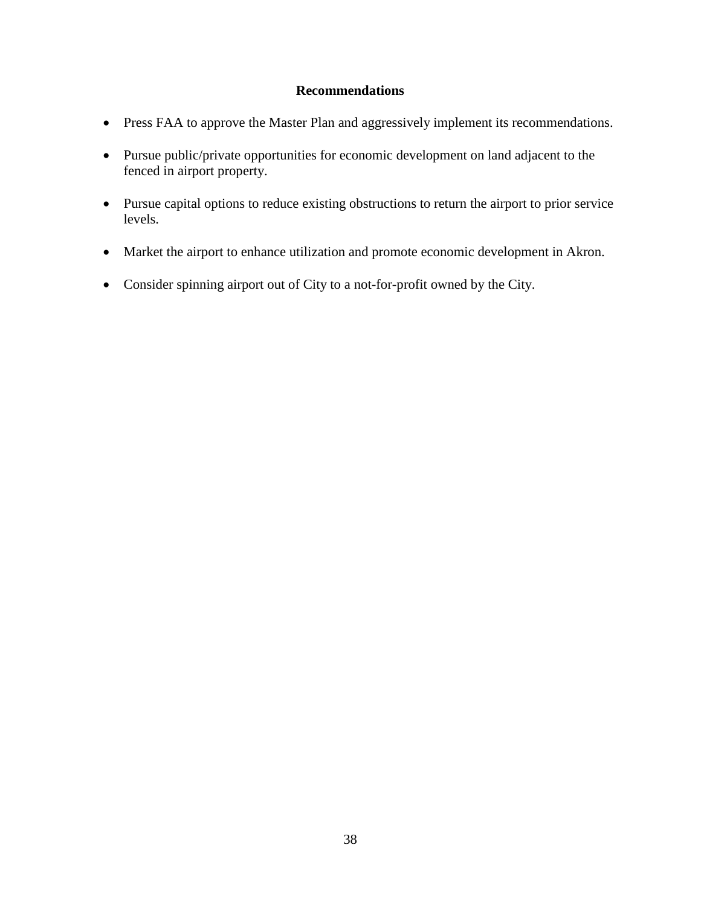### Recommendations

- Press FAA to approve the Master Plan and aggressively implement its recommendations.
- Pursue public/private opportunities for economic development on land adjacent to the fenced in airport property.
- Pursue capital options to reduce existing obstructions to return the airport to prior service levels.
- Market the airport to enhance utilization and promote economic development in Akron.
- Consider spinning airport out of City to a not-for-profit owned by the City.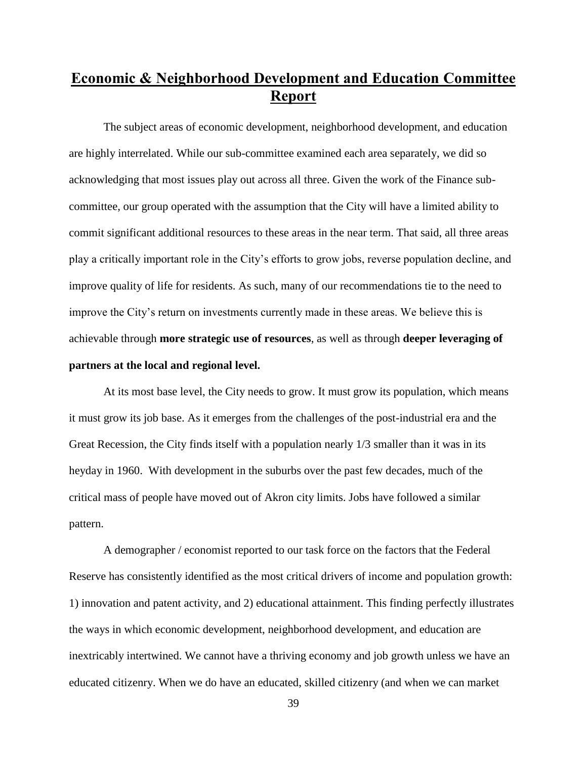# Economic & Neighborhood Development and Education Committee Report

The subject areas of economic development, neighborhood development, and education are highly interrelated. While our sub-committee examined each area separately, we did so acknowledging that most issues play out across all three. Given the work of the Finance sub-committee, our group operated with the assumption that the City will have a limited ability to commit significant additional resources to these areas in the near term. That said, all three areas play a critically important role in the City's efforts to grow jobs, reverse population decline, and improve quality of life for residents. As such, many of our recommendations tie to the need to improve the City's return on investments currently made in these areas. We believe this is achievable through **more strategic use of resources**, as well as through **deeper leveraging of partners at the local and regional level.**

At its most base level, the City needs to grow. It must grow its population, which means it must grow its job base. As it emerges from the challenges of the post-industrial era and the Great Recession, the City finds itself with a population nearly 1/3 smaller than it was in its heyday in 1960. With development in the suburbs over the past few decades, much of the critical mass of people have moved out of Akron city limits. Jobs have followed a similar pattern.

A demographer / economist reported to our task force on the factors that the Federal Reserve has consistently identified as the most critical drivers of income and population growth: 1) innovation and patent activity, and 2) educational attainment. This finding perfectly illustrates the ways in which economic development, neighborhood development, and education are inextricably intertwined. We cannot have a thriving economy and job growth unless we have an educated citizenry. When we do have an educated, skilled citizenry (and when we can market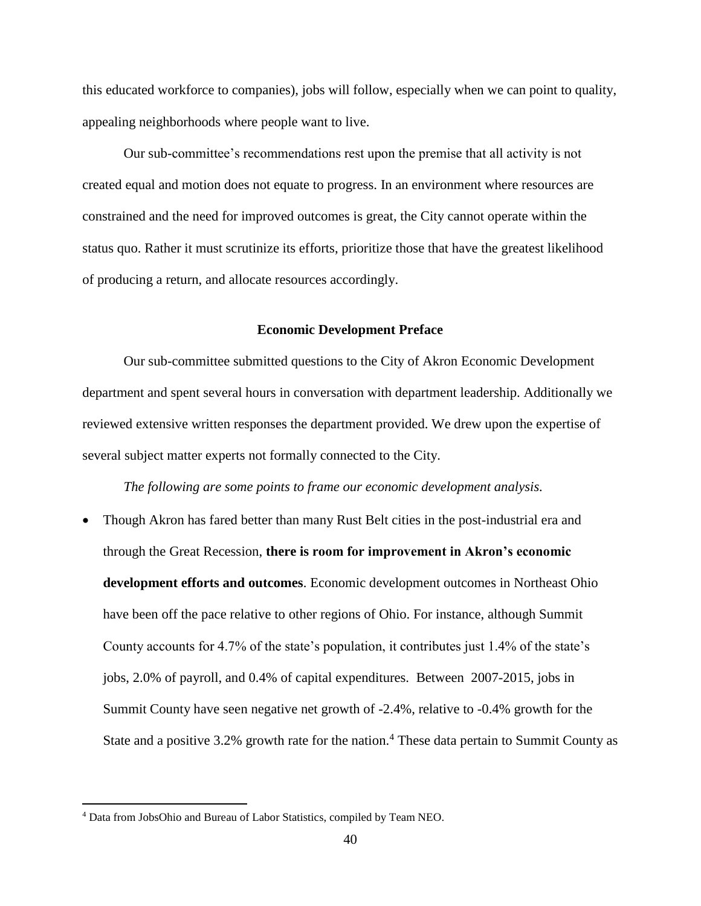this educated workforce to companies), jobs will follow, especially when we can point to quality, appealing neighborhoods where people want to live.

Our sub-committee's recommendations rest upon the premise that all activity is not created equal and motion does not equate to progress. In an environment where resources are constrained and the need for improved outcomes is great, the City cannot operate within the status quo. Rather it must scrutinize its efforts, prioritize those that have the greatest likelihood of producing a return, and allocate resources accordingly.

**Economic Development Preface**

Our sub-committee submitted questions to the City of Akron Economic Development department and spent several hours in conversation with department leadership. Additionally we reviewed extensive written responses the department provided. We drew upon the expertise of several subject matter experts not formally connected to the City.

*The following are some points to frame our economic development analysis.*

- Though Akron has fared better than many Rust Belt cities in the post-industrial era and through the Great Recession, **there is room for improvement in Akron's economic development efforts and outcomes**. Economic development outcomes in Northeast Ohio have been off the pace relative to other regions of Ohio. For instance, although Summit County accounts for 4.7% of the state's population, it contributes just 1.4% of the state's jobs, 2.0% of payroll, and 0.4% of capital expenditures. Between 2007-2015, jobs in Summit County have seen negative net growth of -2.4%, relative to -0.4% growth for the State and a positive 3.2% growth rate for the nation.[4] These data pertain to Summit County as

[4] Data from JobsOhio and Bureau of Labor Statistics, compiled by Team NEO.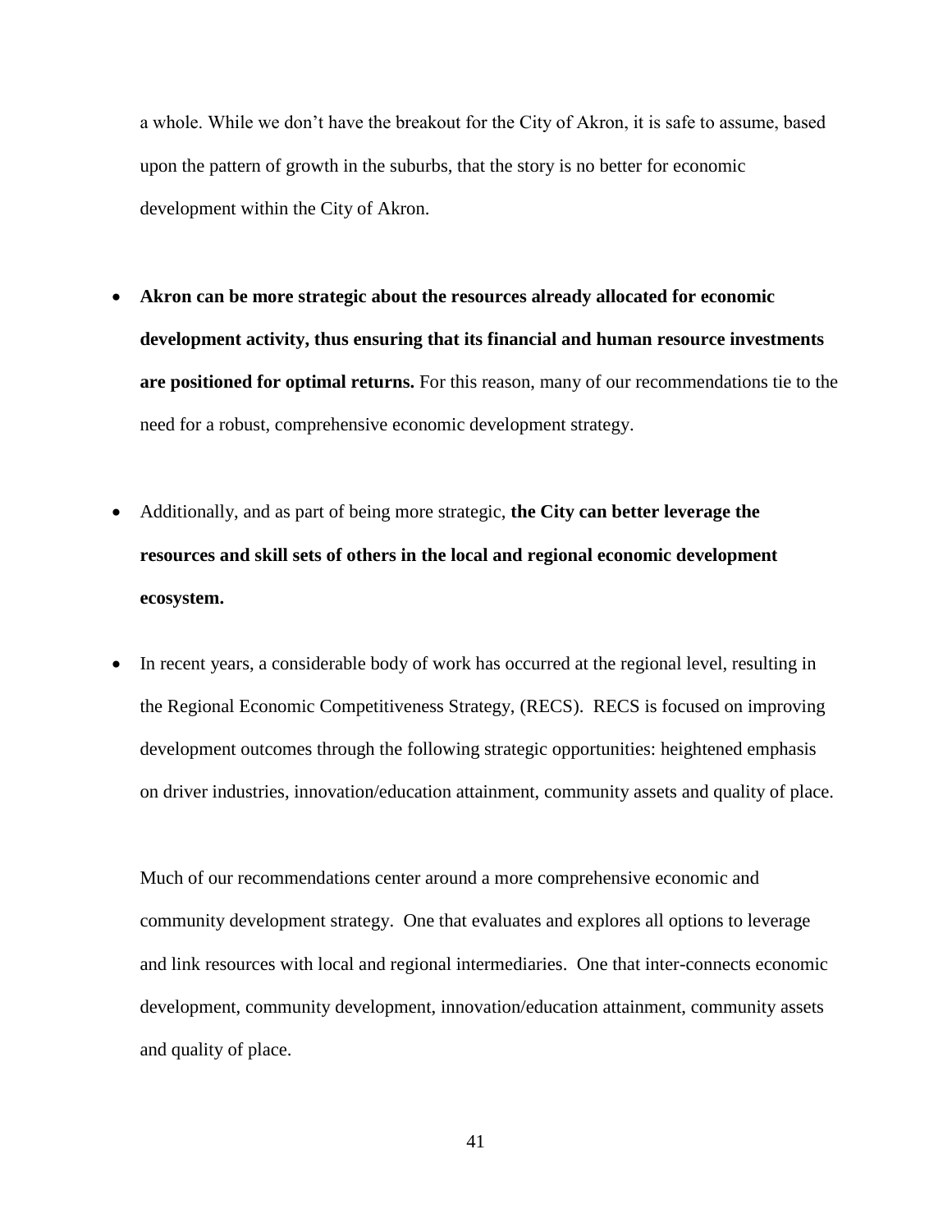a whole. While we don't have the breakout for the City of Akron, it is safe to assume, based upon the pattern of growth in the suburbs, that the story is no better for economic development within the City of Akron.

- **Akron can be more strategic about the resources already allocated for economic development activity, thus ensuring that its financial and human resource investments are positioned for optimal returns.** For this reason, many of our recommendations tie to the need for a robust, comprehensive economic development strategy.

- Additionally, and as part of being more strategic, **the City can better leverage the resources and skill sets of others in the local and regional economic development ecosystem.**

- In recent years, a considerable body of work has occurred at the regional level, resulting in the Regional Economic Competitiveness Strategy, (RECS). RECS is focused on improving development outcomes through the following strategic opportunities: heightened emphasis on driver industries, innovation/education attainment, community assets and quality of place.

  Much of our recommendations center around a more comprehensive economic and community development strategy. One that evaluates and explores all options to leverage and link resources with local and regional intermediaries. One that inter-connects economic development, community development, innovation/education attainment, community assets and quality of place.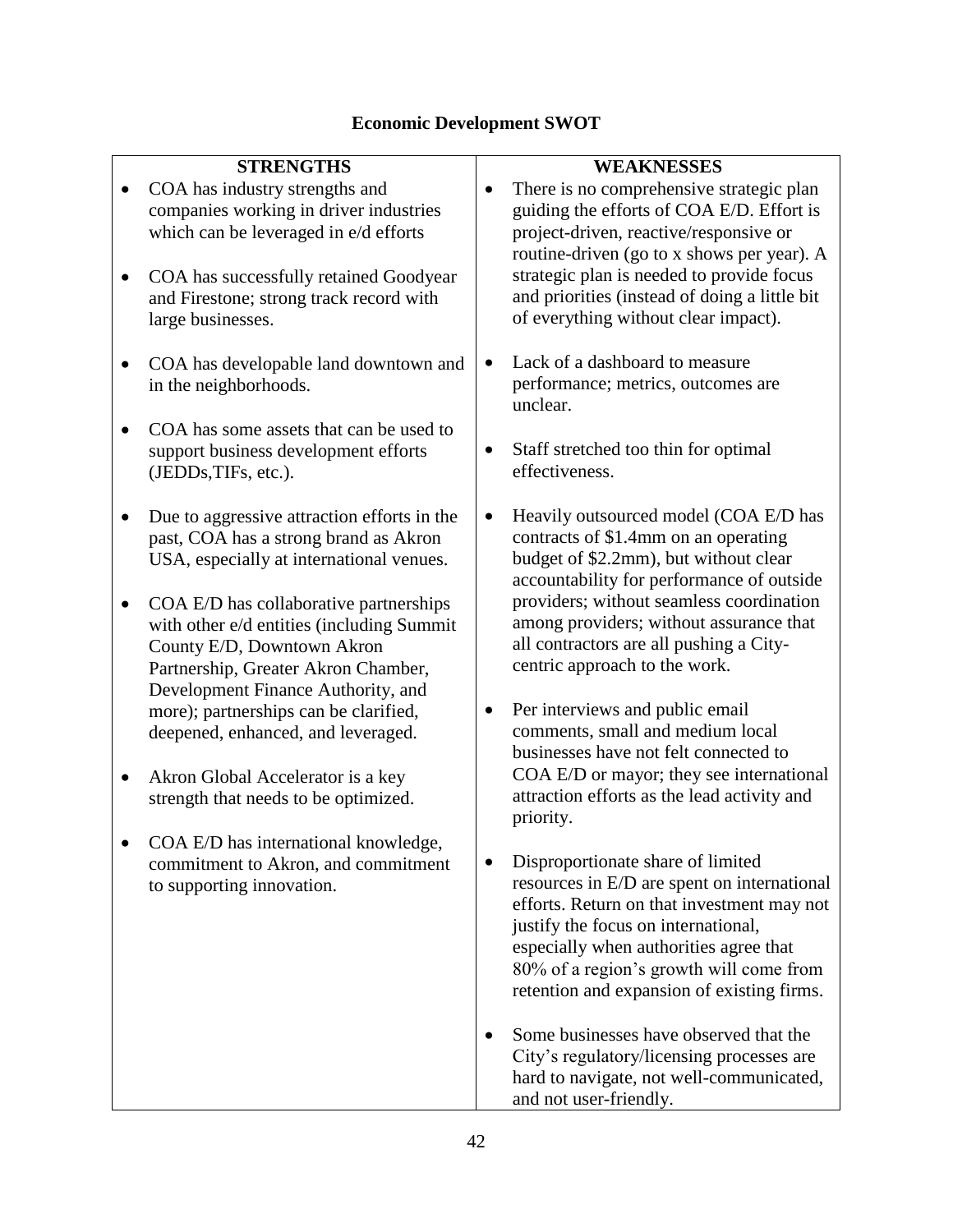# Economic Development SWOT

| STRENGTHS | WEAKNESSES |
|---|---|
| • COA has industry strengths and companies working in driver industries which can be leveraged in e/d efforts<br><br>• COA has successfully retained Goodyear and Firestone; strong track record with large businesses.<br><br>• COA has developable land downtown and in the neighborhoods.<br><br>• COA has some assets that can be used to support business development efforts (JEDDs,TIFs, etc.).<br><br>• Due to aggressive attraction efforts in the past, COA has a strong brand as Akron USA, especially at international venues.<br><br>• COA E/D has collaborative partnerships with other e/d entities (including Summit County E/D, Downtown Akron Partnership, Greater Akron Chamber, Development Finance Authority, and more); partnerships can be clarified, deepened, enhanced, and leveraged.<br><br>• Akron Global Accelerator is a key strength that needs to be optimized.<br><br>• COA E/D has international knowledge, commitment to Akron, and commitment to supporting innovation. | • There is no comprehensive strategic plan guiding the efforts of COA E/D. Effort is project-driven, reactive/responsive or routine-driven (go to x shows per year). A strategic plan is needed to provide focus and priorities (instead of doing a little bit of everything without clear impact).<br><br>• Lack of a dashboard to measure performance; metrics, outcomes are unclear.<br><br>• Staff stretched too thin for optimal effectiveness.<br><br>• Heavily outsourced model (COA E/D has contracts of \$1.4mm on an operating budget of \$2.2mm), but without clear accountability for performance of outside providers; without seamless coordination among providers; without assurance that all contractors are all pushing a City-centric approach to the work.<br><br>• Per interviews and public email comments, small and medium local businesses have not felt connected to COA E/D or mayor; they see international attraction efforts as the lead activity and priority.<br><br>• Disproportionate share of limited resources in E/D are spent on international efforts. Return on that investment may not justify the focus on international, especially when authorities agree that 80% of a region's growth will come from retention and expansion of existing firms.<br><br>• Some businesses have observed that the City's regulatory/licensing processes are hard to navigate, not well-communicated, and not user-friendly. |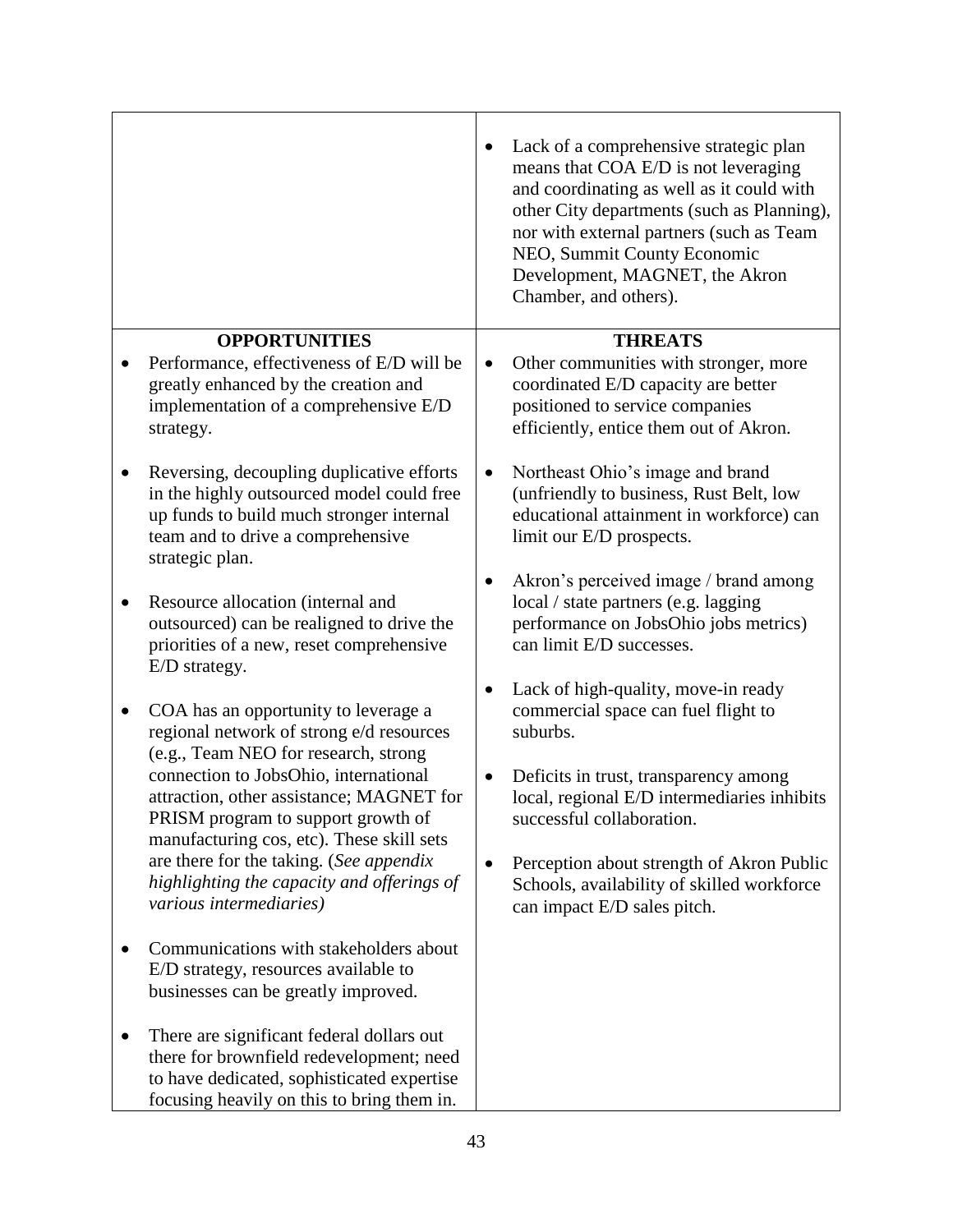| | |
|---|---|
| | • Lack of a comprehensive strategic plan means that COA E/D is not leveraging and coordinating as well as it could with other City departments (such as Planning), nor with external partners (such as Team NEO, Summit County Economic Development, MAGNET, the Akron Chamber, and others). |
| **OPPORTUNITIES**<br><br>• Performance, effectiveness of E/D will be greatly enhanced by the creation and implementation of a comprehensive E/D strategy.<br><br>• Reversing, decoupling duplicative efforts in the highly outsourced model could free up funds to build much stronger internal team and to drive a comprehensive strategic plan.<br><br>• Resource allocation (internal and outsourced) can be realigned to drive the priorities of a new, reset comprehensive E/D strategy.<br><br>• COA has an opportunity to leverage a regional network of strong e/d resources (e.g., Team NEO for research, strong connection to JobsOhio, international attraction, other assistance; MAGNET for PRISM program to support growth of manufacturing cos, etc). These skill sets are there for the taking. (*See appendix highlighting the capacity and offerings of various intermediaries)*<br><br>• Communications with stakeholders about E/D strategy, resources available to businesses can be greatly improved.<br><br>• There are significant federal dollars out there for brownfield redevelopment; need to have dedicated, sophisticated expertise focusing heavily on this to bring them in. | **THREATS**<br><br>• Other communities with stronger, more coordinated E/D capacity are better positioned to service companies efficiently, entice them out of Akron.<br><br>• Northeast Ohio's image and brand (unfriendly to business, Rust Belt, low educational attainment in workforce) can limit our E/D prospects.<br><br>• Akron's perceived image / brand among local / state partners (e.g. lagging performance on JobsOhio jobs metrics) can limit E/D successes.<br><br>• Lack of high-quality, move-in ready commercial space can fuel flight to suburbs.<br><br>• Deficits in trust, transparency among local, regional E/D intermediaries inhibits successful collaboration.<br><br>• Perception about strength of Akron Public Schools, availability of skilled workforce can impact E/D sales pitch. |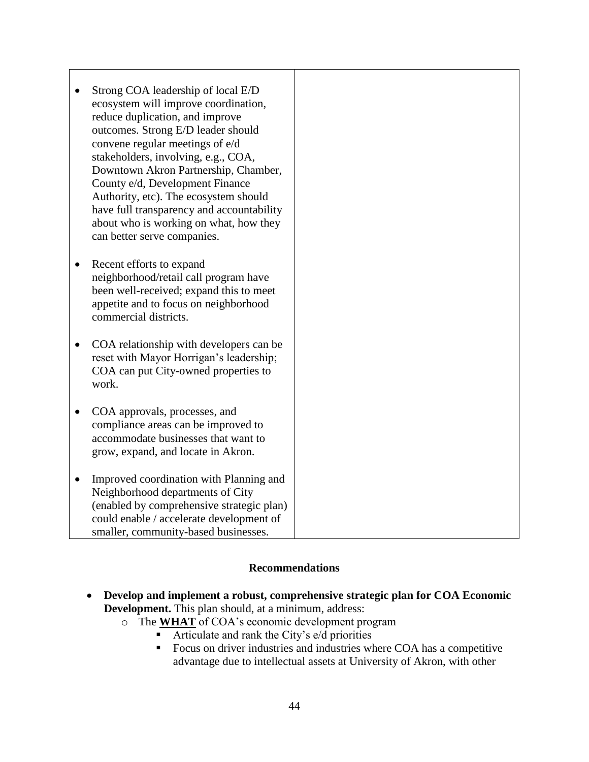| | |
|---|---|
| • Strong COA leadership of local E/D ecosystem will improve coordination, reduce duplication, and improve outcomes. Strong E/D leader should convene regular meetings of e/d stakeholders, involving, e.g., COA, Downtown Akron Partnership, Chamber, County e/d, Development Finance Authority, etc). The ecosystem should have full transparency and accountability about who is working on what, how they can better serve companies.<br><br>• Recent efforts to expand neighborhood/retail call program have been well-received; expand this to meet appetite and to focus on neighborhood commercial districts.<br><br>• COA relationship with developers can be reset with Mayor Horrigan's leadership; COA can put City-owned properties to work.<br><br>• COA approvals, processes, and compliance areas can be improved to accommodate businesses that want to grow, expand, and locate in Akron.<br><br>• Improved coordination with Planning and Neighborhood departments of City (enabled by comprehensive strategic plan) could enable / accelerate development of smaller, community-based businesses. | |

**Recommendations**

- **Develop and implement a robust, comprehensive strategic plan for COA Economic Development.** This plan should, at a minimum, address:
  - The **WHAT** of COA's economic development program
    - Articulate and rank the City's e/d priorities
    - Focus on driver industries and industries where COA has a competitive advantage due to intellectual assets at University of Akron, with other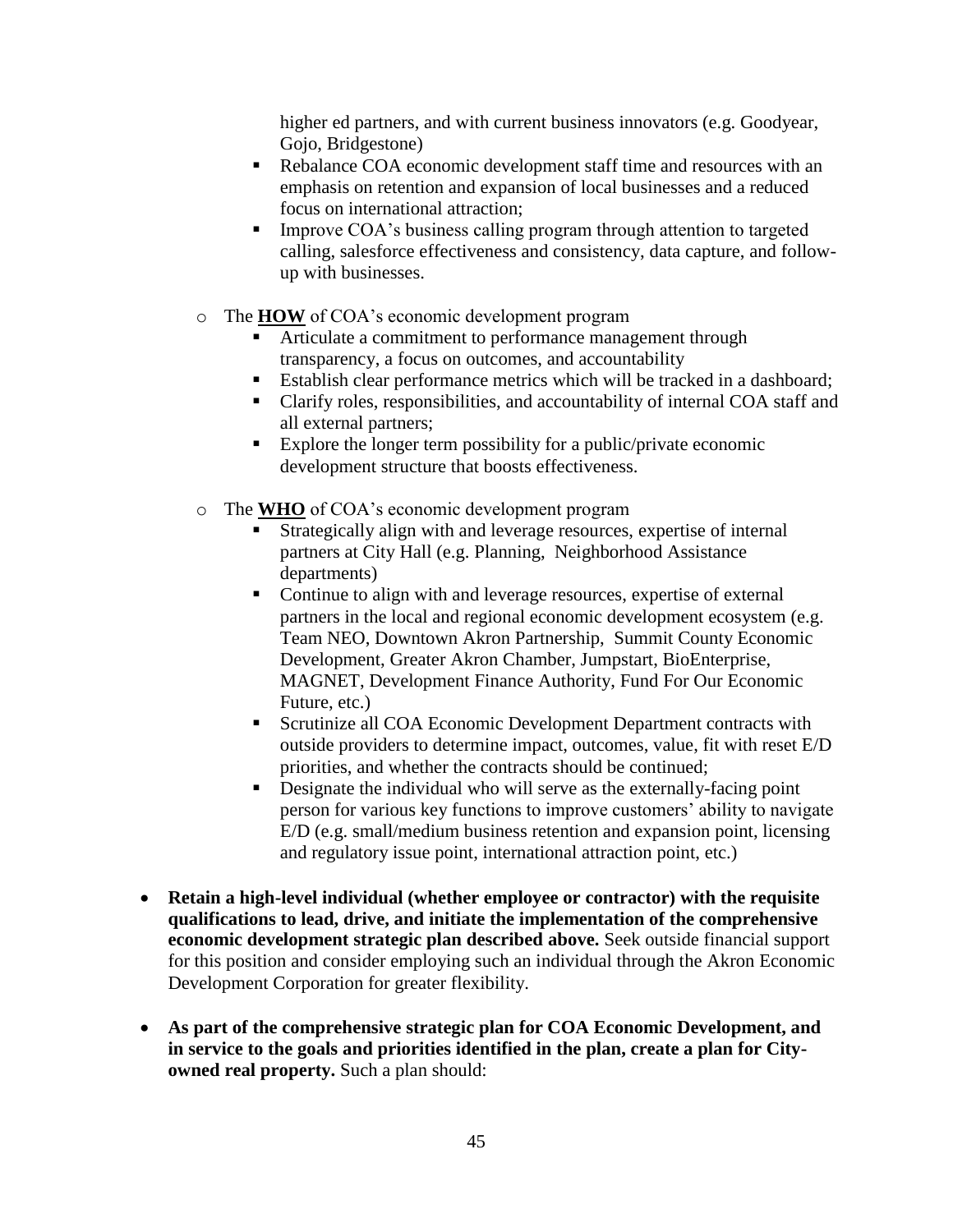higher ed partners, and with current business innovators (e.g. Goodyear, Gojo, Bridgestone)
  - Rebalance COA economic development staff time and resources with an emphasis on retention and expansion of local businesses and a reduced focus on international attraction;
  - Improve COA's business calling program through attention to targeted calling, salesforce effectiveness and consistency, data capture, and follow-up with businesses.

- The **HOW** of COA's economic development program
  - Articulate a commitment to performance management through transparency, a focus on outcomes, and accountability
  - Establish clear performance metrics which will be tracked in a dashboard;
  - Clarify roles, responsibilities, and accountability of internal COA staff and all external partners;
  - Explore the longer term possibility for a public/private economic development structure that boosts effectiveness.

- The **WHO** of COA's economic development program
  - Strategically align with and leverage resources, expertise of internal partners at City Hall (e.g. Planning, Neighborhood Assistance departments)
  - Continue to align with and leverage resources, expertise of external partners in the local and regional economic development ecosystem (e.g. Team NEO, Downtown Akron Partnership, Summit County Economic Development, Greater Akron Chamber, Jumpstart, BioEnterprise, MAGNET, Development Finance Authority, Fund For Our Economic Future, etc.)
  - Scrutinize all COA Economic Development Department contracts with outside providers to determine impact, outcomes, value, fit with reset E/D priorities, and whether the contracts should be continued;
  - Designate the individual who will serve as the externally-facing point person for various key functions to improve customers' ability to navigate E/D (e.g. small/medium business retention and expansion point, licensing and regulatory issue point, international attraction point, etc.)

- **Retain a high-level individual (whether employee or contractor) with the requisite qualifications to lead, drive, and initiate the implementation of the comprehensive economic development strategic plan described above.** Seek outside financial support for this position and consider employing such an individual through the Akron Economic Development Corporation for greater flexibility.

- **As part of the comprehensive strategic plan for COA Economic Development, and in service to the goals and priorities identified in the plan, create a plan for City-owned real property.** Such a plan should: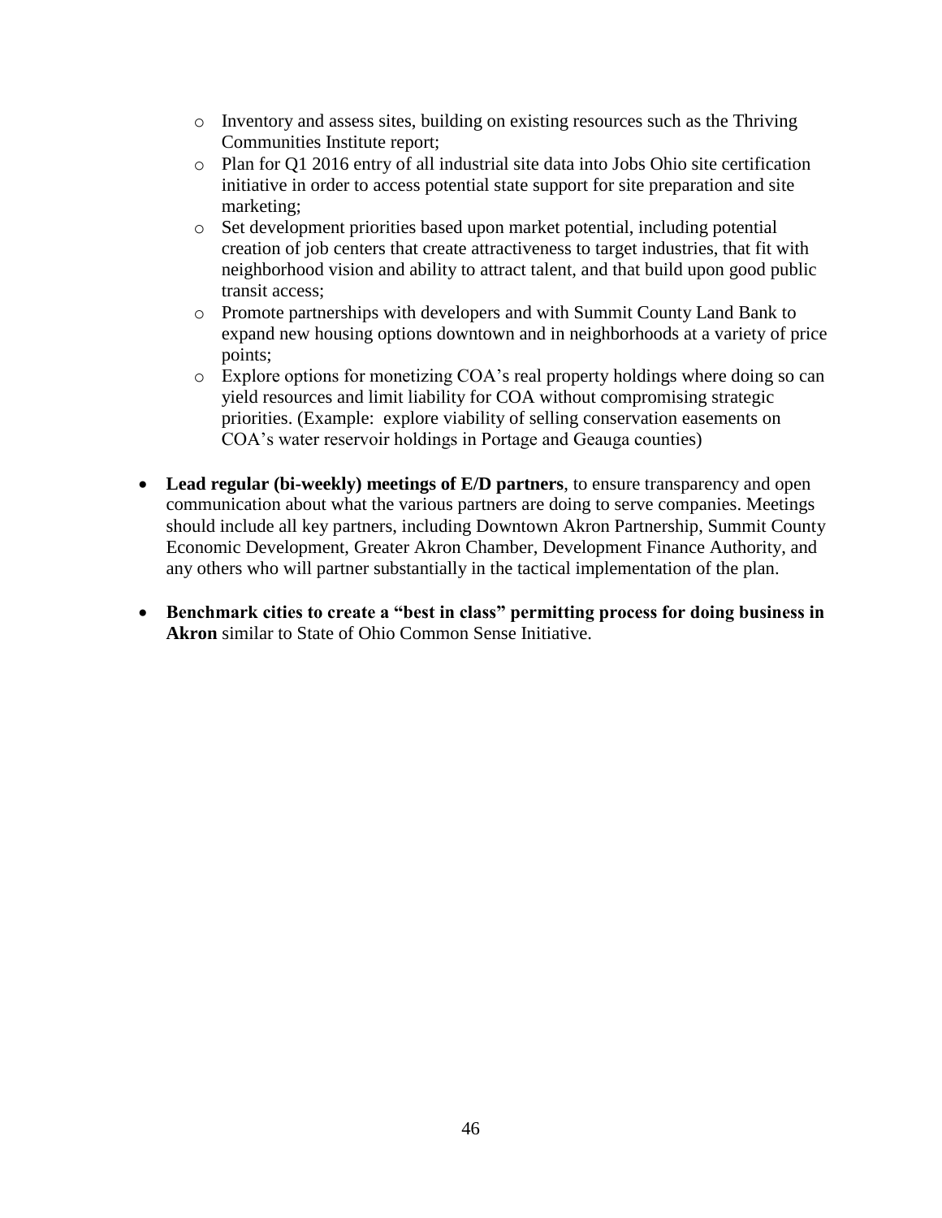- Inventory and assess sites, building on existing resources such as the Thriving Communities Institute report;
  - Plan for Q1 2016 entry of all industrial site data into Jobs Ohio site certification initiative in order to access potential state support for site preparation and site marketing;
  - Set development priorities based upon market potential, including potential creation of job centers that create attractiveness to target industries, that fit with neighborhood vision and ability to attract talent, and that build upon good public transit access;
  - Promote partnerships with developers and with Summit County Land Bank to expand new housing options downtown and in neighborhoods at a variety of price points;
  - Explore options for monetizing COA's real property holdings where doing so can yield resources and limit liability for COA without compromising strategic priorities. (Example: explore viability of selling conservation easements on COA's water reservoir holdings in Portage and Geauga counties)

- **Lead regular (bi-weekly) meetings of E/D partners**, to ensure transparency and open communication about what the various partners are doing to serve companies. Meetings should include all key partners, including Downtown Akron Partnership, Summit County Economic Development, Greater Akron Chamber, Development Finance Authority, and any others who will partner substantially in the tactical implementation of the plan.

- **Benchmark cities to create a "best in class" permitting process for doing business in Akron** similar to State of Ohio Common Sense Initiative.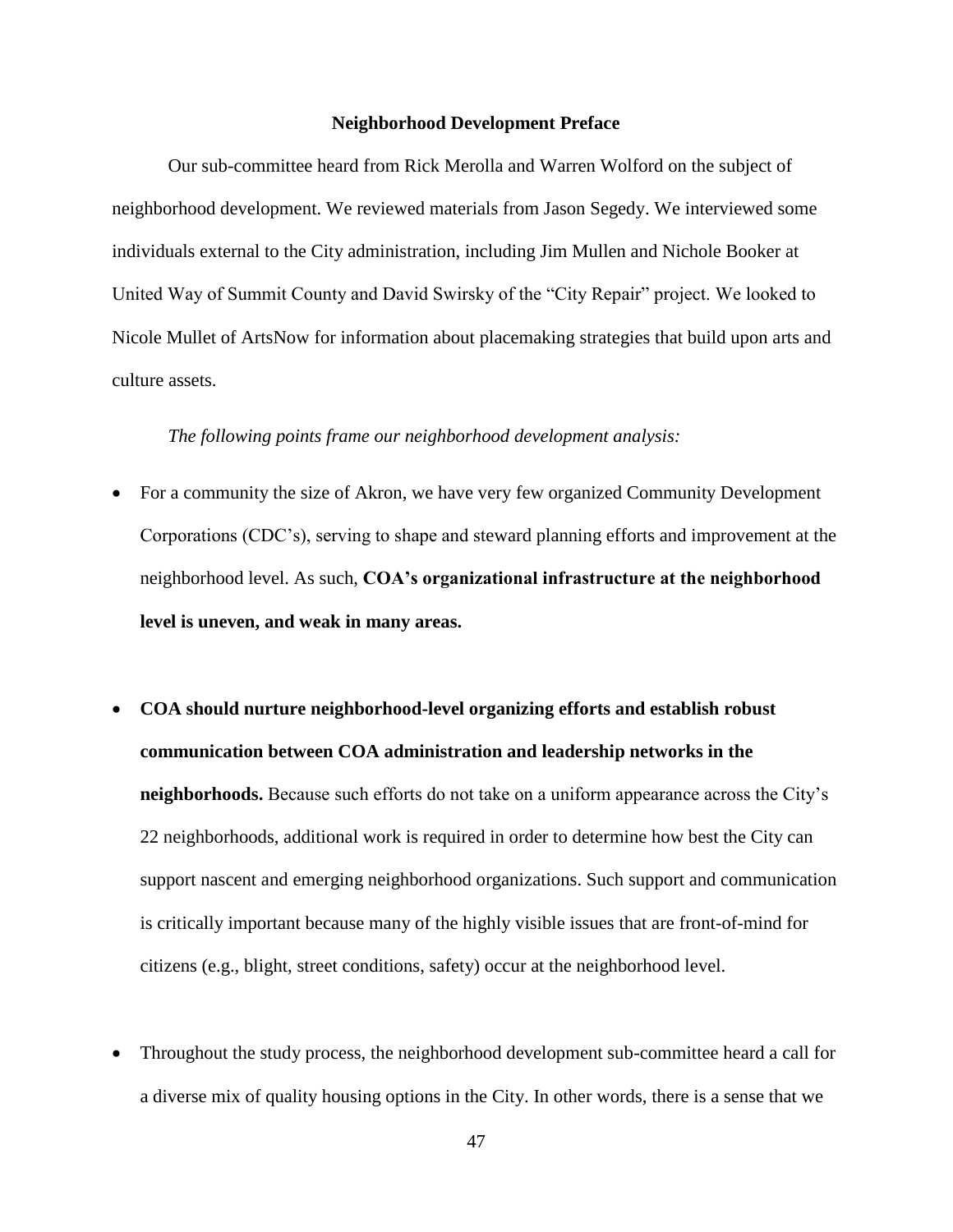## Neighborhood Development Preface

Our sub-committee heard from Rick Merolla and Warren Wolford on the subject of neighborhood development. We reviewed materials from Jason Segedy. We interviewed some individuals external to the City administration, including Jim Mullen and Nichole Booker at United Way of Summit County and David Swirsky of the "City Repair" project. We looked to Nicole Mullet of ArtsNow for information about placemaking strategies that build upon arts and culture assets.

*The following points frame our neighborhood development analysis:*

- For a community the size of Akron, we have very few organized Community Development Corporations (CDC's), serving to shape and steward planning efforts and improvement at the neighborhood level. As such, **COA's organizational infrastructure at the neighborhood level is uneven, and weak in many areas.**

- **COA should nurture neighborhood-level organizing efforts and establish robust communication between COA administration and leadership networks in the neighborhoods.** Because such efforts do not take on a uniform appearance across the City's 22 neighborhoods, additional work is required in order to determine how best the City can support nascent and emerging neighborhood organizations. Such support and communication is critically important because many of the highly visible issues that are front-of-mind for citizens (e.g., blight, street conditions, safety) occur at the neighborhood level.

- Throughout the study process, the neighborhood development sub-committee heard a call for a diverse mix of quality housing options in the City. In other words, there is a sense that we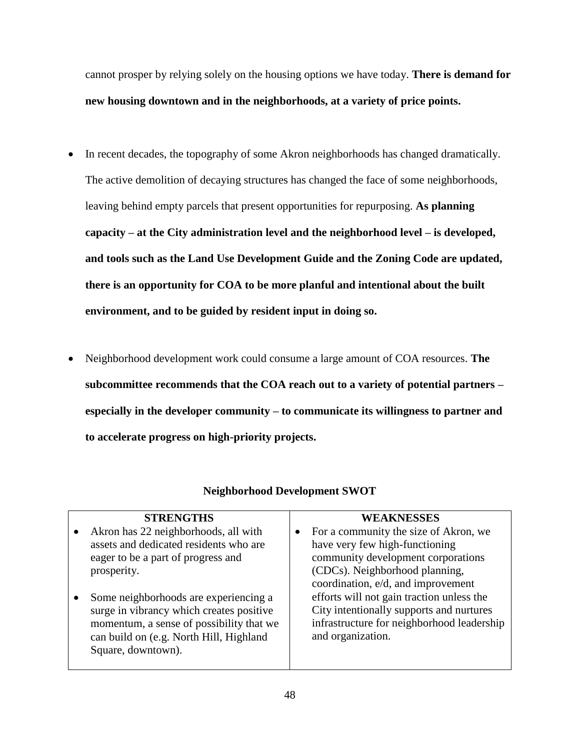cannot prosper by relying solely on the housing options we have today. **There is demand for new housing downtown and in the neighborhoods, at a variety of price points.**

- In recent decades, the topography of some Akron neighborhoods has changed dramatically. The active demolition of decaying structures has changed the face of some neighborhoods, leaving behind empty parcels that present opportunities for repurposing. **As planning capacity – at the City administration level and the neighborhood level – is developed, and tools such as the Land Use Development Guide and the Zoning Code are updated, there is an opportunity for COA to be more planful and intentional about the built environment, and to be guided by resident input in doing so.**

- Neighborhood development work could consume a large amount of COA resources. **The subcommittee recommends that the COA reach out to a variety of potential partners – especially in the developer community – to communicate its willingness to partner and to accelerate progress on high-priority projects.**

**Neighborhood Development SWOT**

| STRENGTHS | WEAKNESSES |
|---|---|
| • Akron has 22 neighborhoods, all with assets and dedicated residents who are eager to be a part of progress and prosperity.<br><br>• Some neighborhoods are experiencing a surge in vibrancy which creates positive momentum, a sense of possibility that we can build on (e.g. North Hill, Highland Square, downtown). | • For a community the size of Akron, we have very few high-functioning community development corporations (CDCs). Neighborhood planning, coordination, e/d, and improvement efforts will not gain traction unless the City intentionally supports and nurtures infrastructure for neighborhood leadership and organization. |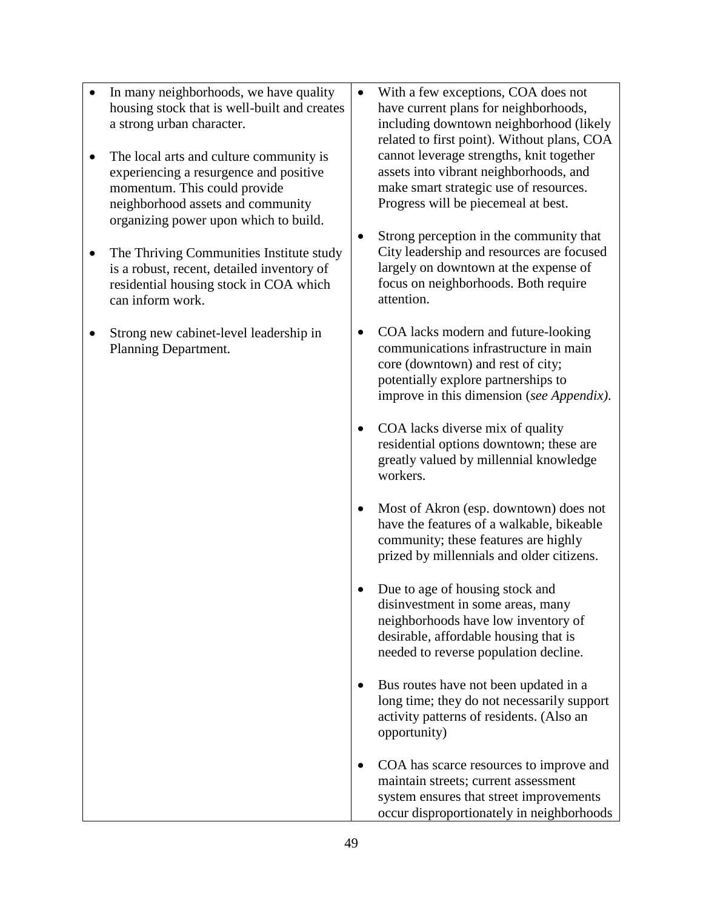| | |
|---|---|
| • In many neighborhoods, we have quality housing stock that is well-built and creates a strong urban character.<br><br>• The local arts and culture community is experiencing a resurgence and positive momentum. This could provide neighborhood assets and community organizing power upon which to build.<br><br>• The Thriving Communities Institute study is a robust, recent, detailed inventory of residential housing stock in COA which can inform work.<br><br>• Strong new cabinet-level leadership in Planning Department. | • With a few exceptions, COA does not have current plans for neighborhoods, including downtown neighborhood (likely related to first point). Without plans, COA cannot leverage strengths, knit together assets into vibrant neighborhoods, and make smart strategic use of resources. Progress will be piecemeal at best.<br><br>• Strong perception in the community that City leadership and resources are focused largely on downtown at the expense of focus on neighborhoods. Both require attention.<br><br>• COA lacks modern and future-looking communications infrastructure in main core (downtown) and rest of city; potentially explore partnerships to improve in this dimension (*see Appendix)*.<br><br>• COA lacks diverse mix of quality residential options downtown; these are greatly valued by millennial knowledge workers.<br><br>• Most of Akron (esp. downtown) does not have the features of a walkable, bikeable community; these features are highly prized by millennials and older citizens.<br><br>• Due to age of housing stock and disinvestment in some areas, many neighborhoods have low inventory of desirable, affordable housing that is needed to reverse population decline.<br><br>• Bus routes have not been updated in a long time; they do not necessarily support activity patterns of residents. (Also an opportunity)<br><br>• COA has scarce resources to improve and maintain streets; current assessment system ensures that street improvements occur disproportionately in neighborhoods |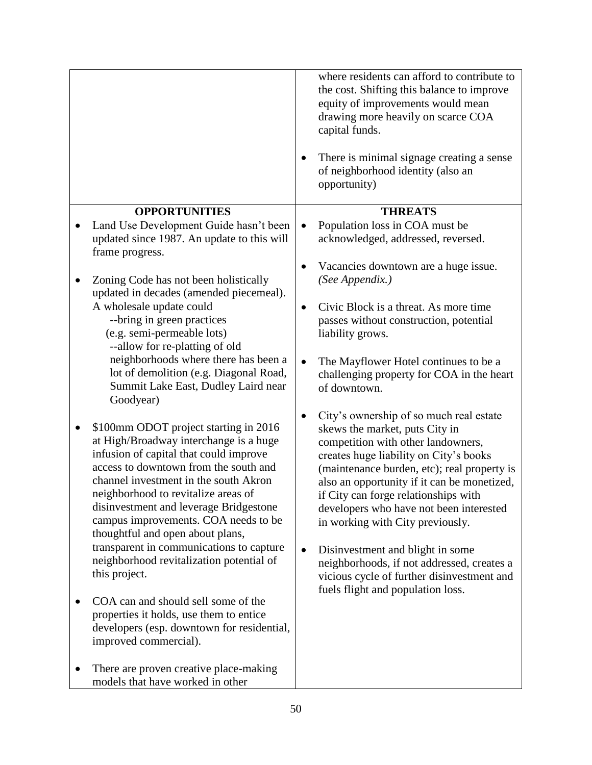| | |
|---|---|
| | where residents can afford to contribute to the cost. Shifting this balance to improve equity of improvements would mean drawing more heavily on scarce COA capital funds.<br><br>• There is minimal signage creating a sense of neighborhood identity (also an opportunity) |
| **OPPORTUNITIES**<br><br>• Land Use Development Guide hasn't been updated since 1987. An update to this will frame progress.<br><br>• Zoning Code has not been holistically updated in decades (amended piecemeal). A wholesale update could<br>--bring in green practices (e.g. semi-permeable lots)<br>--allow for re-platting of old neighborhoods where there has been a lot of demolition (e.g. Diagonal Road, Summit Lake East, Dudley Laird near Goodyear)<br><br>• $100mm ODOT project starting in 2016 at High/Broadway interchange is a huge infusion of capital that could improve access to downtown from the south and channel investment in the south Akron neighborhood to revitalize areas of disinvestment and leverage Bridgestone campus improvements. COA needs to be thoughtful and open about plans, transparent in communications to capture neighborhood revitalization potential of this project.<br><br>• COA can and should sell some of the properties it holds, use them to entice developers (esp. downtown for residential, improved commercial).<br><br>• There are proven creative place-making models that have worked in other | **THREATS**<br><br>• Population loss in COA must be acknowledged, addressed, reversed.<br><br>• Vacancies downtown are a huge issue. *(See Appendix.)*<br><br>• Civic Block is a threat. As more time passes without construction, potential liability grows.<br><br>• The Mayflower Hotel continues to be a challenging property for COA in the heart of downtown.<br><br>• City's ownership of so much real estate skews the market, puts City in competition with other landowners, creates huge liability on City's books (maintenance burden, etc); real property is also an opportunity if it can be monetized, if City can forge relationships with developers who have not been interested in working with City previously.<br><br>• Disinvestment and blight in some neighborhoods, if not addressed, creates a vicious cycle of further disinvestment and fuels flight and population loss. |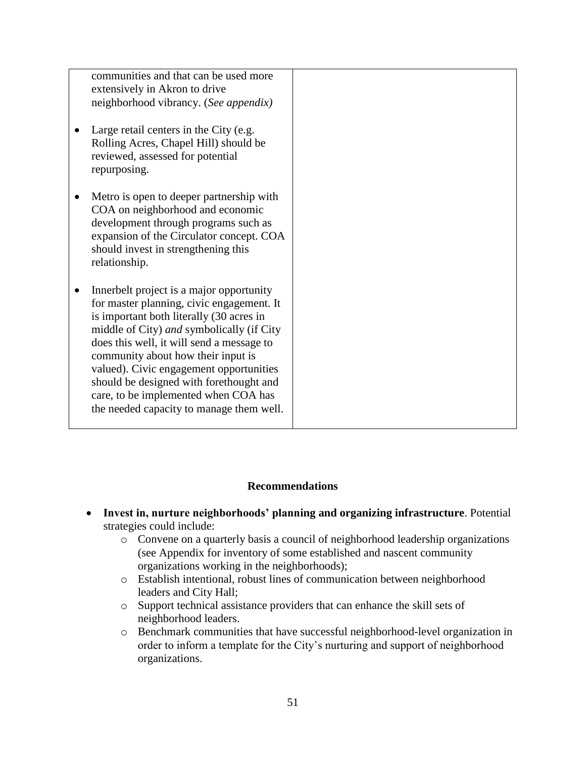| | |
|---|---|
| communities and that can be used more extensively in Akron to drive neighborhood vibrancy. (*See appendix)*<br><br>• Large retail centers in the City (e.g. Rolling Acres, Chapel Hill) should be reviewed, assessed for potential repurposing.<br><br>• Metro is open to deeper partnership with COA on neighborhood and economic development through programs such as expansion of the Circulator concept. COA should invest in strengthening this relationship.<br><br>• Innerbelt project is a major opportunity for master planning, civic engagement. It is important both literally (30 acres in middle of City) *and* symbolically (if City does this well, it will send a message to community about how their input is valued). Civic engagement opportunities should be designed with forethought and care, to be implemented when COA has the needed capacity to manage them well. | |

**Recommendations**

- **Invest in, nurture neighborhoods' planning and organizing infrastructure**. Potential strategies could include:
  - Convene on a quarterly basis a council of neighborhood leadership organizations (see Appendix for inventory of some established and nascent community organizations working in the neighborhoods);
  - Establish intentional, robust lines of communication between neighborhood leaders and City Hall;
  - Support technical assistance providers that can enhance the skill sets of neighborhood leaders.
  - Benchmark communities that have successful neighborhood-level organization in order to inform a template for the City's nurturing and support of neighborhood organizations.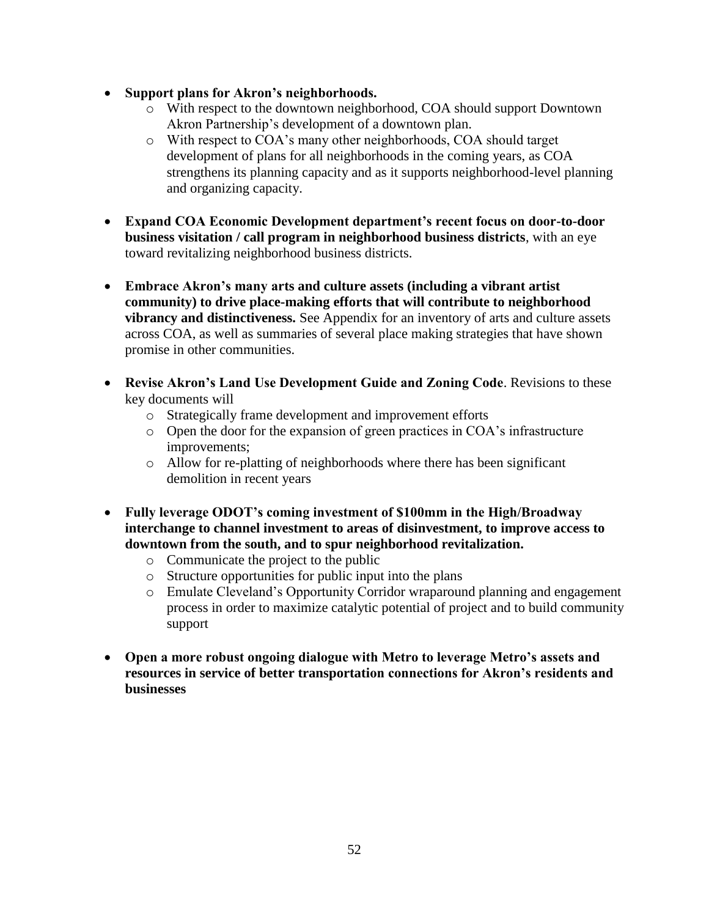- **Support plans for Akron's neighborhoods.**
    - With respect to the downtown neighborhood, COA should support Downtown Akron Partnership's development of a downtown plan.
    - With respect to COA's many other neighborhoods, COA should target development of plans for all neighborhoods in the coming years, as COA strengthens its planning capacity and as it supports neighborhood-level planning and organizing capacity.

- **Expand COA Economic Development department's recent focus on door-to-door business visitation / call program in neighborhood business districts**, with an eye toward revitalizing neighborhood business districts.

- **Embrace Akron's many arts and culture assets (including a vibrant artist community) to drive place-making efforts that will contribute to neighborhood vibrancy and distinctiveness.** See Appendix for an inventory of arts and culture assets across COA, as well as summaries of several place making strategies that have shown promise in other communities.

- **Revise Akron's Land Use Development Guide and Zoning Code**. Revisions to these key documents will
    - Strategically frame development and improvement efforts
    - Open the door for the expansion of green practices in COA's infrastructure improvements;
    - Allow for re-platting of neighborhoods where there has been significant demolition in recent years

- **Fully leverage ODOT's coming investment of $100mm in the High/Broadway interchange to channel investment to areas of disinvestment, to improve access to downtown from the south, and to spur neighborhood revitalization.**
    - Communicate the project to the public
    - Structure opportunities for public input into the plans
    - Emulate Cleveland's Opportunity Corridor wraparound planning and engagement process in order to maximize catalytic potential of project and to build community support

- **Open a more robust ongoing dialogue with Metro to leverage Metro's assets and resources in service of better transportation connections for Akron's residents and businesses**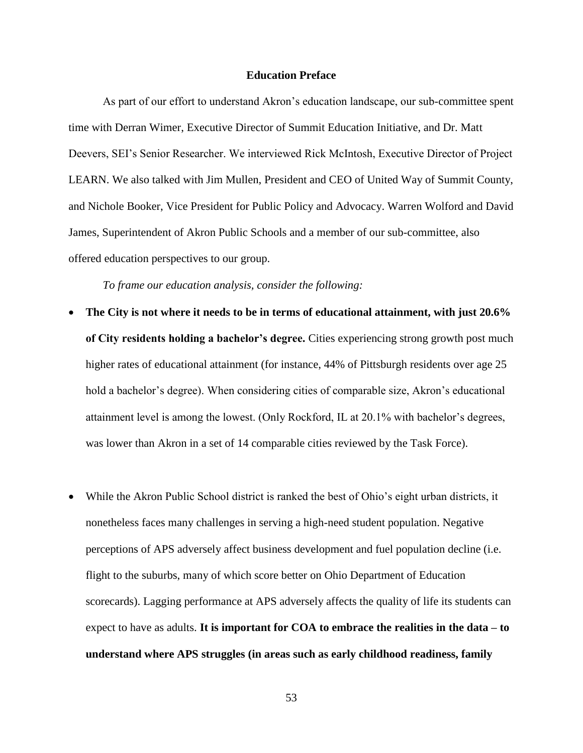## Education Preface

As part of our effort to understand Akron's education landscape, our sub-committee spent time with Derran Wimer, Executive Director of Summit Education Initiative, and Dr. Matt Deevers, SEI's Senior Researcher. We interviewed Rick McIntosh, Executive Director of Project LEARN. We also talked with Jim Mullen, President and CEO of United Way of Summit County, and Nichole Booker, Vice President for Public Policy and Advocacy. Warren Wolford and David James, Superintendent of Akron Public Schools and a member of our sub-committee, also offered education perspectives to our group.

*To frame our education analysis, consider the following:*

- **The City is not where it needs to be in terms of educational attainment, with just 20.6% of City residents holding a bachelor's degree.** Cities experiencing strong growth post much higher rates of educational attainment (for instance, 44% of Pittsburgh residents over age 25 hold a bachelor's degree). When considering cities of comparable size, Akron's educational attainment level is among the lowest. (Only Rockford, IL at 20.1% with bachelor's degrees, was lower than Akron in a set of 14 comparable cities reviewed by the Task Force).

- While the Akron Public School district is ranked the best of Ohio's eight urban districts, it nonetheless faces many challenges in serving a high-need student population. Negative perceptions of APS adversely affect business development and fuel population decline (i.e. flight to the suburbs, many of which score better on Ohio Department of Education scorecards). Lagging performance at APS adversely affects the quality of life its students can expect to have as adults. **It is important for COA to embrace the realities in the data – to understand where APS struggles (in areas such as early childhood readiness, family**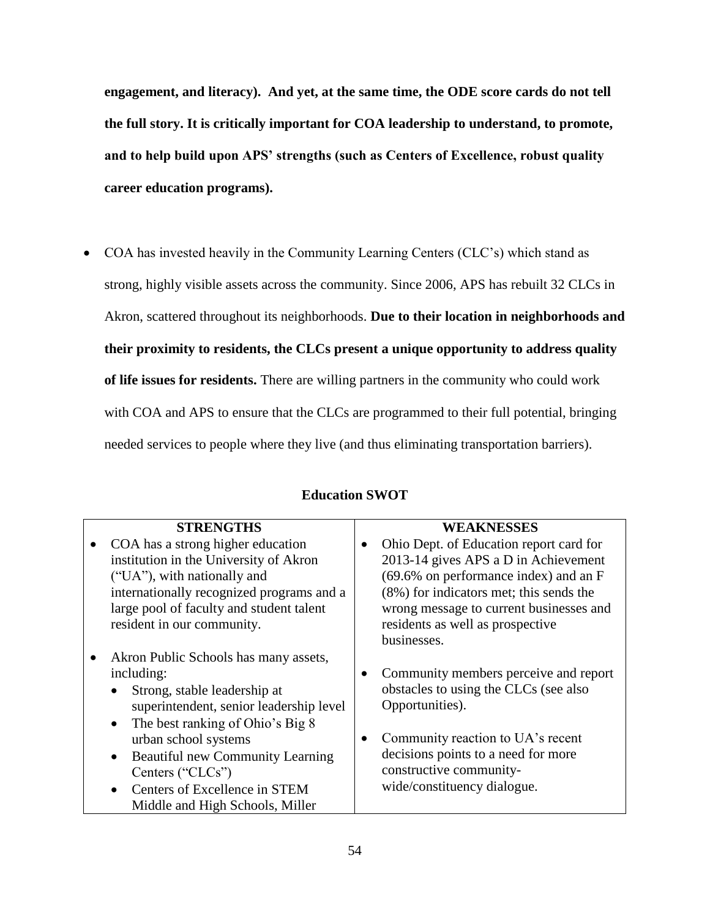**engagement, and literacy). And yet, at the same time, the ODE score cards do not tell the full story. It is critically important for COA leadership to understand, to promote, and to help build upon APS' strengths (such as Centers of Excellence, robust quality career education programs).**

- COA has invested heavily in the Community Learning Centers (CLC's) which stand as strong, highly visible assets across the community. Since 2006, APS has rebuilt 32 CLCs in Akron, scattered throughout its neighborhoods. **Due to their location in neighborhoods and their proximity to residents, the CLCs present a unique opportunity to address quality of life issues for residents.** There are willing partners in the community who could work with COA and APS to ensure that the CLCs are programmed to their full potential, bringing needed services to people where they live (and thus eliminating transportation barriers).

**Education SWOT**

| STRENGTHS | WEAKNESSES |
|---|---|
| • COA has a strong higher education institution in the University of Akron ("UA"), with nationally and internationally recognized programs and a large pool of faculty and student talent resident in our community.<br><br>• Akron Public Schools has many assets, including:<br>  • Strong, stable leadership at superintendent, senior leadership level<br>  • The best ranking of Ohio's Big 8 urban school systems<br>  • Beautiful new Community Learning Centers ("CLCs")<br>  • Centers of Excellence in STEM Middle and High Schools, Miller | • Ohio Dept. of Education report card for 2013-14 gives APS a D in Achievement (69.6% on performance index) and an F (8%) for indicators met; this sends the wrong message to current businesses and residents as well as prospective businesses.<br><br>• Community members perceive and report obstacles to using the CLCs (see also Opportunities).<br><br>• Community reaction to UA's recent decisions points to a need for more constructive community-wide/constituency dialogue. |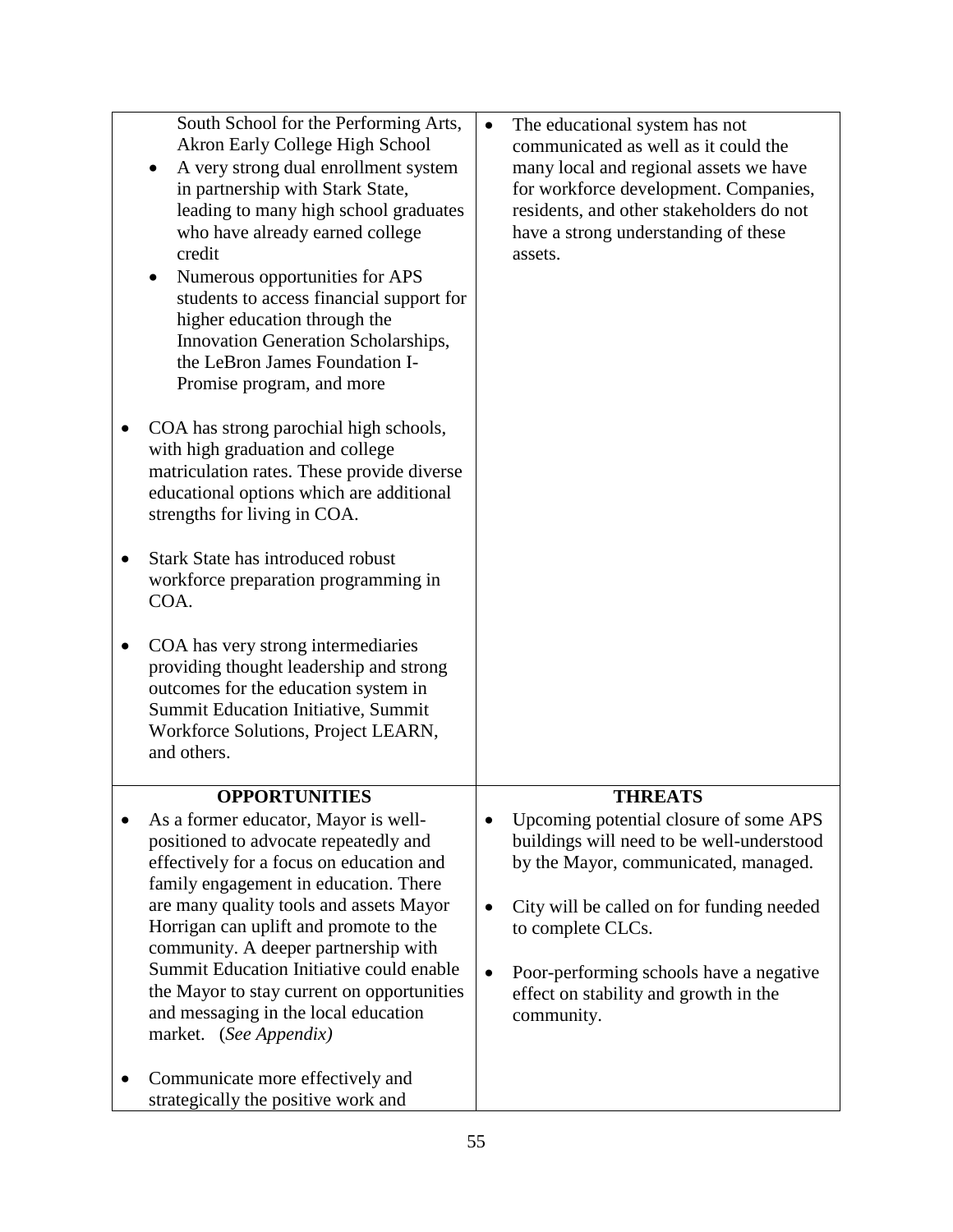| | |
|---|---|
| South School for the Performing Arts, Akron Early College High School<br>• A very strong dual enrollment system in partnership with Stark State, leading to many high school graduates who have already earned college credit<br>• Numerous opportunities for APS students to access financial support for higher education through the Innovation Generation Scholarships, the LeBron James Foundation I-Promise program, and more<br><br>• COA has strong parochial high schools, with high graduation and college matriculation rates. These provide diverse educational options which are additional strengths for living in COA.<br><br>• Stark State has introduced robust workforce preparation programming in COA.<br><br>• COA has very strong intermediaries providing thought leadership and strong outcomes for the education system in Summit Education Initiative, Summit Workforce Solutions, Project LEARN, and others. | • The educational system has not communicated as well as it could the many local and regional assets we have for workforce development. Companies, residents, and other stakeholders do not have a strong understanding of these assets. |
| **OPPORTUNITIES**<br>• As a former educator, Mayor is well-positioned to advocate repeatedly and effectively for a focus on education and family engagement in education. There are many quality tools and assets Mayor Horrigan can uplift and promote to the community. A deeper partnership with Summit Education Initiative could enable the Mayor to stay current on opportunities and messaging in the local education market. *(See Appendix)*<br><br>• Communicate more effectively and strategically the positive work and | **THREATS**<br>• Upcoming potential closure of some APS buildings will need to be well-understood by the Mayor, communicated, managed.<br><br>• City will be called on for funding needed to complete CLCs.<br><br>• Poor-performing schools have a negative effect on stability and growth in the community. |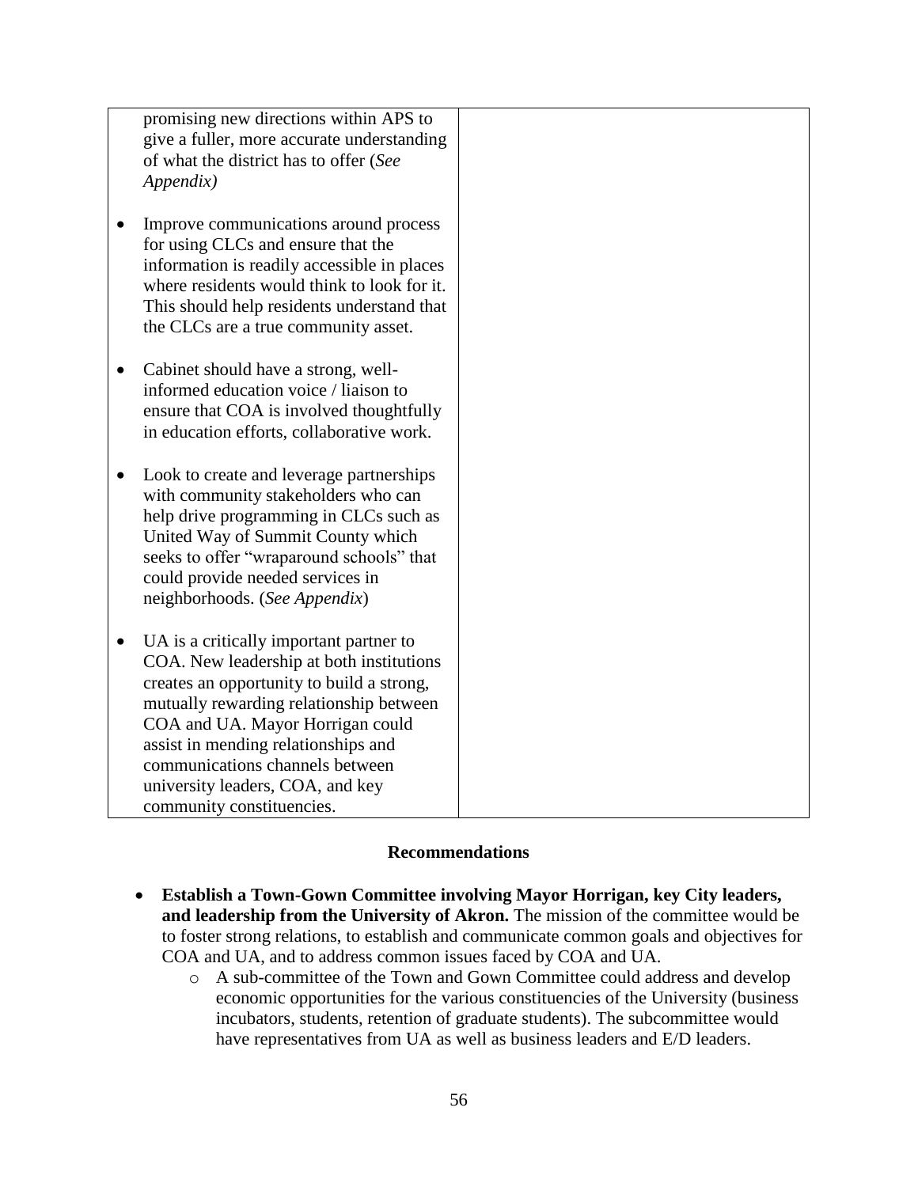| | |
|---|---|
| promising new directions within APS to give a fuller, more accurate understanding of what the district has to offer (*See Appendix)*<br><br>• Improve communications around process for using CLCs and ensure that the information is readily accessible in places where residents would think to look for it. This should help residents understand that the CLCs are a true community asset.<br><br>• Cabinet should have a strong, well-informed education voice / liaison to ensure that COA is involved thoughtfully in education efforts, collaborative work.<br><br>• Look to create and leverage partnerships with community stakeholders who can help drive programming in CLCs such as United Way of Summit County which seeks to offer "wraparound schools" that could provide needed services in neighborhoods. (*See Appendix*)<br><br>• UA is a critically important partner to COA. New leadership at both institutions creates an opportunity to build a strong, mutually rewarding relationship between COA and UA. Mayor Horrigan could assist in mending relationships and communications channels between university leaders, COA, and key community constituencies. | |

**Recommendations**

- **Establish a Town-Gown Committee involving Mayor Horrigan, key City leaders, and leadership from the University of Akron.** The mission of the committee would be to foster strong relations, to establish and communicate common goals and objectives for COA and UA, and to address common issues faced by COA and UA.
  - A sub-committee of the Town and Gown Committee could address and develop economic opportunities for the various constituencies of the University (business incubators, students, retention of graduate students). The subcommittee would have representatives from UA as well as business leaders and E/D leaders.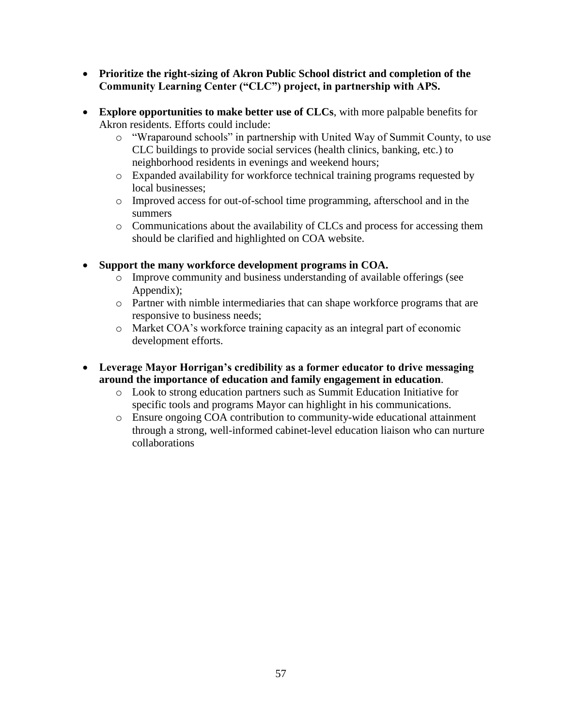- **Prioritize the right-sizing of Akron Public School district and completion of the Community Learning Center ("CLC") project, in partnership with APS.**

- **Explore opportunities to make better use of CLCs**, with more palpable benefits for Akron residents. Efforts could include:
  - "Wraparound schools" in partnership with United Way of Summit County, to use CLC buildings to provide social services (health clinics, banking, etc.) to neighborhood residents in evenings and weekend hours;
  - Expanded availability for workforce technical training programs requested by local businesses;
  - Improved access for out-of-school time programming, afterschool and in the summers
  - Communications about the availability of CLCs and process for accessing them should be clarified and highlighted on COA website.

- **Support the many workforce development programs in COA.**
  - Improve community and business understanding of available offerings (see Appendix);
  - Partner with nimble intermediaries that can shape workforce programs that are responsive to business needs;
  - Market COA's workforce training capacity as an integral part of economic development efforts.

- **Leverage Mayor Horrigan's credibility as a former educator to drive messaging around the importance of education and family engagement in education**.
  - Look to strong education partners such as Summit Education Initiative for specific tools and programs Mayor can highlight in his communications.
  - Ensure ongoing COA contribution to community-wide educational attainment through a strong, well-informed cabinet-level education liaison who can nurture collaborations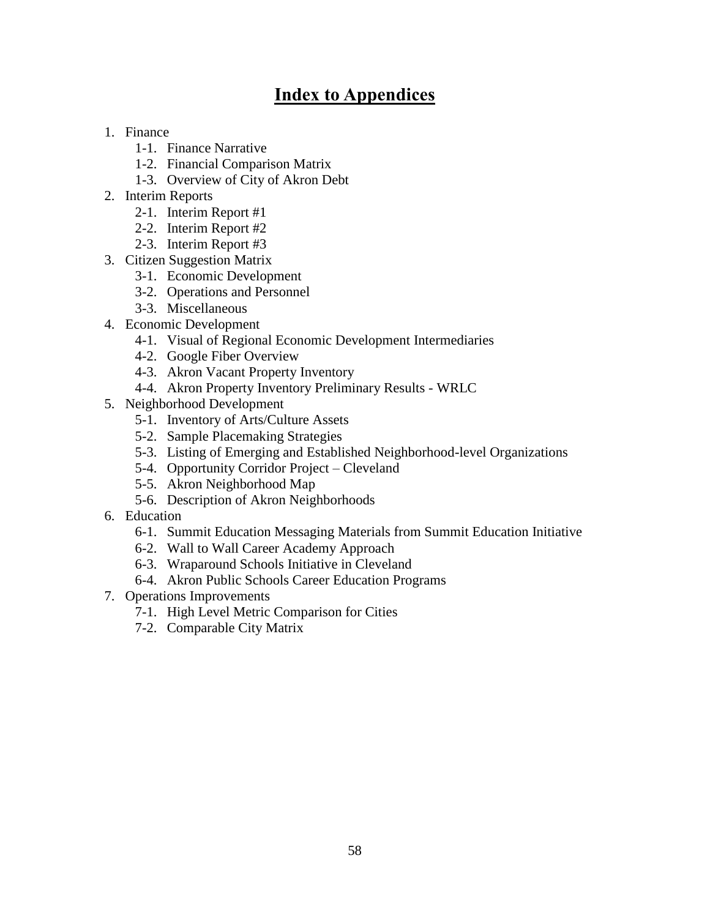# Index to Appendices

1. Finance
    - 1-1. Finance Narrative
    - 1-2. Financial Comparison Matrix
    - 1-3. Overview of City of Akron Debt
2. Interim Reports
    - 2-1. Interim Report #1
    - 2-2. Interim Report #2
    - 2-3. Interim Report #3
3. Citizen Suggestion Matrix
    - 3-1. Economic Development
    - 3-2. Operations and Personnel
    - 3-3. Miscellaneous
4. Economic Development
    - 4-1. Visual of Regional Economic Development Intermediaries
    - 4-2. Google Fiber Overview
    - 4-3. Akron Vacant Property Inventory
    - 4-4. Akron Property Inventory Preliminary Results - WRLC
5. Neighborhood Development
    - 5-1. Inventory of Arts/Culture Assets
    - 5-2. Sample Placemaking Strategies
    - 5-3. Listing of Emerging and Established Neighborhood-level Organizations
    - 5-4. Opportunity Corridor Project – Cleveland
    - 5-5. Akron Neighborhood Map
    - 5-6. Description of Akron Neighborhoods
6. Education
    - 6-1. Summit Education Messaging Materials from Summit Education Initiative
    - 6-2. Wall to Wall Career Academy Approach
    - 6-3. Wraparound Schools Initiative in Cleveland
    - 6-4. Akron Public Schools Career Education Programs
7. Operations Improvements
    - 7-1. High Level Metric Comparison for Cities
    - 7-2. Comparable City Matrix